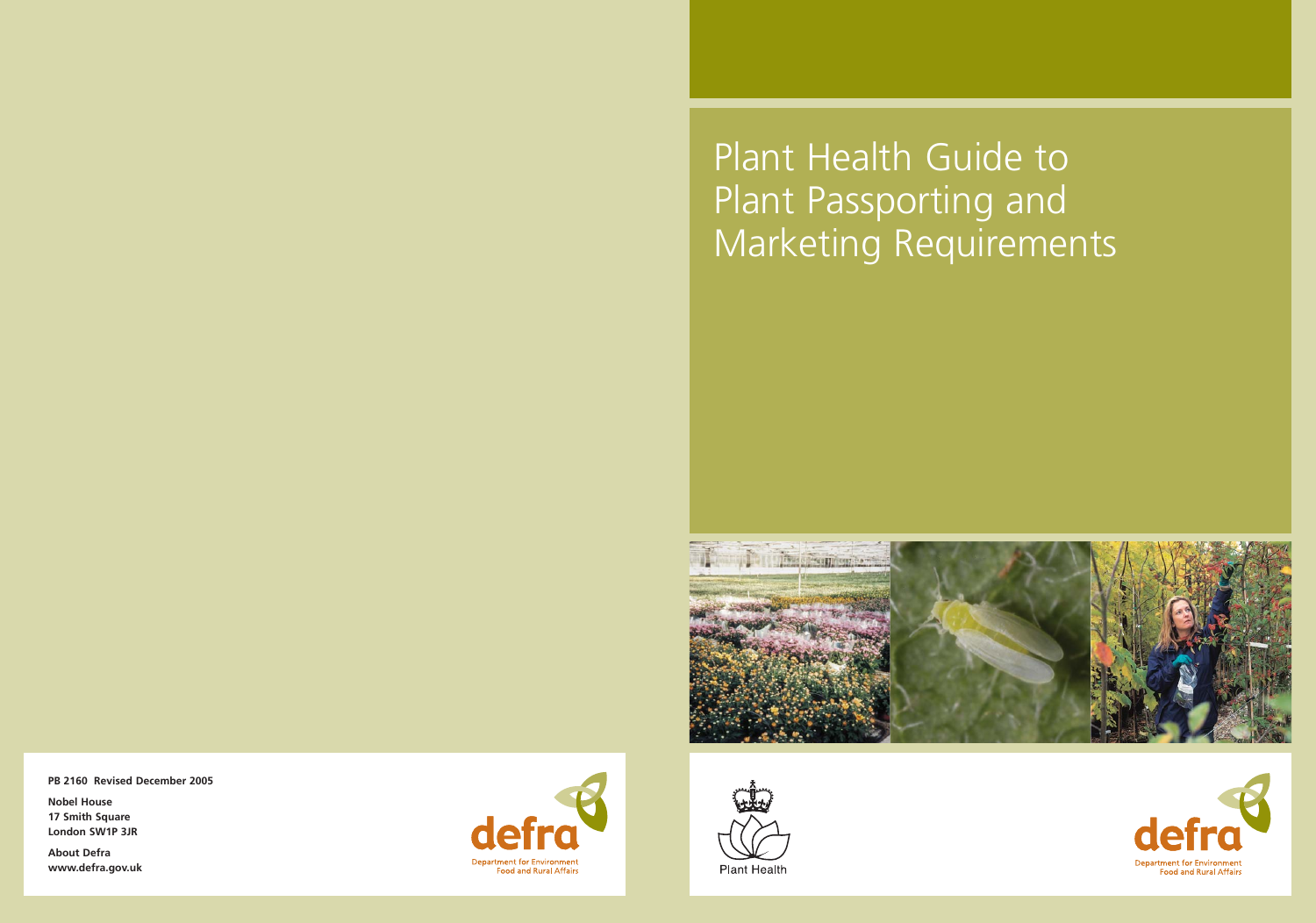# Plant Health Guide to Plant Passporting and Marketing Requirements

Plant Health

**PB 2160 Revised December 2005**

**Nobel House**
**17 Smith Square**
**London SW1P 3JR**

**About Defra**
**www.defra.gov.uk**

defra
Department for Environment Food and Rural Affairs

defra
Department for Environment Food and Rural Affairs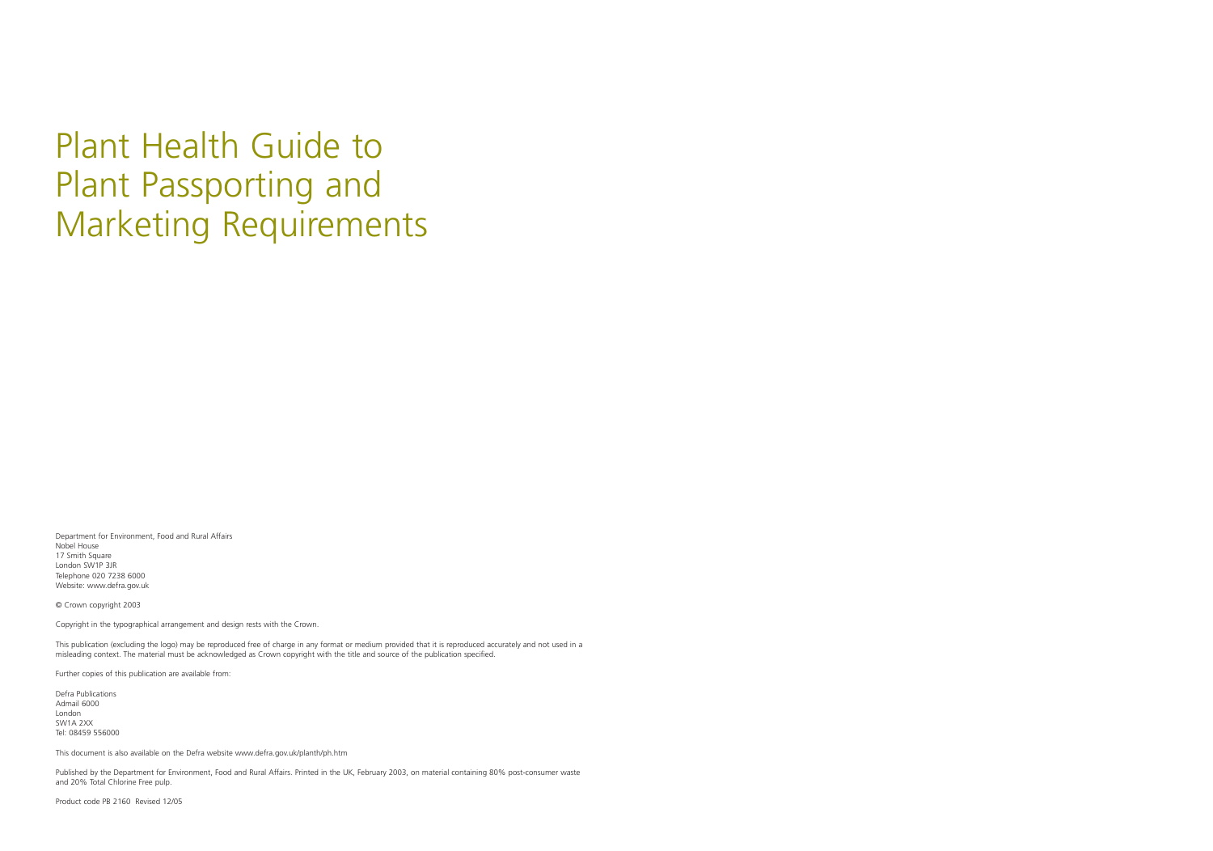# Plant Health Guide to Plant Passporting and Marketing Requirements

Department for Environment, Food and Rural Affairs
Nobel House
17 Smith Square
London SW1P 3JR
Telephone 020 7238 6000
Website: www.defra.gov.uk

© Crown copyright 2003

Copyright in the typographical arrangement and design rests with the Crown.

This publication (excluding the logo) may be reproduced free of charge in any format or medium provided that it is reproduced accurately and not used in a misleading context. The material must be acknowledged as Crown copyright with the title and source of the publication specified.

Further copies of this publication are available from:

Defra Publications
Admail 6000
London
SW1A 2XX
Tel: 08459 556000

This document is also available on the Defra website www.defra.gov.uk/planth/ph.htm

Published by the Department for Environment, Food and Rural Affairs. Printed in the UK, February 2003, on material containing 80% post-consumer waste and 20% Total Chlorine Free pulp.

Product code PB 2160 Revised 12/05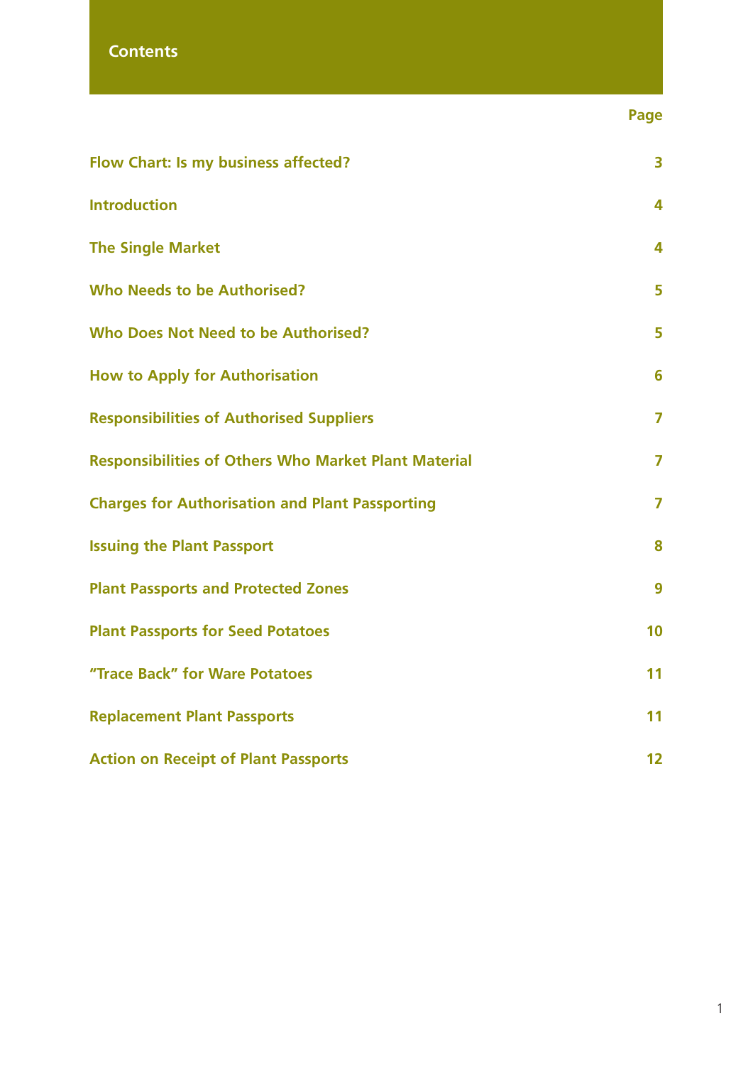# Contents

| | Page |
|---|---|
| Flow Chart: Is my business affected? | 3 |
| Introduction | 4 |
| The Single Market | 4 |
| Who Needs to be Authorised? | 5 |
| Who Does Not Need to be Authorised? | 5 |
| How to Apply for Authorisation | 6 |
| Responsibilities of Authorised Suppliers | 7 |
| Responsibilities of Others Who Market Plant Material | 7 |
| Charges for Authorisation and Plant Passporting | 7 |
| Issuing the Plant Passport | 8 |
| Plant Passports and Protected Zones | 9 |
| Plant Passports for Seed Potatoes | 10 |
| "Trace Back" for Ware Potatoes | 11 |
| Replacement Plant Passports | 11 |
| Action on Receipt of Plant Passports | 12 |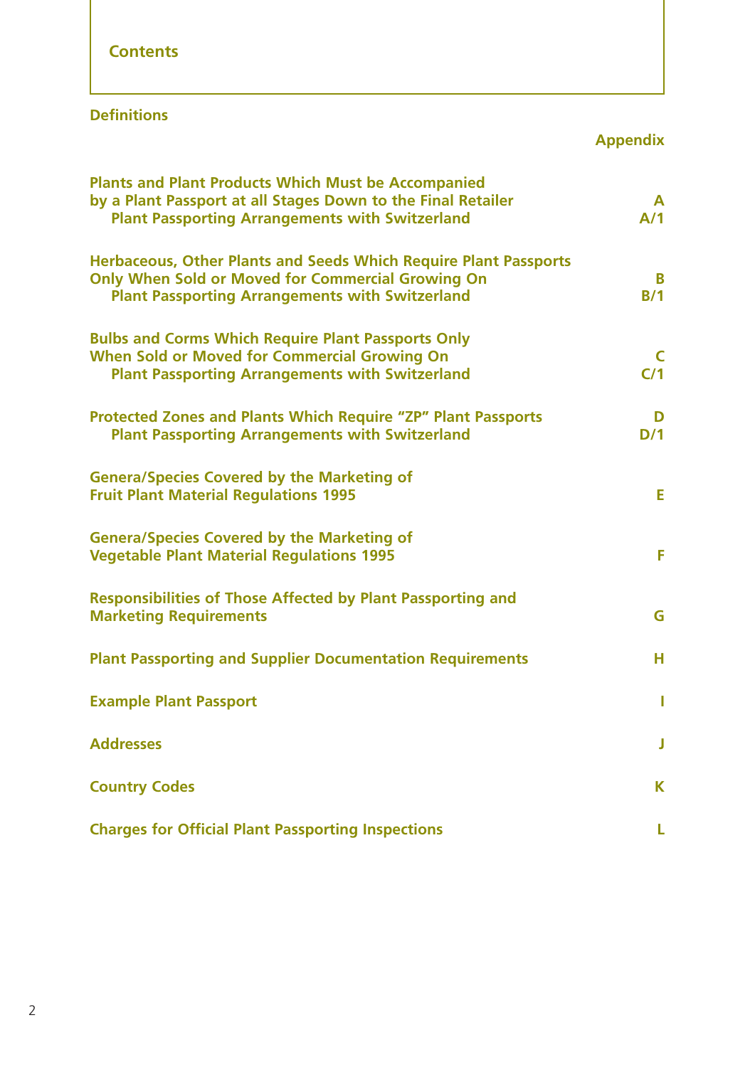## Contents

**Definitions**

| | Appendix |
|---|---|
| **Plants and Plant Products Which Must be Accompanied by a Plant Passport at all Stages Down to the Final Retailer** | **A** |
| **Plant Passporting Arrangements with Switzerland** | **A/1** |
| **Herbaceous, Other Plants and Seeds Which Require Plant Passports Only When Sold or Moved for Commercial Growing On** | **B** |
| **Plant Passporting Arrangements with Switzerland** | **B/1** |
| **Bulbs and Corms Which Require Plant Passports Only When Sold or Moved for Commercial Growing On** | **C** |
| **Plant Passporting Arrangements with Switzerland** | **C/1** |
| **Protected Zones and Plants Which Require "ZP" Plant Passports** | **D** |
| **Plant Passporting Arrangements with Switzerland** | **D/1** |
| **Genera/Species Covered by the Marketing of Fruit Plant Material Regulations 1995** | **E** |
| **Genera/Species Covered by the Marketing of Vegetable Plant Material Regulations 1995** | **F** |
| **Responsibilities of Those Affected by Plant Passporting and Marketing Requirements** | **G** |
| **Plant Passporting and Supplier Documentation Requirements** | **H** |
| **Example Plant Passport** | **I** |
| **Addresses** | **J** |
| **Country Codes** | **K** |
| **Charges for Official Plant Passporting Inspections** | **L** |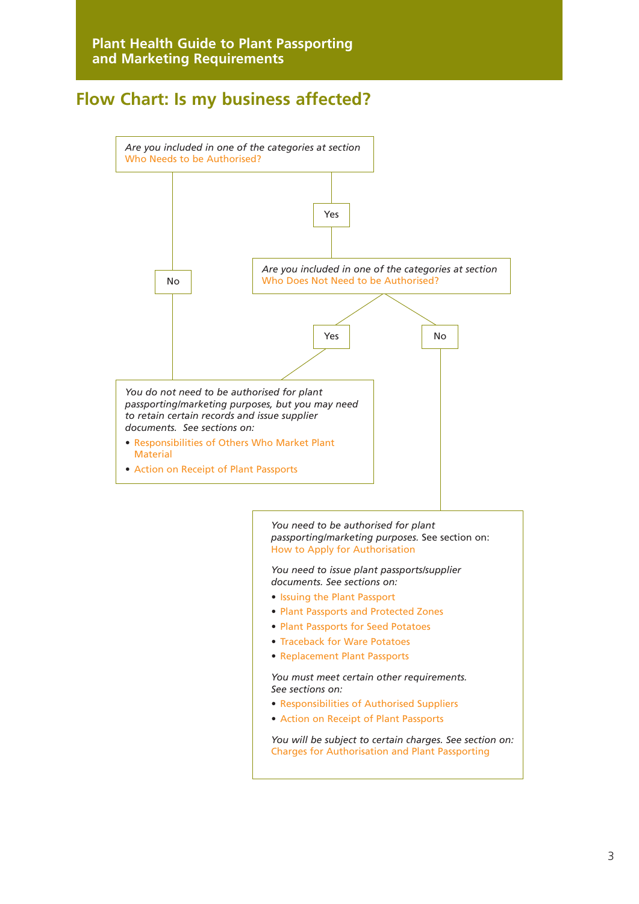# Flow Chart: Is my business affected?

*Are you included in one of the categories at section* Who Needs to be Authorised?

- **No** → *You do not need to be authorised for plant passporting/marketing purposes, but you may need to retain certain records and issue supplier documents. See sections on:*
  - Responsibilities of Others Who Market Plant Material
  - Action on Receipt of Plant Passports
- **Yes** → *Are you included in one of the categories at section* Who Does Not Need to be Authorised?
  - **Yes** → *You do not need to be authorised for plant passporting/marketing purposes, but you may need to retain certain records and issue supplier documents. See sections on:*
    - Responsibilities of Others Who Market Plant Material
    - Action on Receipt of Plant Passports
  - **No** →
    *You need to be authorised for plant passporting/marketing purposes.* See section on: How to Apply for Authorisation

    *You need to issue plant passports/supplier documents. See sections on:*
    - Issuing the Plant Passport
    - Plant Passports and Protected Zones
    - Plant Passports for Seed Potatoes
    - Traceback for Ware Potatoes
    - Replacement Plant Passports

    *You must meet certain other requirements. See sections on:*
    - Responsibilities of Authorised Suppliers
    - Action on Receipt of Plant Passports

    *You will be subject to certain charges. See section on:* Charges for Authorisation and Plant Passporting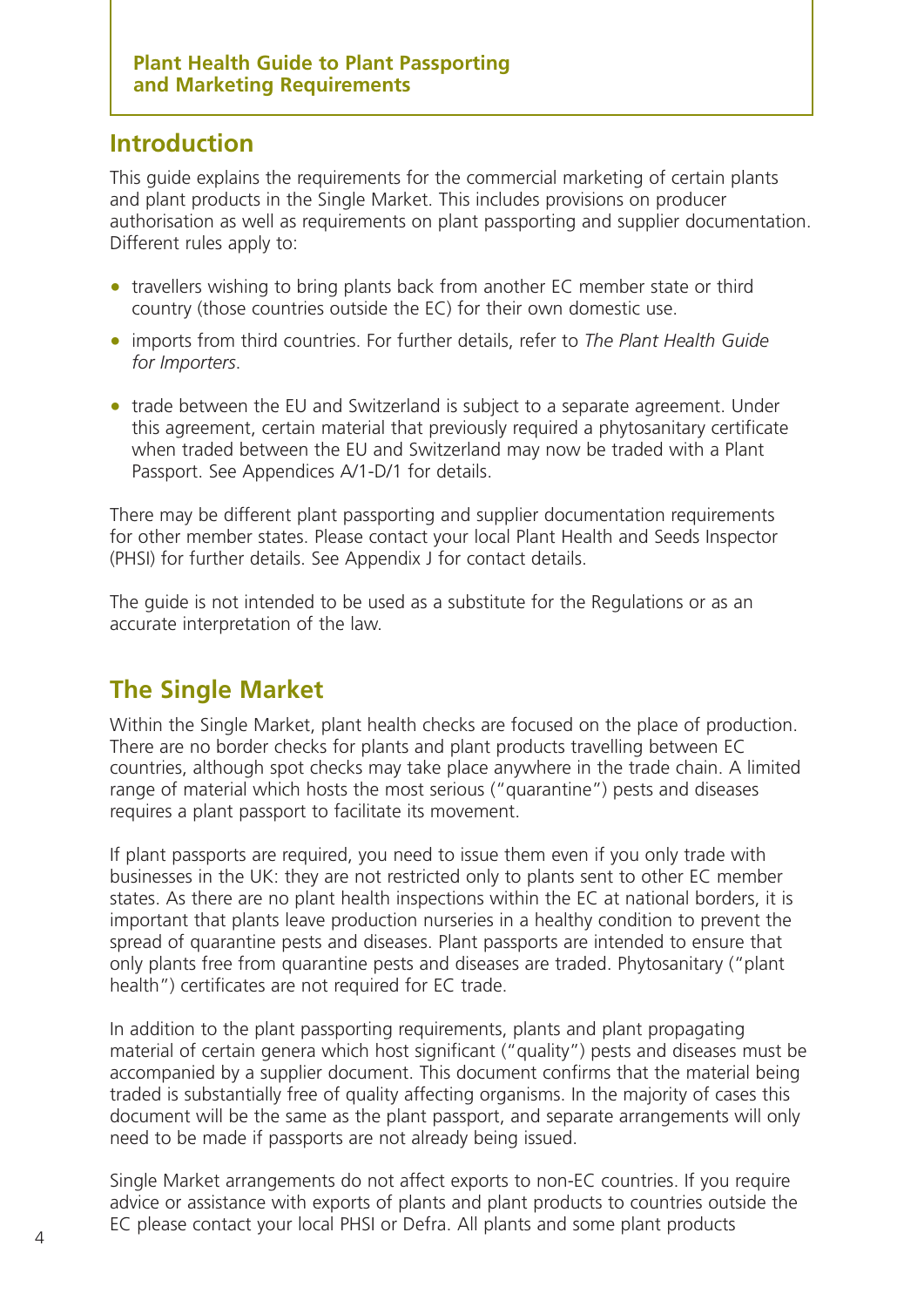## Introduction

This guide explains the requirements for the commercial marketing of certain plants and plant products in the Single Market. This includes provisions on producer authorisation as well as requirements on plant passporting and supplier documentation. Different rules apply to:

- travellers wishing to bring plants back from another EC member state or third country (those countries outside the EC) for their own domestic use.
- imports from third countries. For further details, refer to *The Plant Health Guide for Importers*.
- trade between the EU and Switzerland is subject to a separate agreement. Under this agreement, certain material that previously required a phytosanitary certificate when traded between the EU and Switzerland may now be traded with a Plant Passport. See Appendices A/1-D/1 for details.

There may be different plant passporting and supplier documentation requirements for other member states. Please contact your local Plant Health and Seeds Inspector (PHSI) for further details. See Appendix J for contact details.

The guide is not intended to be used as a substitute for the Regulations or as an accurate interpretation of the law.

## The Single Market

Within the Single Market, plant health checks are focused on the place of production. There are no border checks for plants and plant products travelling between EC countries, although spot checks may take place anywhere in the trade chain. A limited range of material which hosts the most serious ("quarantine") pests and diseases requires a plant passport to facilitate its movement.

If plant passports are required, you need to issue them even if you only trade with businesses in the UK: they are not restricted only to plants sent to other EC member states. As there are no plant health inspections within the EC at national borders, it is important that plants leave production nurseries in a healthy condition to prevent the spread of quarantine pests and diseases. Plant passports are intended to ensure that only plants free from quarantine pests and diseases are traded. Phytosanitary ("plant health") certificates are not required for EC trade.

In addition to the plant passporting requirements, plants and plant propagating material of certain genera which host significant ("quality") pests and diseases must be accompanied by a supplier document. This document confirms that the material being traded is substantially free of quality affecting organisms. In the majority of cases this document will be the same as the plant passport, and separate arrangements will only need to be made if passports are not already being issued.

Single Market arrangements do not affect exports to non-EC countries. If you require advice or assistance with exports of plants and plant products to countries outside the EC please contact your local PHSI or Defra. All plants and some plant products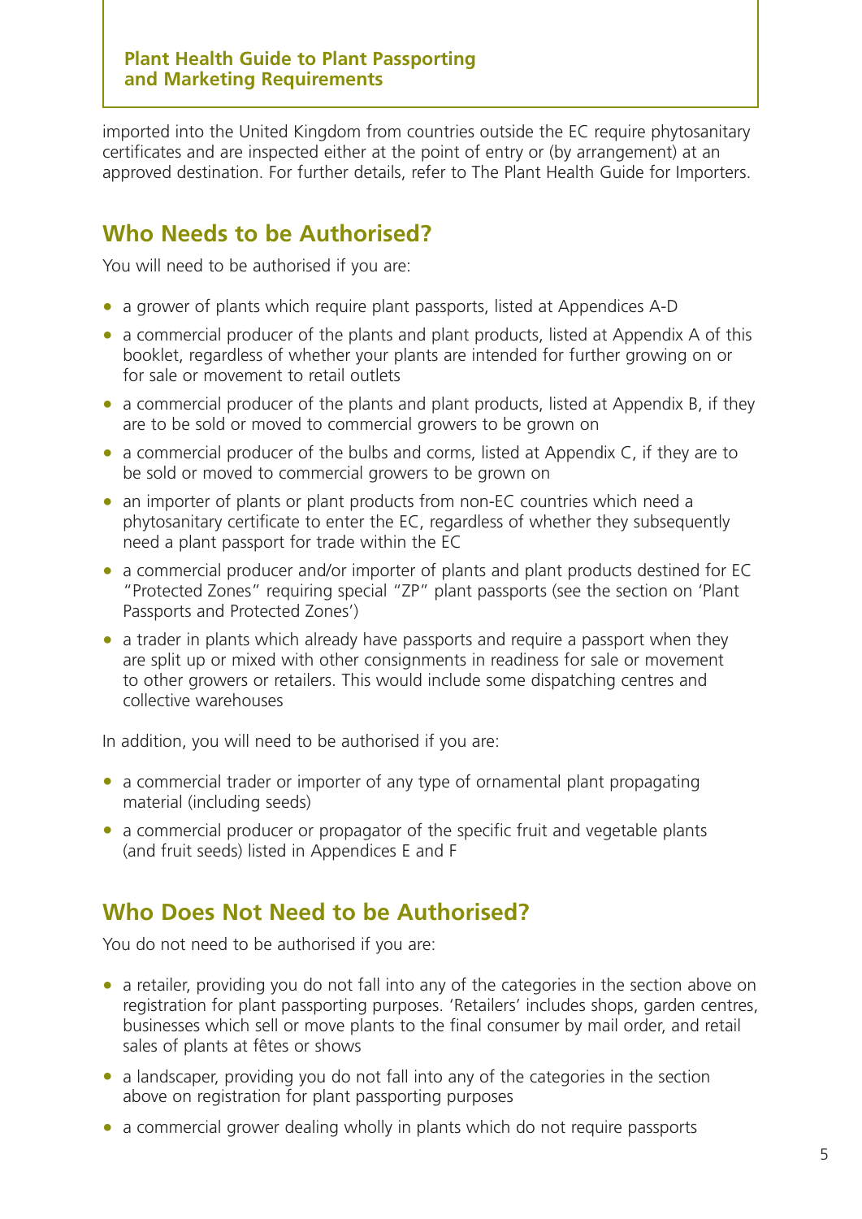imported into the United Kingdom from countries outside the EC require phytosanitary certificates and are inspected either at the point of entry or (by arrangement) at an approved destination. For further details, refer to The Plant Health Guide for Importers.

## Who Needs to be Authorised?

You will need to be authorised if you are:

- a grower of plants which require plant passports, listed at Appendices A-D
- a commercial producer of the plants and plant products, listed at Appendix A of this booklet, regardless of whether your plants are intended for further growing on or for sale or movement to retail outlets
- a commercial producer of the plants and plant products, listed at Appendix B, if they are to be sold or moved to commercial growers to be grown on
- a commercial producer of the bulbs and corms, listed at Appendix C, if they are to be sold or moved to commercial growers to be grown on
- an importer of plants or plant products from non-EC countries which need a phytosanitary certificate to enter the EC, regardless of whether they subsequently need a plant passport for trade within the EC
- a commercial producer and/or importer of plants and plant products destined for EC "Protected Zones" requiring special "ZP" plant passports (see the section on 'Plant Passports and Protected Zones')
- a trader in plants which already have passports and require a passport when they are split up or mixed with other consignments in readiness for sale or movement to other growers or retailers. This would include some dispatching centres and collective warehouses

In addition, you will need to be authorised if you are:

- a commercial trader or importer of any type of ornamental plant propagating material (including seeds)
- a commercial producer or propagator of the specific fruit and vegetable plants (and fruit seeds) listed in Appendices E and F

## Who Does Not Need to be Authorised?

You do not need to be authorised if you are:

- a retailer, providing you do not fall into any of the categories in the section above on registration for plant passporting purposes. 'Retailers' includes shops, garden centres, businesses which sell or move plants to the final consumer by mail order, and retail sales of plants at fêtes or shows
- a landscaper, providing you do not fall into any of the categories in the section above on registration for plant passporting purposes
- a commercial grower dealing wholly in plants which do not require passports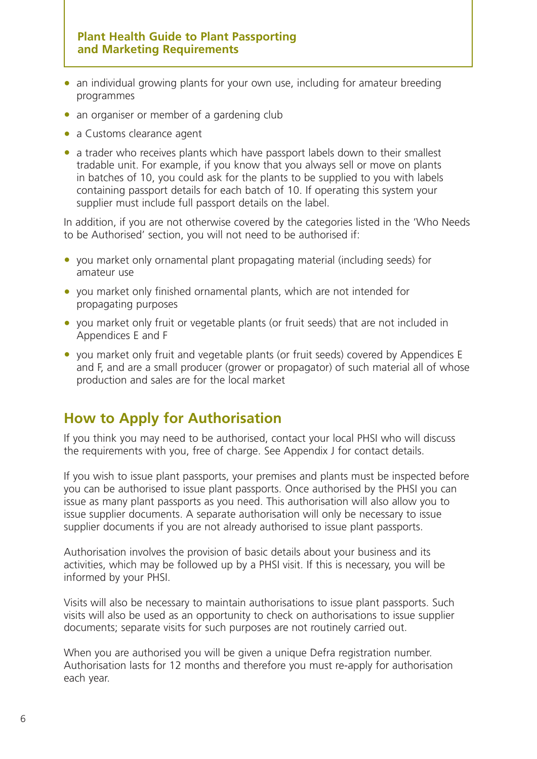- an individual growing plants for your own use, including for amateur breeding programmes
- an organiser or member of a gardening club
- a Customs clearance agent
- a trader who receives plants which have passport labels down to their smallest tradable unit. For example, if you know that you always sell or move on plants in batches of 10, you could ask for the plants to be supplied to you with labels containing passport details for each batch of 10. If operating this system your supplier must include full passport details on the label.

In addition, if you are not otherwise covered by the categories listed in the 'Who Needs to be Authorised' section, you will not need to be authorised if:

- you market only ornamental plant propagating material (including seeds) for amateur use
- you market only finished ornamental plants, which are not intended for propagating purposes
- you market only fruit or vegetable plants (or fruit seeds) that are not included in Appendices E and F
- you market only fruit and vegetable plants (or fruit seeds) covered by Appendices E and F, and are a small producer (grower or propagator) of such material all of whose production and sales are for the local market

## How to Apply for Authorisation

If you think you may need to be authorised, contact your local PHSI who will discuss the requirements with you, free of charge. See Appendix J for contact details.

If you wish to issue plant passports, your premises and plants must be inspected before you can be authorised to issue plant passports. Once authorised by the PHSI you can issue as many plant passports as you need. This authorisation will also allow you to issue supplier documents. A separate authorisation will only be necessary to issue supplier documents if you are not already authorised to issue plant passports.

Authorisation involves the provision of basic details about your business and its activities, which may be followed up by a PHSI visit. If this is necessary, you will be informed by your PHSI.

Visits will also be necessary to maintain authorisations to issue plant passports. Such visits will also be used as an opportunity to check on authorisations to issue supplier documents; separate visits for such purposes are not routinely carried out.

When you are authorised you will be given a unique Defra registration number. Authorisation lasts for 12 months and therefore you must re-apply for authorisation each year.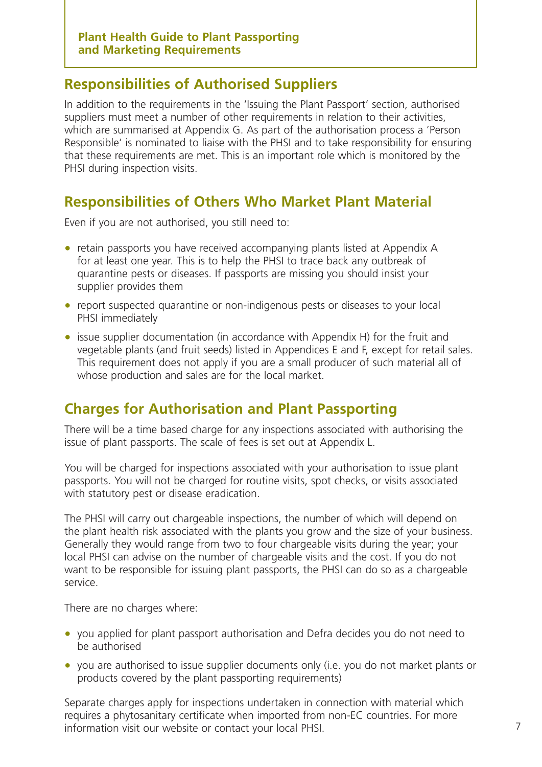## Responsibilities of Authorised Suppliers

In addition to the requirements in the 'Issuing the Plant Passport' section, authorised suppliers must meet a number of other requirements in relation to their activities, which are summarised at Appendix G. As part of the authorisation process a 'Person Responsible' is nominated to liaise with the PHSI and to take responsibility for ensuring that these requirements are met. This is an important role which is monitored by the PHSI during inspection visits.

## Responsibilities of Others Who Market Plant Material

Even if you are not authorised, you still need to:

- retain passports you have received accompanying plants listed at Appendix A for at least one year. This is to help the PHSI to trace back any outbreak of quarantine pests or diseases. If passports are missing you should insist your supplier provides them
- report suspected quarantine or non-indigenous pests or diseases to your local PHSI immediately
- issue supplier documentation (in accordance with Appendix H) for the fruit and vegetable plants (and fruit seeds) listed in Appendices E and F, except for retail sales. This requirement does not apply if you are a small producer of such material all of whose production and sales are for the local market.

## Charges for Authorisation and Plant Passporting

There will be a time based charge for any inspections associated with authorising the issue of plant passports. The scale of fees is set out at Appendix L.

You will be charged for inspections associated with your authorisation to issue plant passports. You will not be charged for routine visits, spot checks, or visits associated with statutory pest or disease eradication.

The PHSI will carry out chargeable inspections, the number of which will depend on the plant health risk associated with the plants you grow and the size of your business. Generally they would range from two to four chargeable visits during the year; your local PHSI can advise on the number of chargeable visits and the cost. If you do not want to be responsible for issuing plant passports, the PHSI can do so as a chargeable service.

There are no charges where:

- you applied for plant passport authorisation and Defra decides you do not need to be authorised
- you are authorised to issue supplier documents only (i.e. you do not market plants or products covered by the plant passporting requirements)

Separate charges apply for inspections undertaken in connection with material which requires a phytosanitary certificate when imported from non-EC countries. For more information visit our website or contact your local PHSI.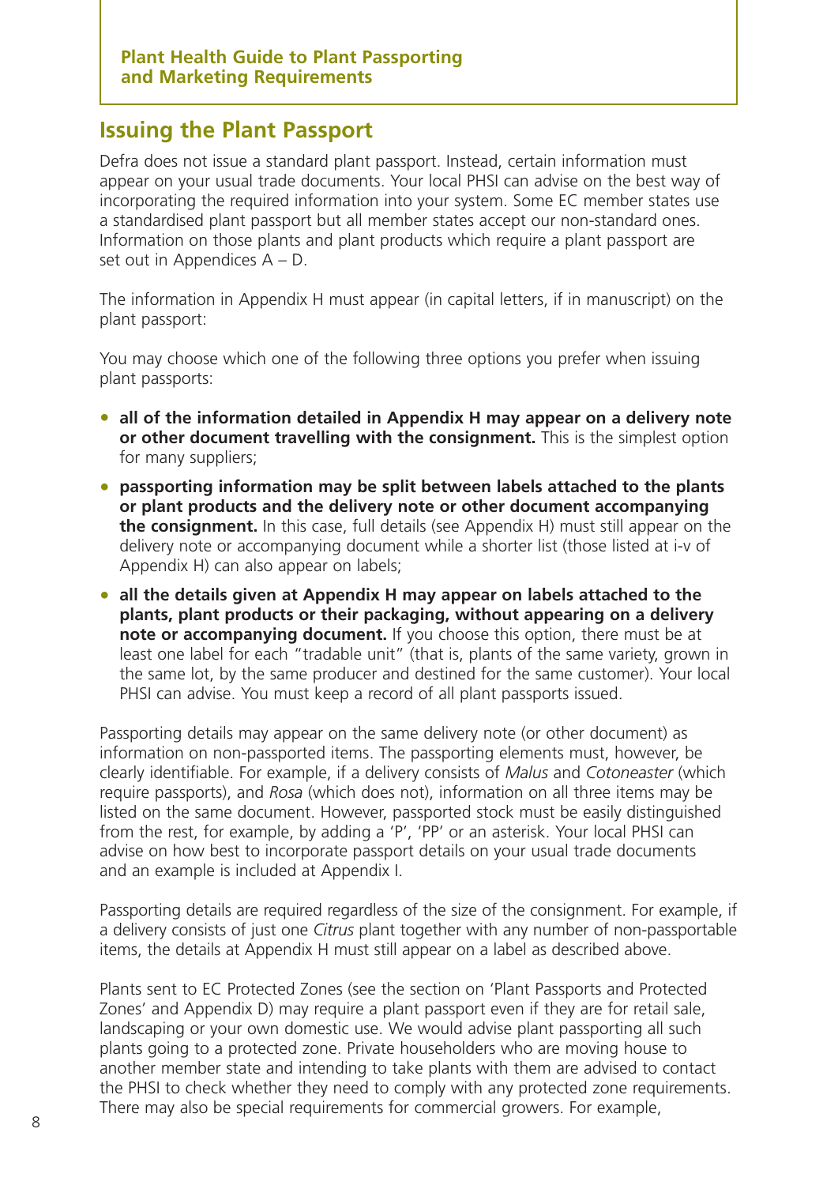## Issuing the Plant Passport

Defra does not issue a standard plant passport. Instead, certain information must appear on your usual trade documents. Your local PHSI can advise on the best way of incorporating the required information into your system. Some EC member states use a standardised plant passport but all member states accept our non-standard ones. Information on those plants and plant products which require a plant passport are set out in Appendices A – D.

The information in Appendix H must appear (in capital letters, if in manuscript) on the plant passport:

You may choose which one of the following three options you prefer when issuing plant passports:

- **all of the information detailed in Appendix H may appear on a delivery note or other document travelling with the consignment.** This is the simplest option for many suppliers;
- **passporting information may be split between labels attached to the plants or plant products and the delivery note or other document accompanying the consignment.** In this case, full details (see Appendix H) must still appear on the delivery note or accompanying document while a shorter list (those listed at i-v of Appendix H) can also appear on labels;
- **all the details given at Appendix H may appear on labels attached to the plants, plant products or their packaging, without appearing on a delivery note or accompanying document.** If you choose this option, there must be at least one label for each "tradable unit" (that is, plants of the same variety, grown in the same lot, by the same producer and destined for the same customer). Your local PHSI can advise. You must keep a record of all plant passports issued.

Passporting details may appear on the same delivery note (or other document) as information on non-passported items. The passporting elements must, however, be clearly identifiable. For example, if a delivery consists of *Malus* and *Cotoneaster* (which require passports), and *Rosa* (which does not), information on all three items may be listed on the same document. However, passported stock must be easily distinguished from the rest, for example, by adding a 'P', 'PP' or an asterisk. Your local PHSI can advise on how best to incorporate passport details on your usual trade documents and an example is included at Appendix I.

Passporting details are required regardless of the size of the consignment. For example, if a delivery consists of just one *Citrus* plant together with any number of non-passportable items, the details at Appendix H must still appear on a label as described above.

Plants sent to EC Protected Zones (see the section on 'Plant Passports and Protected Zones' and Appendix D) may require a plant passport even if they are for retail sale, landscaping or your own domestic use. We would advise plant passporting all such plants going to a protected zone. Private householders who are moving house to another member state and intending to take plants with them are advised to contact the PHSI to check whether they need to comply with any protected zone requirements. There may also be special requirements for commercial growers. For example,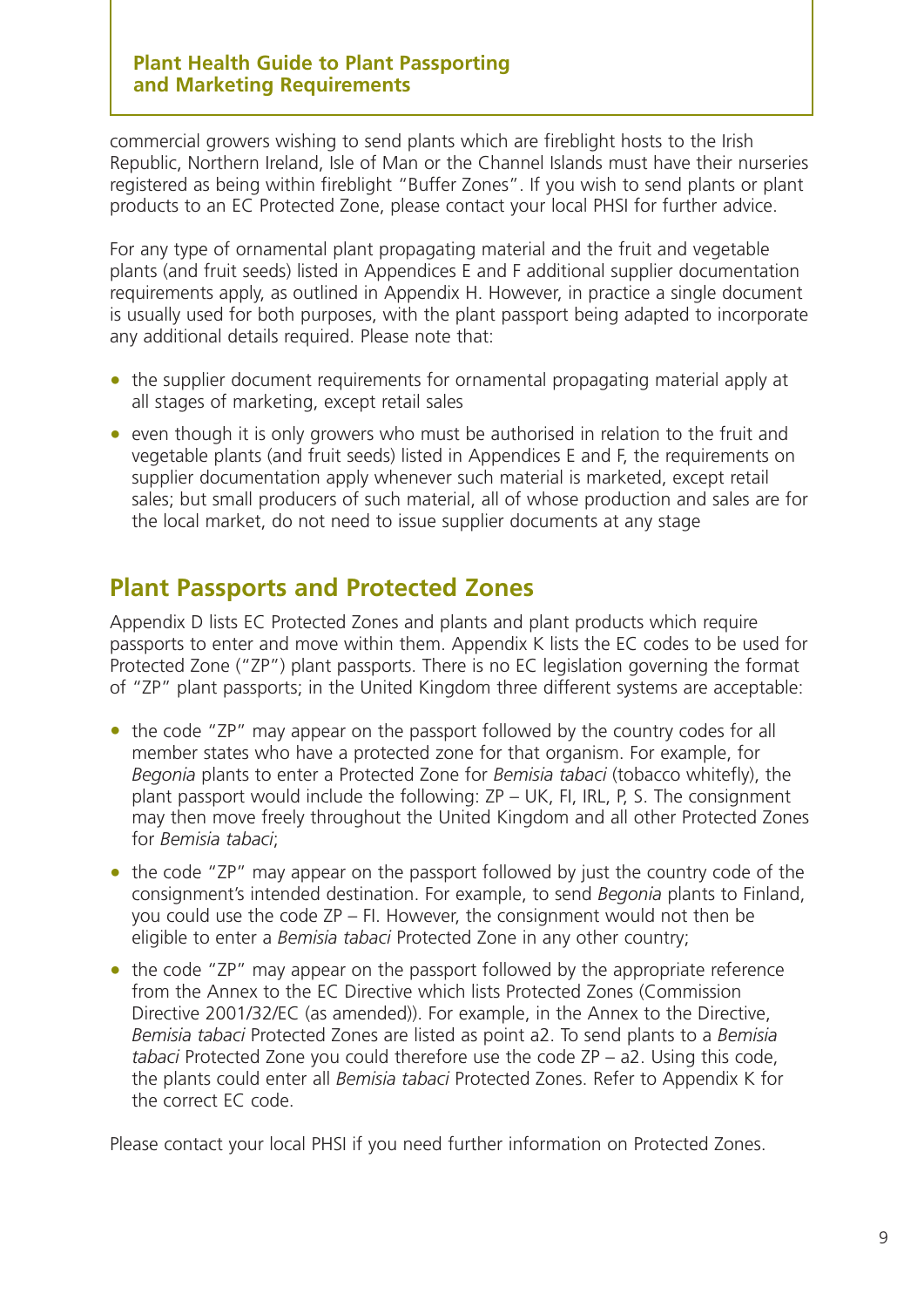commercial growers wishing to send plants which are fireblight hosts to the Irish Republic, Northern Ireland, Isle of Man or the Channel Islands must have their nurseries registered as being within fireblight "Buffer Zones". If you wish to send plants or plant products to an EC Protected Zone, please contact your local PHSI for further advice.

For any type of ornamental plant propagating material and the fruit and vegetable plants (and fruit seeds) listed in Appendices E and F additional supplier documentation requirements apply, as outlined in Appendix H. However, in practice a single document is usually used for both purposes, with the plant passport being adapted to incorporate any additional details required. Please note that:

- the supplier document requirements for ornamental propagating material apply at all stages of marketing, except retail sales
- even though it is only growers who must be authorised in relation to the fruit and vegetable plants (and fruit seeds) listed in Appendices E and F, the requirements on supplier documentation apply whenever such material is marketed, except retail sales; but small producers of such material, all of whose production and sales are for the local market, do not need to issue supplier documents at any stage

## Plant Passports and Protected Zones

Appendix D lists EC Protected Zones and plants and plant products which require passports to enter and move within them. Appendix K lists the EC codes to be used for Protected Zone ("ZP") plant passports. There is no EC legislation governing the format of "ZP" plant passports; in the United Kingdom three different systems are acceptable:

- the code "ZP" may appear on the passport followed by the country codes for all member states who have a protected zone for that organism. For example, for *Begonia* plants to enter a Protected Zone for *Bemisia tabaci* (tobacco whitefly), the plant passport would include the following: ZP – UK, FI, IRL, P, S. The consignment may then move freely throughout the United Kingdom and all other Protected Zones for *Bemisia tabaci*;
- the code "ZP" may appear on the passport followed by just the country code of the consignment's intended destination. For example, to send *Begonia* plants to Finland, you could use the code ZP – FI. However, the consignment would not then be eligible to enter a *Bemisia tabaci* Protected Zone in any other country;
- the code "ZP" may appear on the passport followed by the appropriate reference from the Annex to the EC Directive which lists Protected Zones (Commission Directive 2001/32/EC (as amended)). For example, in the Annex to the Directive, *Bemisia tabaci* Protected Zones are listed as point a2. To send plants to a *Bemisia tabaci* Protected Zone you could therefore use the code ZP – a2. Using this code, the plants could enter all *Bemisia tabaci* Protected Zones. Refer to Appendix K for the correct EC code.

Please contact your local PHSI if you need further information on Protected Zones.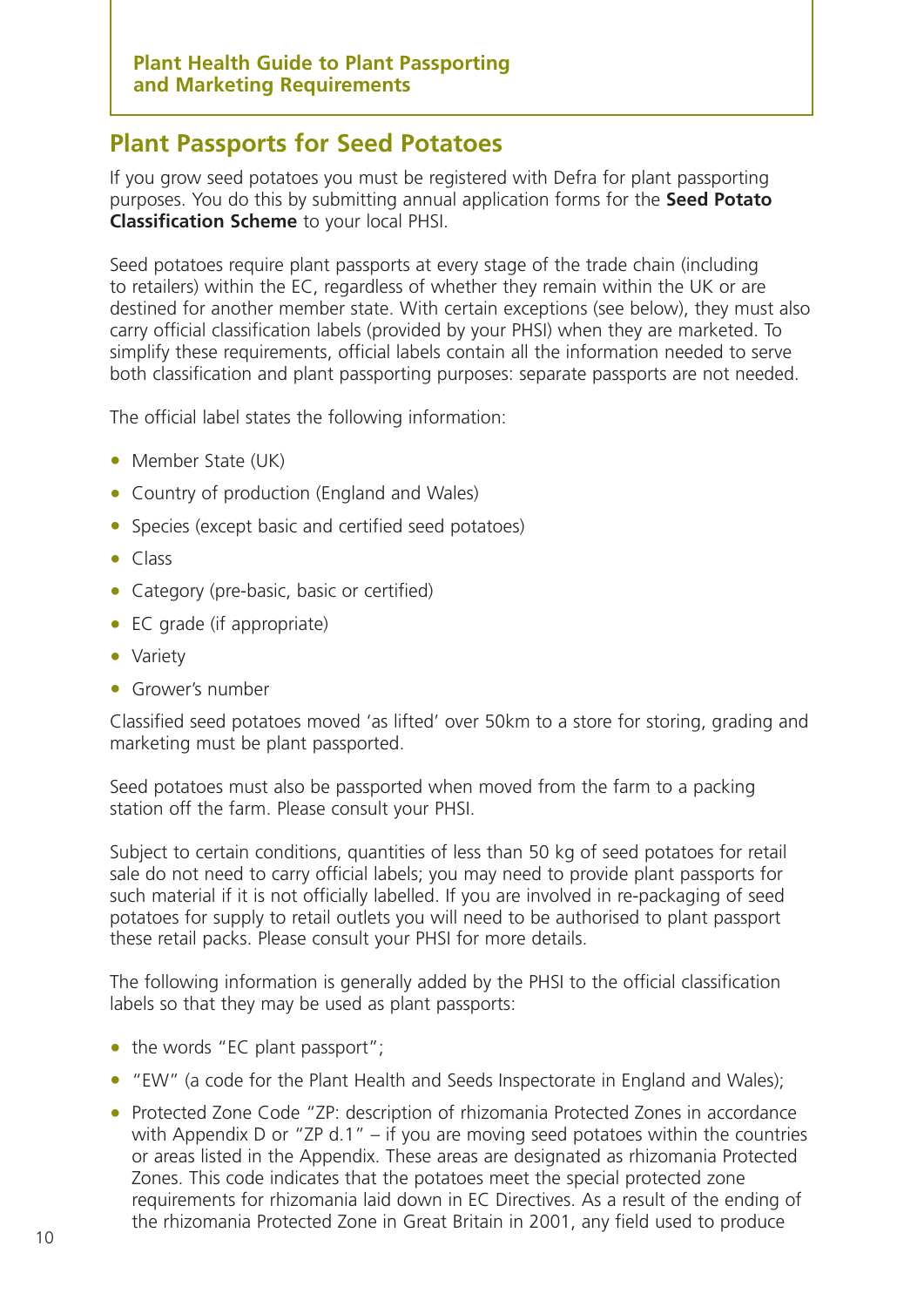## Plant Passports for Seed Potatoes

If you grow seed potatoes you must be registered with Defra for plant passporting purposes. You do this by submitting annual application forms for the **Seed Potato Classification Scheme** to your local PHSI.

Seed potatoes require plant passports at every stage of the trade chain (including to retailers) within the EC, regardless of whether they remain within the UK or are destined for another member state. With certain exceptions (see below), they must also carry official classification labels (provided by your PHSI) when they are marketed. To simplify these requirements, official labels contain all the information needed to serve both classification and plant passporting purposes: separate passports are not needed.

The official label states the following information:

- Member State (UK)
- Country of production (England and Wales)
- Species (except basic and certified seed potatoes)
- Class
- Category (pre-basic, basic or certified)
- EC grade (if appropriate)
- Variety
- Grower's number

Classified seed potatoes moved 'as lifted' over 50km to a store for storing, grading and marketing must be plant passported.

Seed potatoes must also be passported when moved from the farm to a packing station off the farm. Please consult your PHSI.

Subject to certain conditions, quantities of less than 50 kg of seed potatoes for retail sale do not need to carry official labels; you may need to provide plant passports for such material if it is not officially labelled. If you are involved in re-packaging of seed potatoes for supply to retail outlets you will need to be authorised to plant passport these retail packs. Please consult your PHSI for more details.

The following information is generally added by the PHSI to the official classification labels so that they may be used as plant passports:

- the words "EC plant passport";
- "EW" (a code for the Plant Health and Seeds Inspectorate in England and Wales);
- Protected Zone Code "ZP: description of rhizomania Protected Zones in accordance with Appendix D or "ZP d.1" – if you are moving seed potatoes within the countries or areas listed in the Appendix. These areas are designated as rhizomania Protected Zones. This code indicates that the potatoes meet the special protected zone requirements for rhizomania laid down in EC Directives. As a result of the ending of the rhizomania Protected Zone in Great Britain in 2001, any field used to produce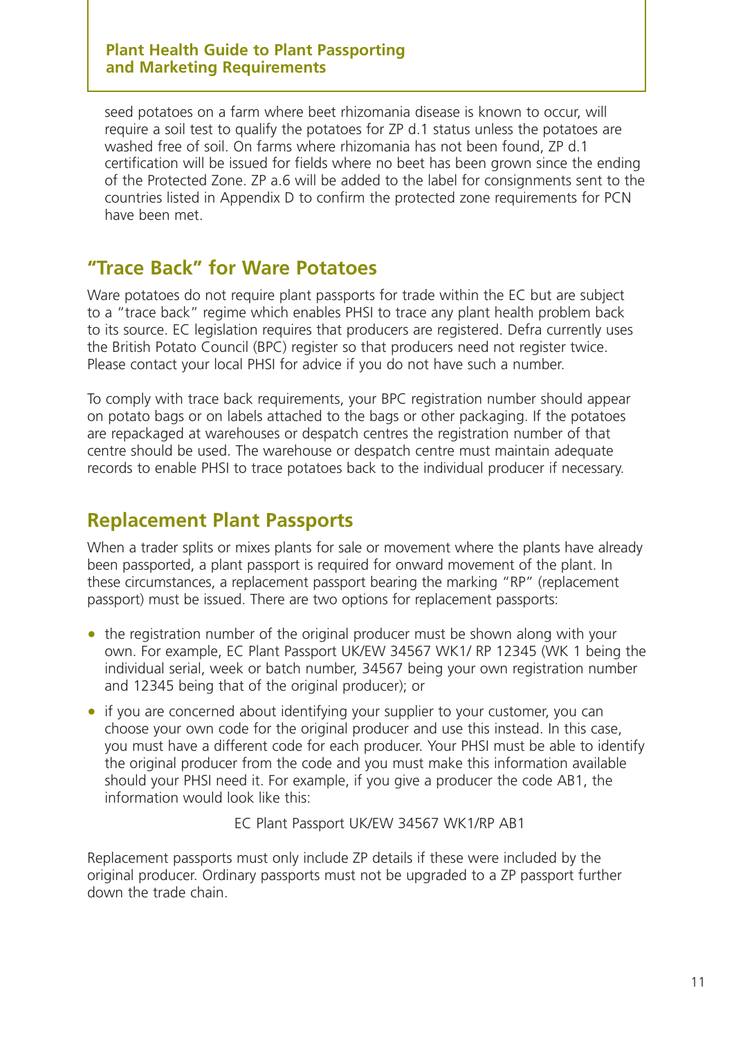seed potatoes on a farm where beet rhizomania disease is known to occur, will require a soil test to qualify the potatoes for ZP d.1 status unless the potatoes are washed free of soil. On farms where rhizomania has not been found, ZP d.1 certification will be issued for fields where no beet has been grown since the ending of the Protected Zone. ZP a.6 will be added to the label for consignments sent to the countries listed in Appendix D to confirm the protected zone requirements for PCN have been met.

## "Trace Back" for Ware Potatoes

Ware potatoes do not require plant passports for trade within the EC but are subject to a "trace back" regime which enables PHSI to trace any plant health problem back to its source. EC legislation requires that producers are registered. Defra currently uses the British Potato Council (BPC) register so that producers need not register twice. Please contact your local PHSI for advice if you do not have such a number.

To comply with trace back requirements, your BPC registration number should appear on potato bags or on labels attached to the bags or other packaging. If the potatoes are repackaged at warehouses or despatch centres the registration number of that centre should be used. The warehouse or despatch centre must maintain adequate records to enable PHSI to trace potatoes back to the individual producer if necessary.

## Replacement Plant Passports

When a trader splits or mixes plants for sale or movement where the plants have already been passported, a plant passport is required for onward movement of the plant. In these circumstances, a replacement passport bearing the marking "RP" (replacement passport) must be issued. There are two options for replacement passports:

- the registration number of the original producer must be shown along with your own. For example, EC Plant Passport UK/EW 34567 WK1/ RP 12345 (WK 1 being the individual serial, week or batch number, 34567 being your own registration number and 12345 being that of the original producer); or
- if you are concerned about identifying your supplier to your customer, you can choose your own code for the original producer and use this instead. In this case, you must have a different code for each producer. Your PHSI must be able to identify the original producer from the code and you must make this information available should your PHSI need it. For example, if you give a producer the code AB1, the information would look like this:

  EC Plant Passport UK/EW 34567 WK1/RP AB1

Replacement passports must only include ZP details if these were included by the original producer. Ordinary passports must not be upgraded to a ZP passport further down the trade chain.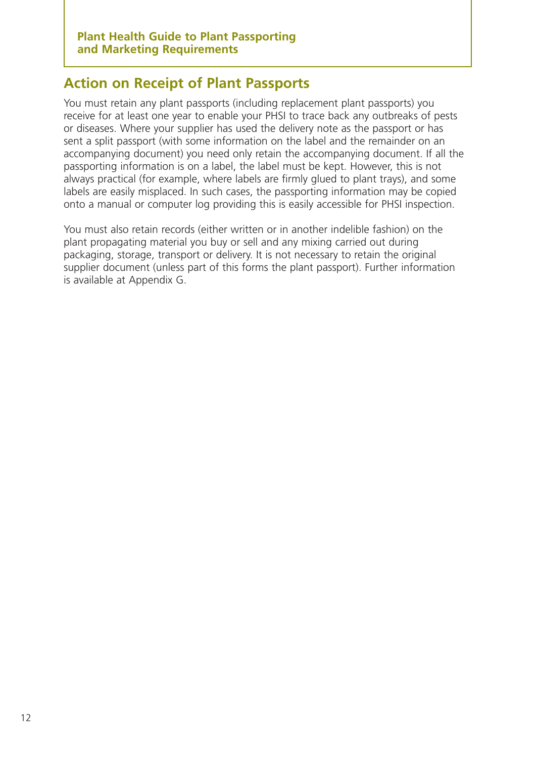## Action on Receipt of Plant Passports

You must retain any plant passports (including replacement plant passports) you receive for at least one year to enable your PHSI to trace back any outbreaks of pests or diseases. Where your supplier has used the delivery note as the passport or has sent a split passport (with some information on the label and the remainder on an accompanying document) you need only retain the accompanying document. If all the passporting information is on a label, the label must be kept. However, this is not always practical (for example, where labels are firmly glued to plant trays), and some labels are easily misplaced. In such cases, the passporting information may be copied onto a manual or computer log providing this is easily accessible for PHSI inspection.

You must also retain records (either written or in another indelible fashion) on the plant propagating material you buy or sell and any mixing carried out during packaging, storage, transport or delivery. It is not necessary to retain the original supplier document (unless part of this forms the plant passport). Further information is available at Appendix G.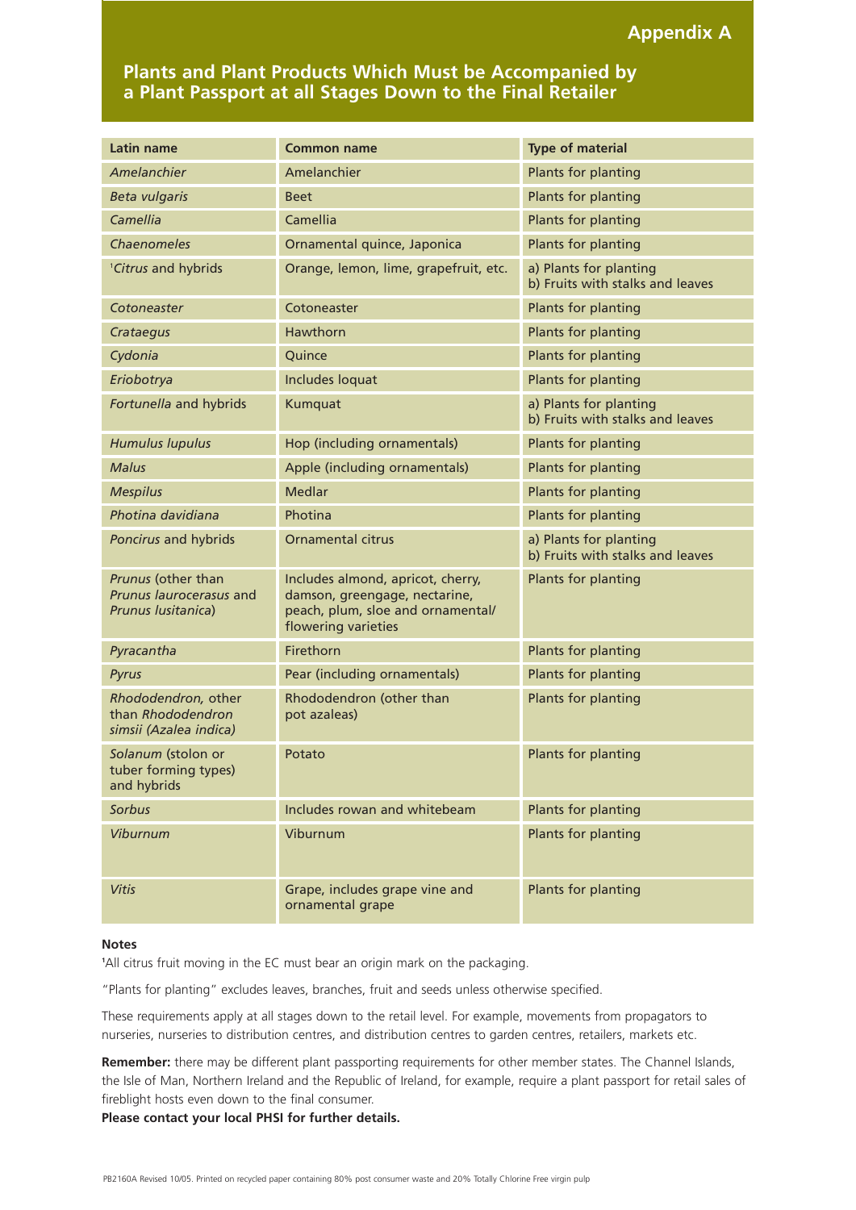## Appendix A

## Plants and Plant Products Which Must be Accompanied by a Plant Passport at all Stages Down to the Final Retailer

| Latin name | Common name | Type of material |
|---|---|---|
| *Amelanchier* | Amelanchier | Plants for planting |
| *Beta vulgaris* | Beet | Plants for planting |
| *Camellia* | Camellia | Plants for planting |
| *Chaenomeles* | Ornamental quince, Japonica | Plants for planting |
| [1]*Citrus* and hybrids | Orange, lemon, lime, grapefruit, etc. | a) Plants for planting<br>b) Fruits with stalks and leaves |
| *Cotoneaster* | Cotoneaster | Plants for planting |
| *Crataegus* | Hawthorn | Plants for planting |
| *Cydonia* | Quince | Plants for planting |
| *Eriobotrya* | Includes loquat | Plants for planting |
| *Fortunella* and hybrids | Kumquat | a) Plants for planting<br>b) Fruits with stalks and leaves |
| *Humulus lupulus* | Hop (including ornamentals) | Plants for planting |
| *Malus* | Apple (including ornamentals) | Plants for planting |
| *Mespilus* | Medlar | Plants for planting |
| *Photina davidiana* | Photina | Plants for planting |
| *Poncirus* and hybrids | Ornamental citrus | a) Plants for planting<br>b) Fruits with stalks and leaves |
| *Prunus* (other than *Prunus laurocerasus* and *Prunus lusitanica*) | Includes almond, apricot, cherry, damson, greengage, nectarine, peach, plum, sloe and ornamental/ flowering varieties | Plants for planting |
| *Pyracantha* | Firethorn | Plants for planting |
| *Pyrus* | Pear (including ornamentals) | Plants for planting |
| *Rhododendron*, other than *Rhododendron simsii (Azalea indica)* | Rhododendron (other than pot azaleas) | Plants for planting |
| *Solanum* (stolon or tuber forming types) and hybrids | Potato | Plants for planting |
| *Sorbus* | Includes rowan and whitebeam | Plants for planting |
| *Viburnum* | Viburnum | Plants for planting |
| *Vitis* | Grape, includes grape vine and ornamental grape | Plants for planting |

**Notes**

[1]All citrus fruit moving in the EC must bear an origin mark on the packaging.

"Plants for planting" excludes leaves, branches, fruit and seeds unless otherwise specified.

These requirements apply at all stages down to the retail level. For example, movements from propagators to nurseries, nurseries to distribution centres, and distribution centres to garden centres, retailers, markets etc.

**Remember:** there may be different plant passporting requirements for other member states. The Channel Islands, the Isle of Man, Northern Ireland and the Republic of Ireland, for example, require a plant passport for retail sales of fireblight hosts even down to the final consumer.

**Please contact your local PHSI for further details.**

PB2160A Revised 10/05. Printed on recycled paper containing 80% post consumer waste and 20% Totally Chlorine Free virgin pulp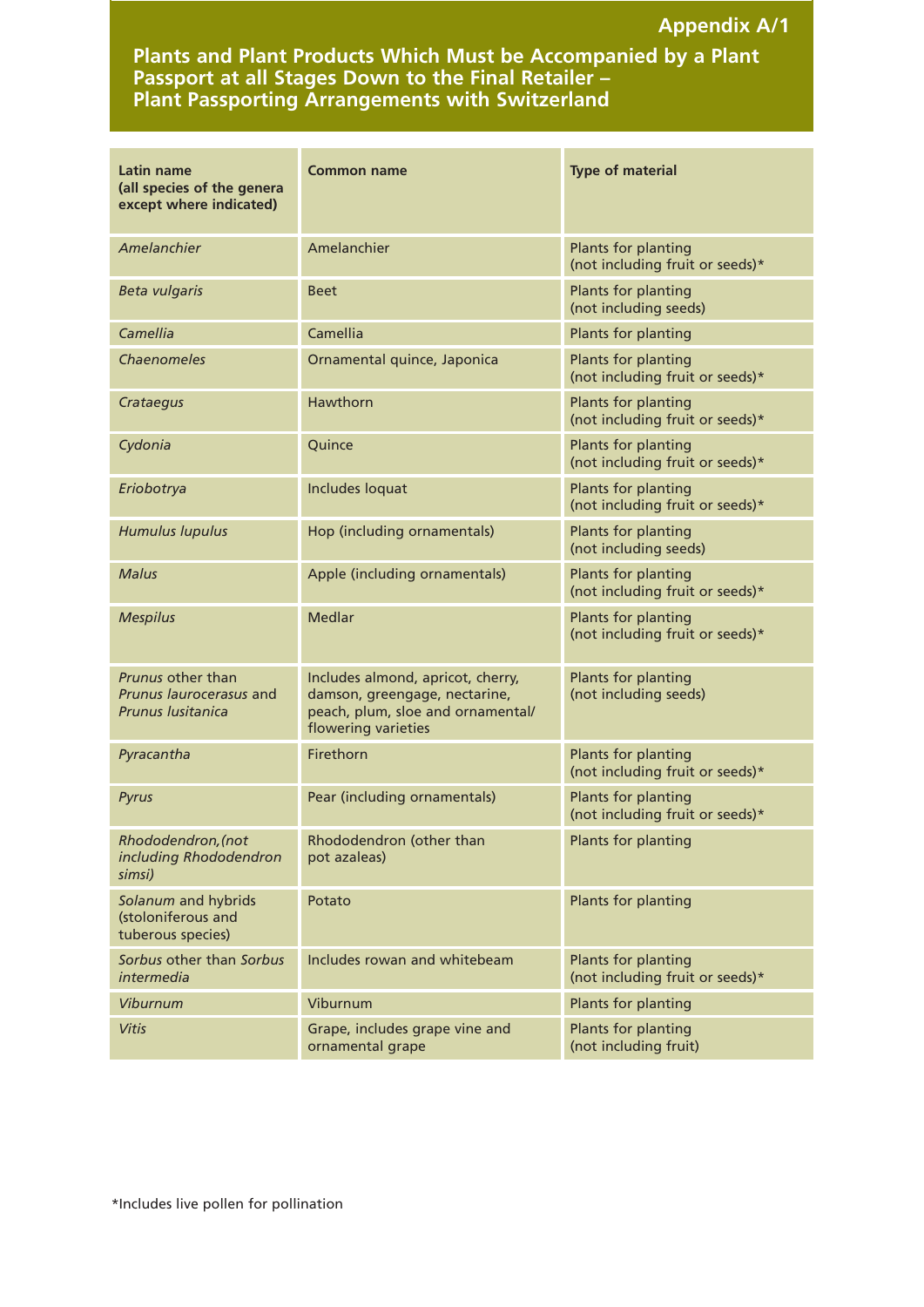## Appendix A/1

# Plants and Plant Products Which Must be Accompanied by a Plant Passport at all Stages Down to the Final Retailer – Plant Passporting Arrangements with Switzerland

| Latin name (all species of the genera except where indicated) | Common name | Type of material |
|---|---|---|
| *Amelanchier* | Amelanchier | Plants for planting (not including fruit or seeds)* |
| *Beta vulgaris* | Beet | Plants for planting (not including seeds) |
| *Camellia* | Camellia | Plants for planting |
| *Chaenomeles* | Ornamental quince, Japonica | Plants for planting (not including fruit or seeds)* |
| *Crataegus* | Hawthorn | Plants for planting (not including fruit or seeds)* |
| *Cydonia* | Quince | Plants for planting (not including fruit or seeds)* |
| *Eriobotrya* | Includes loquat | Plants for planting (not including fruit or seeds)* |
| *Humulus lupulus* | Hop (including ornamentals) | Plants for planting (not including seeds) |
| *Malus* | Apple (including ornamentals) | Plants for planting (not including fruit or seeds)* |
| *Mespilus* | Medlar | Plants for planting (not including fruit or seeds)* |
| *Prunus* other than *Prunus laurocerasus* and *Prunus lusitanica* | Includes almond, apricot, cherry, damson, greengage, nectarine, peach, plum, sloe and ornamental/ flowering varieties | Plants for planting (not including seeds) |
| *Pyracantha* | Firethorn | Plants for planting (not including fruit or seeds)* |
| *Pyrus* | Pear (including ornamentals) | Plants for planting (not including fruit or seeds)* |
| *Rhododendron,(not including Rhododendron simsi)* | Rhododendron (other than pot azaleas) | Plants for planting |
| *Solanum* and hybrids (stoloniferous and tuberous species) | Potato | Plants for planting |
| *Sorbus* other than *Sorbus intermedia* | Includes rowan and whitebeam | Plants for planting (not including fruit or seeds)* |
| *Viburnum* | Viburnum | Plants for planting |
| *Vitis* | Grape, includes grape vine and ornamental grape | Plants for planting (not including fruit) |

*Includes live pollen for pollination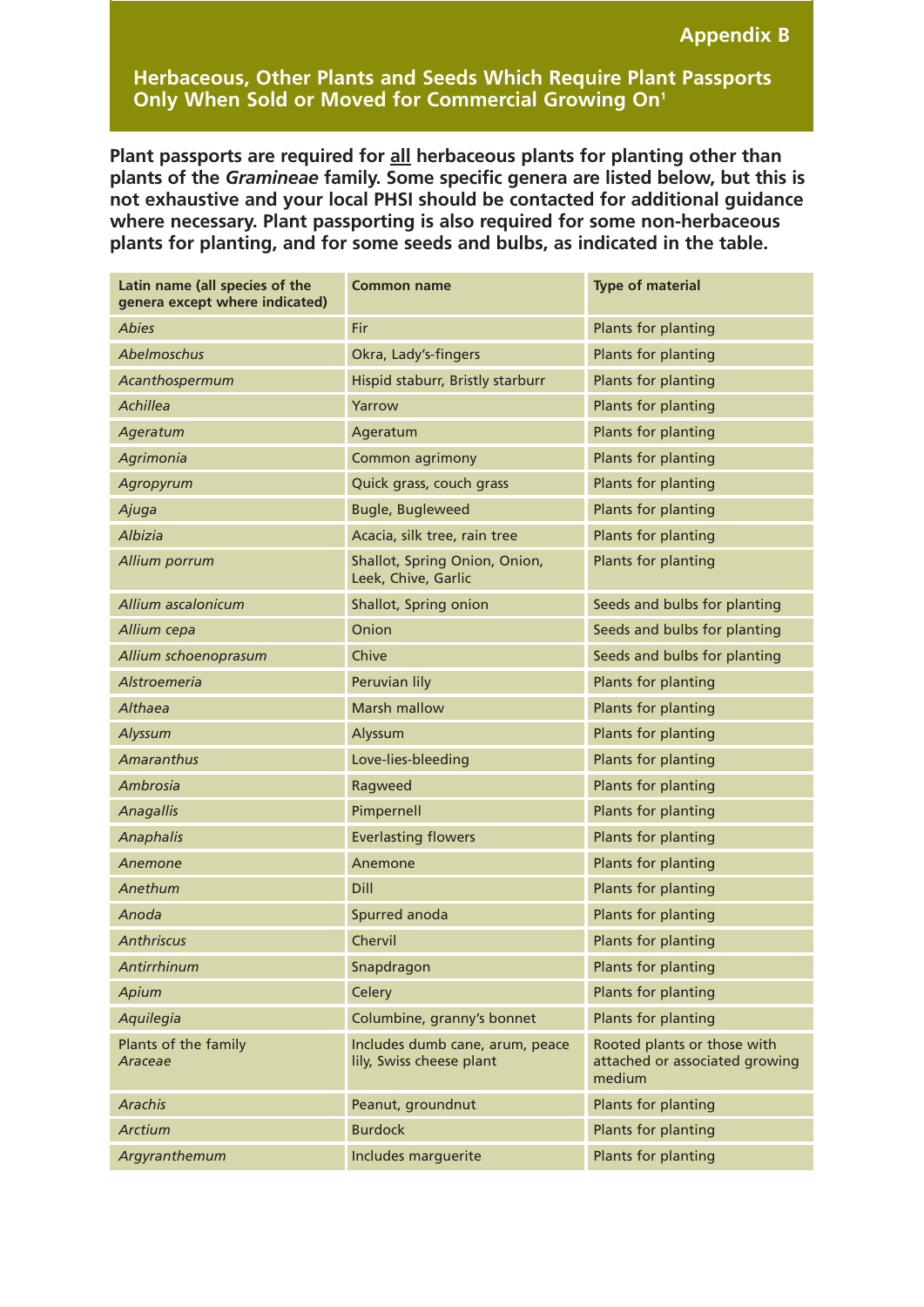## Appendix B

### Herbaceous, Other Plants and Seeds Which Require Plant Passports Only When Sold or Moved for Commercial Growing On[1]

**Plant passports are required for all herbaceous plants for planting other than plants of the *Gramineae* family. Some specific genera are listed below, but this is not exhaustive and your local PHSI should be contacted for additional guidance where necessary. Plant passporting is also required for some non-herbaceous plants for planting, and for some seeds and bulbs, as indicated in the table.**

| Latin name (all species of the genera except where indicated) | Common name | Type of material |
|---|---|---|
| *Abies* | Fir | Plants for planting |
| *Abelmoschus* | Okra, Lady's-fingers | Plants for planting |
| *Acanthospermum* | Hispid staburr, Bristly starburr | Plants for planting |
| *Achillea* | Yarrow | Plants for planting |
| *Ageratum* | Ageratum | Plants for planting |
| *Agrimonia* | Common agrimony | Plants for planting |
| *Agropyrum* | Quick grass, couch grass | Plants for planting |
| *Ajuga* | Bugle, Bugleweed | Plants for planting |
| *Albizia* | Acacia, silk tree, rain tree | Plants for planting |
| *Allium porrum* | Shallot, Spring Onion, Onion, Leek, Chive, Garlic | Plants for planting |
| *Allium ascalonicum* | Shallot, Spring onion | Seeds and bulbs for planting |
| *Allium cepa* | Onion | Seeds and bulbs for planting |
| *Allium schoenoprasum* | Chive | Seeds and bulbs for planting |
| *Alstroemeria* | Peruvian lily | Plants for planting |
| *Althaea* | Marsh mallow | Plants for planting |
| *Alyssum* | Alyssum | Plants for planting |
| *Amaranthus* | Love-lies-bleeding | Plants for planting |
| *Ambrosia* | Ragweed | Plants for planting |
| *Anagallis* | Pimpernell | Plants for planting |
| *Anaphalis* | Everlasting flowers | Plants for planting |
| *Anemone* | Anemone | Plants for planting |
| *Anethum* | Dill | Plants for planting |
| *Anoda* | Spurred anoda | Plants for planting |
| *Anthriscus* | Chervil | Plants for planting |
| *Antirrhinum* | Snapdragon | Plants for planting |
| *Apium* | Celery | Plants for planting |
| *Aquilegia* | Columbine, granny's bonnet | Plants for planting |
| Plants of the family *Araceae* | Includes dumb cane, arum, peace lily, Swiss cheese plant | Rooted plants or those with attached or associated growing medium |
| *Arachis* | Peanut, groundnut | Plants for planting |
| *Arctium* | Burdock | Plants for planting |
| *Argyranthemum* | Includes marguerite | Plants for planting |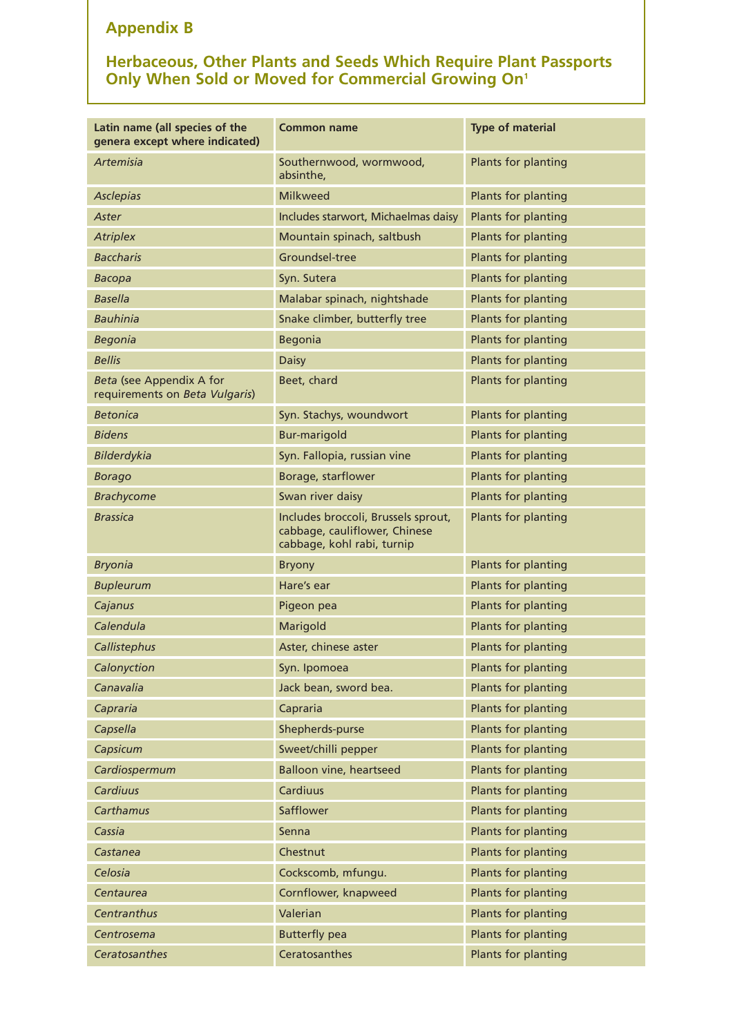## Appendix B

## Herbaceous, Other Plants and Seeds Which Require Plant Passports Only When Sold or Moved for Commercial Growing On[1]

| Latin name (all species of the genera except where indicated) | Common name | Type of material |
|---|---|---|
| *Artemisia* | Southernwood, wormwood, absinthe, | Plants for planting |
| *Asclepias* | Milkweed | Plants for planting |
| *Aster* | Includes starwort, Michaelmas daisy | Plants for planting |
| *Atriplex* | Mountain spinach, saltbush | Plants for planting |
| *Baccharis* | Groundsel-tree | Plants for planting |
| *Bacopa* | Syn. Sutera | Plants for planting |
| *Basella* | Malabar spinach, nightshade | Plants for planting |
| *Bauhinia* | Snake climber, butterfly tree | Plants for planting |
| *Begonia* | Begonia | Plants for planting |
| *Bellis* | Daisy | Plants for planting |
| *Beta* (see Appendix A for requirements on *Beta Vulgaris*) | Beet, chard | Plants for planting |
| *Betonica* | Syn. Stachys, woundwort | Plants for planting |
| *Bidens* | Bur-marigold | Plants for planting |
| *Bilderdykia* | Syn. Fallopia, russian vine | Plants for planting |
| *Borago* | Borage, starflower | Plants for planting |
| *Brachycome* | Swan river daisy | Plants for planting |
| *Brassica* | Includes broccoli, Brussels sprout, cabbage, cauliflower, Chinese cabbage, kohl rabi, turnip | Plants for planting |
| *Bryonia* | Bryony | Plants for planting |
| *Bupleurum* | Hare's ear | Plants for planting |
| *Cajanus* | Pigeon pea | Plants for planting |
| *Calendula* | Marigold | Plants for planting |
| *Callistephus* | Aster, chinese aster | Plants for planting |
| *Calonyction* | Syn. Ipomoea | Plants for planting |
| *Canavalia* | Jack bean, sword bea. | Plants for planting |
| *Capraria* | Capraria | Plants for planting |
| *Capsella* | Shepherds-purse | Plants for planting |
| *Capsicum* | Sweet/chilli pepper | Plants for planting |
| *Cardiospermum* | Balloon vine, heartseed | Plants for planting |
| *Cardiuus* | Cardiuus | Plants for planting |
| *Carthamus* | Safflower | Plants for planting |
| *Cassia* | Senna | Plants for planting |
| *Castanea* | Chestnut | Plants for planting |
| *Celosia* | Cockscomb, mfungu. | Plants for planting |
| *Centaurea* | Cornflower, knapweed | Plants for planting |
| *Centranthus* | Valerian | Plants for planting |
| *Centrosema* | Butterfly pea | Plants for planting |
| *Ceratosanthes* | Ceratosanthes | Plants for planting |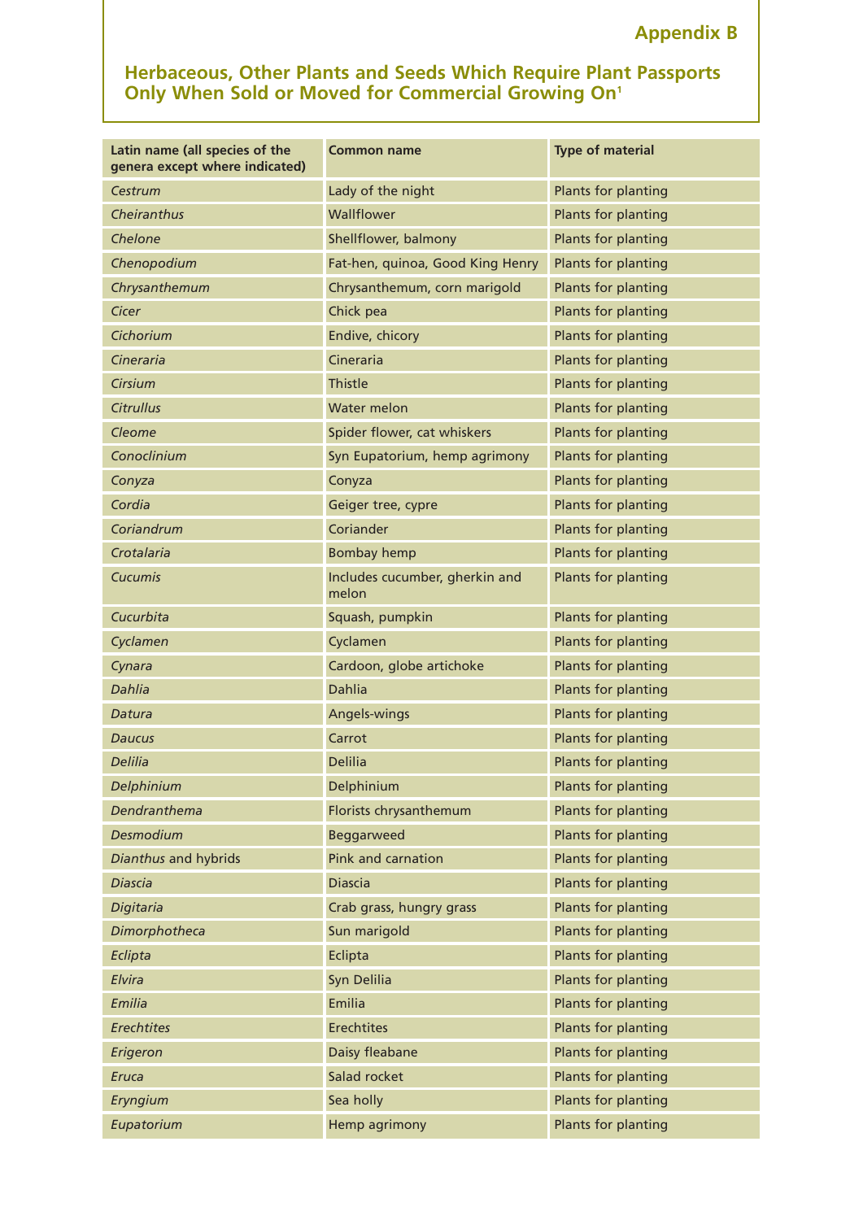## Appendix B

## Herbaceous, Other Plants and Seeds Which Require Plant Passports Only When Sold or Moved for Commercial Growing On[1]

| Latin name (all species of the genera except where indicated) | Common name | Type of material |
|---|---|---|
| *Cestrum* | Lady of the night | Plants for planting |
| *Cheiranthus* | Wallflower | Plants for planting |
| *Chelone* | Shellflower, balmony | Plants for planting |
| *Chenopodium* | Fat-hen, quinoa, Good King Henry | Plants for planting |
| *Chrysanthemum* | Chrysanthemum, corn marigold | Plants for planting |
| *Cicer* | Chick pea | Plants for planting |
| *Cichorium* | Endive, chicory | Plants for planting |
| *Cineraria* | Cineraria | Plants for planting |
| *Cirsium* | Thistle | Plants for planting |
| *Citrullus* | Water melon | Plants for planting |
| *Cleome* | Spider flower, cat whiskers | Plants for planting |
| *Conoclinium* | Syn Eupatorium, hemp agrimony | Plants for planting |
| *Conyza* | Conyza | Plants for planting |
| *Cordia* | Geiger tree, cypre | Plants for planting |
| *Coriandrum* | Coriander | Plants for planting |
| *Crotalaria* | Bombay hemp | Plants for planting |
| *Cucumis* | Includes cucumber, gherkin and melon | Plants for planting |
| *Cucurbita* | Squash, pumpkin | Plants for planting |
| *Cyclamen* | Cyclamen | Plants for planting |
| *Cynara* | Cardoon, globe artichoke | Plants for planting |
| *Dahlia* | Dahlia | Plants for planting |
| *Datura* | Angels-wings | Plants for planting |
| *Daucus* | Carrot | Plants for planting |
| *Delilia* | Delilia | Plants for planting |
| *Delphinium* | Delphinium | Plants for planting |
| *Dendranthema* | Florists chrysanthemum | Plants for planting |
| *Desmodium* | Beggarweed | Plants for planting |
| *Dianthus* and hybrids | Pink and carnation | Plants for planting |
| *Diascia* | Diascia | Plants for planting |
| *Digitaria* | Crab grass, hungry grass | Plants for planting |
| *Dimorphotheca* | Sun marigold | Plants for planting |
| *Eclipta* | Eclipta | Plants for planting |
| *Elvira* | Syn Delilia | Plants for planting |
| *Emilia* | Emilia | Plants for planting |
| *Erechtites* | Erechtites | Plants for planting |
| *Erigeron* | Daisy fleabane | Plants for planting |
| *Eruca* | Salad rocket | Plants for planting |
| *Eryngium* | Sea holly | Plants for planting |
| *Eupatorium* | Hemp agrimony | Plants for planting |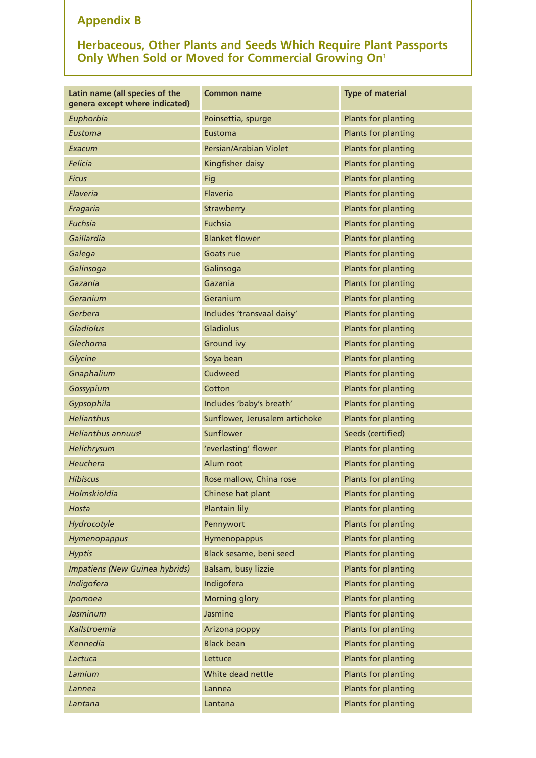## Appendix B

## Herbaceous, Other Plants and Seeds Which Require Plant Passports Only When Sold or Moved for Commercial Growing On[1]

| Latin name (all species of the genera except where indicated) | Common name | Type of material |
|---|---|---|
| *Euphorbia* | Poinsettia, spurge | Plants for planting |
| *Eustoma* | Eustoma | Plants for planting |
| *Exacum* | Persian/Arabian Violet | Plants for planting |
| *Felicia* | Kingfisher daisy | Plants for planting |
| *Ficus* | Fig | Plants for planting |
| *Flaveria* | Flaveria | Plants for planting |
| *Fragaria* | Strawberry | Plants for planting |
| *Fuchsia* | Fuchsia | Plants for planting |
| *Gaillardia* | Blanket flower | Plants for planting |
| *Galega* | Goats rue | Plants for planting |
| *Galinsoga* | Galinsoga | Plants for planting |
| *Gazania* | Gazania | Plants for planting |
| *Geranium* | Geranium | Plants for planting |
| *Gerbera* | Includes 'transvaal daisy' | Plants for planting |
| *Gladiolus* | Gladiolus | Plants for planting |
| *Glechoma* | Ground ivy | Plants for planting |
| *Glycine* | Soya bean | Plants for planting |
| *Gnaphalium* | Cudweed | Plants for planting |
| *Gossypium* | Cotton | Plants for planting |
| *Gypsophila* | Includes 'baby's breath' | Plants for planting |
| *Helianthus* | Sunflower, Jerusalem artichoke | Plants for planting |
| *Helianthus annuus*[2] | Sunflower | Seeds (certified) |
| *Helichrysum* | 'everlasting' flower | Plants for planting |
| *Heuchera* | Alum root | Plants for planting |
| *Hibiscus* | Rose mallow, China rose | Plants for planting |
| *Holmskioldia* | Chinese hat plant | Plants for planting |
| *Hosta* | Plantain lily | Plants for planting |
| *Hydrocotyle* | Pennywort | Plants for planting |
| *Hymenopappus* | Hymenopappus | Plants for planting |
| *Hyptis* | Black sesame, beni seed | Plants for planting |
| *Impatiens (New Guinea hybrids)* | Balsam, busy lizzie | Plants for planting |
| *Indigofera* | Indigofera | Plants for planting |
| *Ipomoea* | Morning glory | Plants for planting |
| *Jasminum* | Jasmine | Plants for planting |
| *Kallstroemia* | Arizona poppy | Plants for planting |
| *Kennedia* | Black bean | Plants for planting |
| *Lactuca* | Lettuce | Plants for planting |
| *Lamium* | White dead nettle | Plants for planting |
| *Lannea* | Lannea | Plants for planting |
| *Lantana* | Lantana | Plants for planting |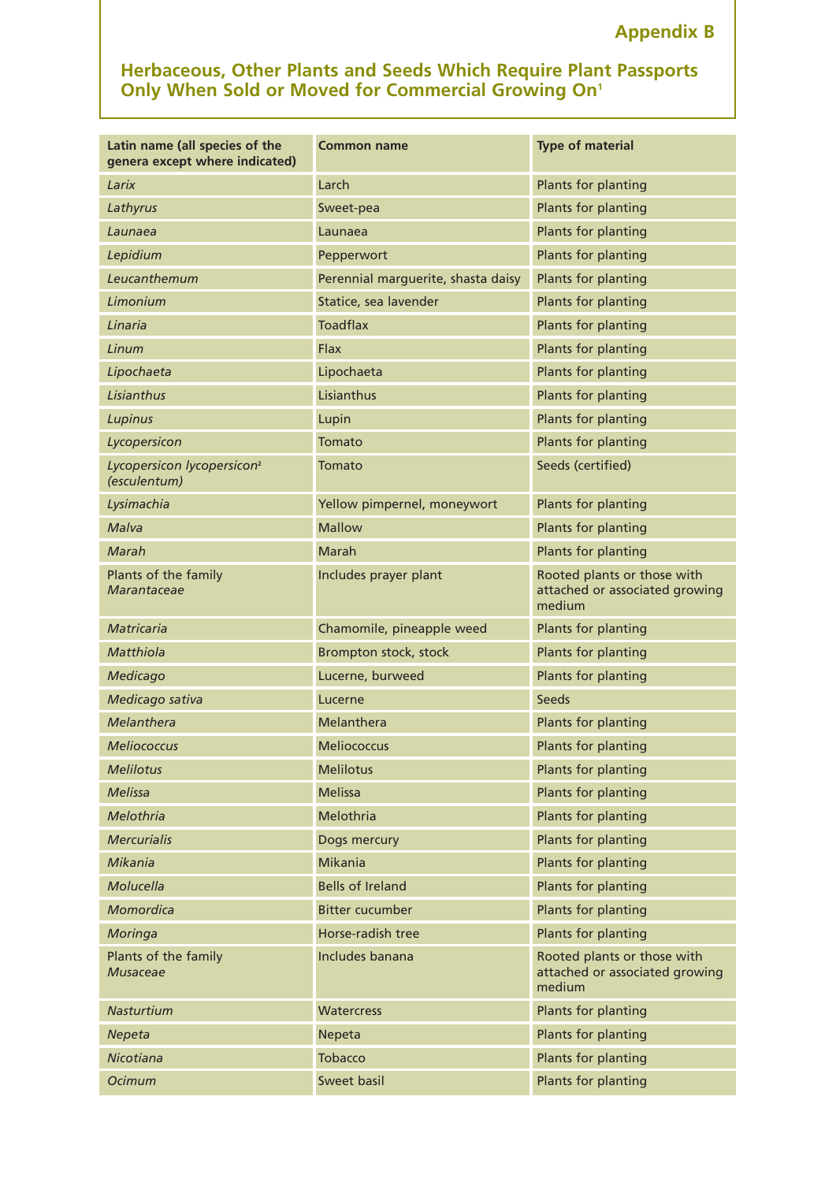## Appendix B

## Herbaceous, Other Plants and Seeds Which Require Plant Passports Only When Sold or Moved for Commercial Growing On[1]

| Latin name (all species of the genera except where indicated) | Common name | Type of material |
|---|---|---|
| *Larix* | Larch | Plants for planting |
| *Lathyrus* | Sweet-pea | Plants for planting |
| *Launaea* | Launaea | Plants for planting |
| *Lepidium* | Pepperwort | Plants for planting |
| *Leucanthemum* | Perennial marguerite, shasta daisy | Plants for planting |
| *Limonium* | Statice, sea lavender | Plants for planting |
| *Linaria* | Toadflax | Plants for planting |
| *Linum* | Flax | Plants for planting |
| *Lipochaeta* | Lipochaeta | Plants for planting |
| *Lisianthus* | Lisianthus | Plants for planting |
| *Lupinus* | Lupin | Plants for planting |
| *Lycopersicon* | Tomato | Plants for planting |
| *Lycopersicon lycopersicon*[2] *(esculentum)* | Tomato | Seeds (certified) |
| *Lysimachia* | Yellow pimpernel, moneywort | Plants for planting |
| *Malva* | Mallow | Plants for planting |
| *Marah* | Marah | Plants for planting |
| Plants of the family *Marantaceae* | Includes prayer plant | Rooted plants or those with attached or associated growing medium |
| *Matricaria* | Chamomile, pineapple weed | Plants for planting |
| *Matthiola* | Brompton stock, stock | Plants for planting |
| *Medicago* | Lucerne, burweed | Plants for planting |
| *Medicago sativa* | Lucerne | Seeds |
| *Melanthera* | Melanthera | Plants for planting |
| *Meliococcus* | Meliococcus | Plants for planting |
| *Melilotus* | Melilotus | Plants for planting |
| *Melissa* | Melissa | Plants for planting |
| *Melothria* | Melothria | Plants for planting |
| *Mercurialis* | Dogs mercury | Plants for planting |
| *Mikania* | Mikania | Plants for planting |
| *Molucella* | Bells of Ireland | Plants for planting |
| *Momordica* | Bitter cucumber | Plants for planting |
| *Moringa* | Horse-radish tree | Plants for planting |
| Plants of the family *Musaceae* | Includes banana | Rooted plants or those with attached or associated growing medium |
| *Nasturtium* | Watercress | Plants for planting |
| *Nepeta* | Nepeta | Plants for planting |
| *Nicotiana* | Tobacco | Plants for planting |
| *Ocimum* | Sweet basil | Plants for planting |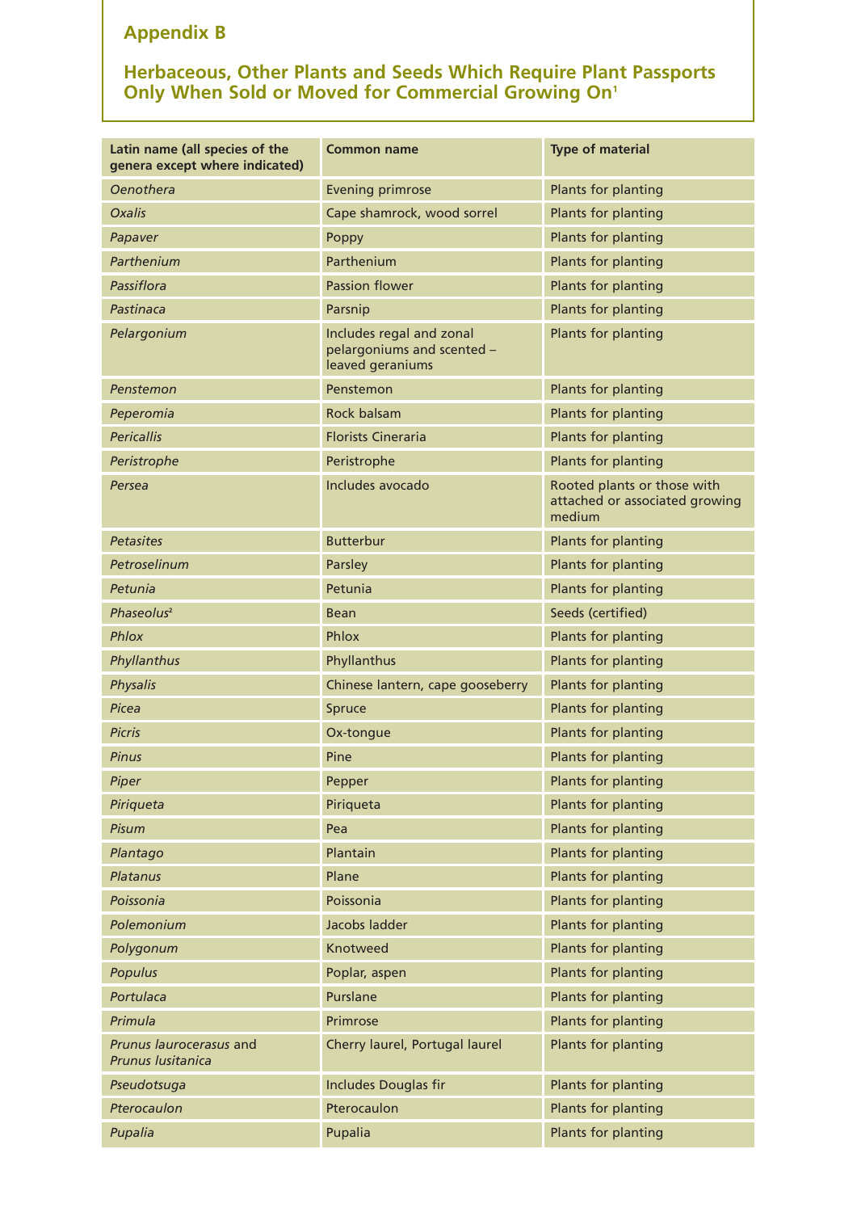## Appendix B

## Herbaceous, Other Plants and Seeds Which Require Plant Passports Only When Sold or Moved for Commercial Growing On[1]

| Latin name (all species of the genera except where indicated) | Common name | Type of material |
|---|---|---|
| *Oenothera* | Evening primrose | Plants for planting |
| *Oxalis* | Cape shamrock, wood sorrel | Plants for planting |
| *Papaver* | Poppy | Plants for planting |
| *Parthenium* | Parthenium | Plants for planting |
| *Passiflora* | Passion flower | Plants for planting |
| *Pastinaca* | Parsnip | Plants for planting |
| *Pelargonium* | Includes regal and zonal pelargoniums and scented – leaved geraniums | Plants for planting |
| *Penstemon* | Penstemon | Plants for planting |
| *Peperomia* | Rock balsam | Plants for planting |
| *Pericallis* | Florists Cineraria | Plants for planting |
| *Peristrophe* | Peristrophe | Plants for planting |
| *Persea* | Includes avocado | Rooted plants or those with attached or associated growing medium |
| *Petasites* | Butterbur | Plants for planting |
| *Petroselinum* | Parsley | Plants for planting |
| *Petunia* | Petunia | Plants for planting |
| *Phaseolus*[2] | Bean | Seeds (certified) |
| *Phlox* | Phlox | Plants for planting |
| *Phyllanthus* | Phyllanthus | Plants for planting |
| *Physalis* | Chinese lantern, cape gooseberry | Plants for planting |
| *Picea* | Spruce | Plants for planting |
| *Picris* | Ox-tongue | Plants for planting |
| *Pinus* | Pine | Plants for planting |
| *Piper* | Pepper | Plants for planting |
| *Piriqueta* | Piriqueta | Plants for planting |
| *Pisum* | Pea | Plants for planting |
| *Plantago* | Plantain | Plants for planting |
| *Platanus* | Plane | Plants for planting |
| *Poissonia* | Poissonia | Plants for planting |
| *Polemonium* | Jacobs ladder | Plants for planting |
| *Polygonum* | Knotweed | Plants for planting |
| *Populus* | Poplar, aspen | Plants for planting |
| *Portulaca* | Purslane | Plants for planting |
| *Primula* | Primrose | Plants for planting |
| *Prunus laurocerasus* and *Prunus lusitanica* | Cherry laurel, Portugal laurel | Plants for planting |
| *Pseudotsuga* | Includes Douglas fir | Plants for planting |
| *Pterocaulon* | Pterocaulon | Plants for planting |
| *Pupalia* | Pupalia | Plants for planting |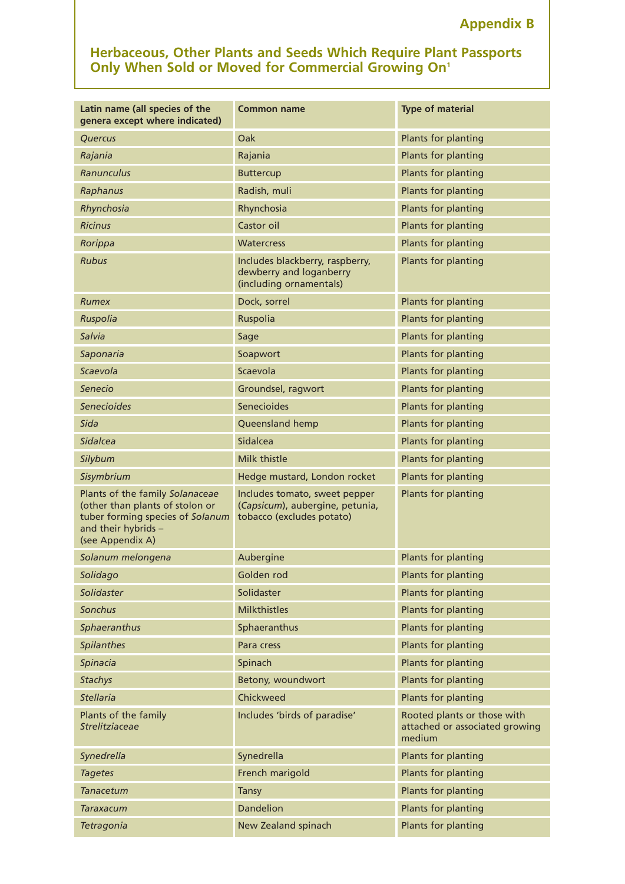## Appendix B

### Herbaceous, Other Plants and Seeds Which Require Plant Passports Only When Sold or Moved for Commercial Growing On[1]

| Latin name (all species of the genera except where indicated) | Common name | Type of material |
|---|---|---|
| *Quercus* | Oak | Plants for planting |
| *Rajania* | Rajania | Plants for planting |
| *Ranunculus* | Buttercup | Plants for planting |
| *Raphanus* | Radish, muli | Plants for planting |
| *Rhynchosia* | Rhynchosia | Plants for planting |
| *Ricinus* | Castor oil | Plants for planting |
| *Rorippa* | Watercress | Plants for planting |
| *Rubus* | Includes blackberry, raspberry, dewberry and loganberry (including ornamentals) | Plants for planting |
| *Rumex* | Dock, sorrel | Plants for planting |
| *Ruspolia* | Ruspolia | Plants for planting |
| *Salvia* | Sage | Plants for planting |
| *Saponaria* | Soapwort | Plants for planting |
| *Scaevola* | Scaevola | Plants for planting |
| *Senecio* | Groundsel, ragwort | Plants for planting |
| *Senecioides* | Senecioides | Plants for planting |
| *Sida* | Queensland hemp | Plants for planting |
| *Sidalcea* | Sidalcea | Plants for planting |
| *Silybum* | Milk thistle | Plants for planting |
| *Sisymbrium* | Hedge mustard, London rocket | Plants for planting |
| Plants of the family *Solanaceae* (other than plants of stolon or tuber forming species of *Solanum* and their hybrids – (see Appendix A) | Includes tomato, sweet pepper (*Capsicum*), aubergine, petunia, tobacco (excludes potato) | Plants for planting |
| *Solanum melongena* | Aubergine | Plants for planting |
| *Solidago* | Golden rod | Plants for planting |
| *Solidaster* | Solidaster | Plants for planting |
| *Sonchus* | Milkthistles | Plants for planting |
| *Sphaeranthus* | Sphaeranthus | Plants for planting |
| *Spilanthes* | Para cress | Plants for planting |
| *Spinacia* | Spinach | Plants for planting |
| *Stachys* | Betony, woundwort | Plants for planting |
| *Stellaria* | Chickweed | Plants for planting |
| Plants of the family *Strelitziaceae* | Includes 'birds of paradise' | Rooted plants or those with attached or associated growing medium |
| *Synedrella* | Synedrella | Plants for planting |
| *Tagetes* | French marigold | Plants for planting |
| *Tanacetum* | Tansy | Plants for planting |
| *Taraxacum* | Dandelion | Plants for planting |
| *Tetragonia* | New Zealand spinach | Plants for planting |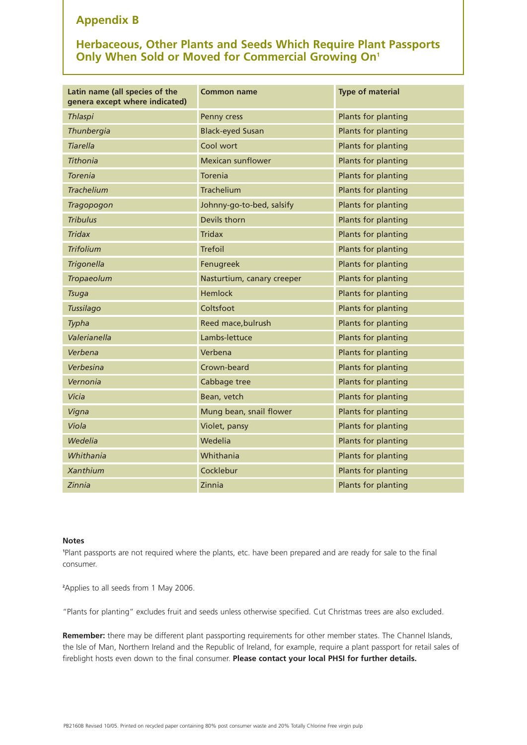## Appendix B

## Herbaceous, Other Plants and Seeds Which Require Plant Passports Only When Sold or Moved for Commercial Growing On[1]

| Latin name (all species of the genera except where indicated) | Common name | Type of material |
|---|---|---|
| *Thlaspi* | Penny cress | Plants for planting |
| *Thunbergia* | Black-eyed Susan | Plants for planting |
| *Tiarella* | Cool wort | Plants for planting |
| *Tithonia* | Mexican sunflower | Plants for planting |
| *Torenia* | Torenia | Plants for planting |
| *Trachelium* | Trachelium | Plants for planting |
| *Tragopogon* | Johnny-go-to-bed, salsify | Plants for planting |
| *Tribulus* | Devils thorn | Plants for planting |
| *Tridax* | Tridax | Plants for planting |
| *Trifolium* | Trefoil | Plants for planting |
| *Trigonella* | Fenugreek | Plants for planting |
| *Tropaeolum* | Nasturtium, canary creeper | Plants for planting |
| *Tsuga* | Hemlock | Plants for planting |
| *Tussilago* | Coltsfoot | Plants for planting |
| *Typha* | Reed mace,bulrush | Plants for planting |
| *Valerianella* | Lambs-lettuce | Plants for planting |
| *Verbena* | Verbena | Plants for planting |
| *Verbesina* | Crown-beard | Plants for planting |
| *Vernonia* | Cabbage tree | Plants for planting |
| *Vicia* | Bean, vetch | Plants for planting |
| *Vigna* | Mung bean, snail flower | Plants for planting |
| *Viola* | Violet, pansy | Plants for planting |
| *Wedelia* | Wedelia | Plants for planting |
| *Whithania* | Whithania | Plants for planting |
| *Xanthium* | Cocklebur | Plants for planting |
| *Zinnia* | Zinnia | Plants for planting |

**Notes**

[1]Plant passports are not required where the plants, etc. have been prepared and are ready for sale to the final consumer.

[2]Applies to all seeds from 1 May 2006.

"Plants for planting" excludes fruit and seeds unless otherwise specified. Cut Christmas trees are also excluded.

**Remember:** there may be different plant passporting requirements for other member states. The Channel Islands, the Isle of Man, Northern Ireland and the Republic of Ireland, for example, require a plant passport for retail sales of fireblight hosts even down to the final consumer. **Please contact your local PHSI for further details.**

PB2160B Revised 10/05. Printed on recycled paper containing 80% post consumer waste and 20% Totally Chlorine Free virgin pulp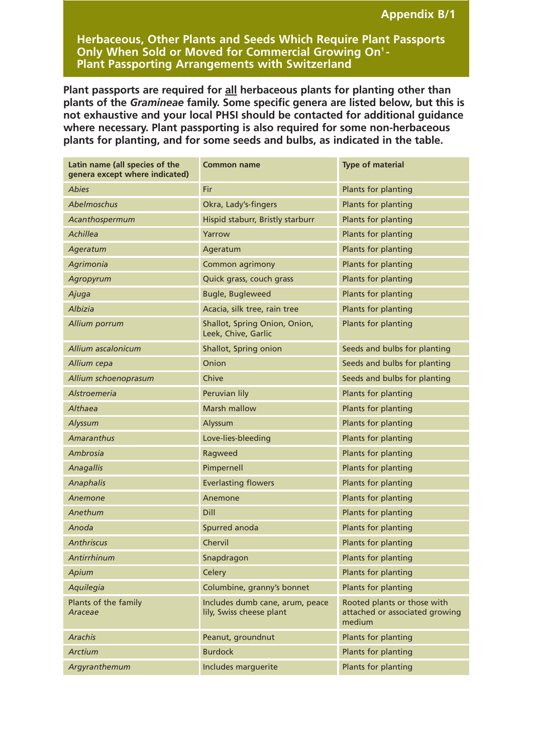# Appendix B/1

## Herbaceous, Other Plants and Seeds Which Require Plant Passports Only When Sold or Moved for Commercial Growing On[1] - Plant Passporting Arrangements with Switzerland

**Plant passports are required for all herbaceous plants for planting other than plants of the *Gramineae* family. Some specific genera are listed below, but this is not exhaustive and your local PHSI should be contacted for additional guidance where necessary. Plant passporting is also required for some non-herbaceous plants for planting, and for some seeds and bulbs, as indicated in the table.**

| Latin name (all species of the genera except where indicated) | Common name | Type of material |
|---|---|---|
| *Abies* | Fir | Plants for planting |
| *Abelmoschus* | Okra, Lady's-fingers | Plants for planting |
| *Acanthospermum* | Hispid staburr, Bristly starburr | Plants for planting |
| *Achillea* | Yarrow | Plants for planting |
| *Ageratum* | Ageratum | Plants for planting |
| *Agrimonia* | Common agrimony | Plants for planting |
| *Agropyrum* | Quick grass, couch grass | Plants for planting |
| *Ajuga* | Bugle, Bugleweed | Plants for planting |
| *Albizia* | Acacia, silk tree, rain tree | Plants for planting |
| *Allium porrum* | Shallot, Spring Onion, Onion, Leek, Chive, Garlic | Plants for planting |
| *Allium ascalonicum* | Shallot, Spring onion | Seeds and bulbs for planting |
| *Allium cepa* | Onion | Seeds and bulbs for planting |
| *Allium schoenoprasum* | Chive | Seeds and bulbs for planting |
| *Alstroemeria* | Peruvian lily | Plants for planting |
| *Althaea* | Marsh mallow | Plants for planting |
| *Alyssum* | Alyssum | Plants for planting |
| *Amaranthus* | Love-lies-bleeding | Plants for planting |
| *Ambrosia* | Ragweed | Plants for planting |
| *Anagallis* | Pimpernell | Plants for planting |
| *Anaphalis* | Everlasting flowers | Plants for planting |
| *Anemone* | Anemone | Plants for planting |
| *Anethum* | Dill | Plants for planting |
| *Anoda* | Spurred anoda | Plants for planting |
| *Anthriscus* | Chervil | Plants for planting |
| *Antirrhinum* | Snapdragon | Plants for planting |
| *Apium* | Celery | Plants for planting |
| *Aquilegia* | Columbine, granny's bonnet | Plants for planting |
| Plants of the family *Araceae* | Includes dumb cane, arum, peace lily, Swiss cheese plant | Rooted plants or those with attached or associated growing medium |
| *Arachis* | Peanut, groundnut | Plants for planting |
| *Arctium* | Burdock | Plants for planting |
| *Argyranthemum* | Includes marguerite | Plants for planting |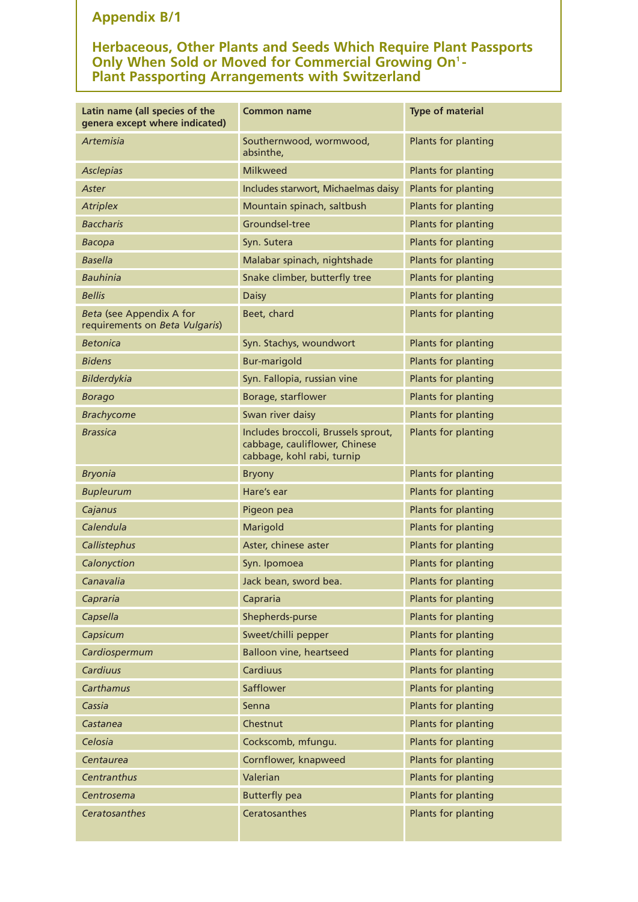## Appendix B/1

## Herbaceous, Other Plants and Seeds Which Require Plant Passports Only When Sold or Moved for Commercial Growing On[1] - Plant Passporting Arrangements with Switzerland

| Latin name (all species of the genera except where indicated) | Common name | Type of material |
|---|---|---|
| *Artemisia* | Southernwood, wormwood, absinthe, | Plants for planting |
| *Asclepias* | Milkweed | Plants for planting |
| *Aster* | Includes starwort, Michaelmas daisy | Plants for planting |
| *Atriplex* | Mountain spinach, saltbush | Plants for planting |
| *Baccharis* | Groundsel-tree | Plants for planting |
| *Bacopa* | Syn. Sutera | Plants for planting |
| *Basella* | Malabar spinach, nightshade | Plants for planting |
| *Bauhinia* | Snake climber, butterfly tree | Plants for planting |
| *Bellis* | Daisy | Plants for planting |
| *Beta* (see Appendix A for requirements on *Beta Vulgaris*) | Beet, chard | Plants for planting |
| *Betonica* | Syn. Stachys, woundwort | Plants for planting |
| *Bidens* | Bur-marigold | Plants for planting |
| *Bilderdykia* | Syn. Fallopia, russian vine | Plants for planting |
| *Borago* | Borage, starflower | Plants for planting |
| *Brachycome* | Swan river daisy | Plants for planting |
| *Brassica* | Includes broccoli, Brussels sprout, cabbage, cauliflower, Chinese cabbage, kohl rabi, turnip | Plants for planting |
| *Bryonia* | Bryony | Plants for planting |
| *Bupleurum* | Hare's ear | Plants for planting |
| *Cajanus* | Pigeon pea | Plants for planting |
| *Calendula* | Marigold | Plants for planting |
| *Callistephus* | Aster, chinese aster | Plants for planting |
| *Calonyction* | Syn. Ipomoea | Plants for planting |
| *Canavalia* | Jack bean, sword bea. | Plants for planting |
| *Capraria* | Capraria | Plants for planting |
| *Capsella* | Shepherds-purse | Plants for planting |
| *Capsicum* | Sweet/chilli pepper | Plants for planting |
| *Cardiospermum* | Balloon vine, heartseed | Plants for planting |
| *Cardiuus* | Cardiuus | Plants for planting |
| *Carthamus* | Safflower | Plants for planting |
| *Cassia* | Senna | Plants for planting |
| *Castanea* | Chestnut | Plants for planting |
| *Celosia* | Cockscomb, mfungu. | Plants for planting |
| *Centaurea* | Cornflower, knapweed | Plants for planting |
| *Centranthus* | Valerian | Plants for planting |
| *Centrosema* | Butterfly pea | Plants for planting |
| *Ceratosanthes* | Ceratosanthes | Plants for planting |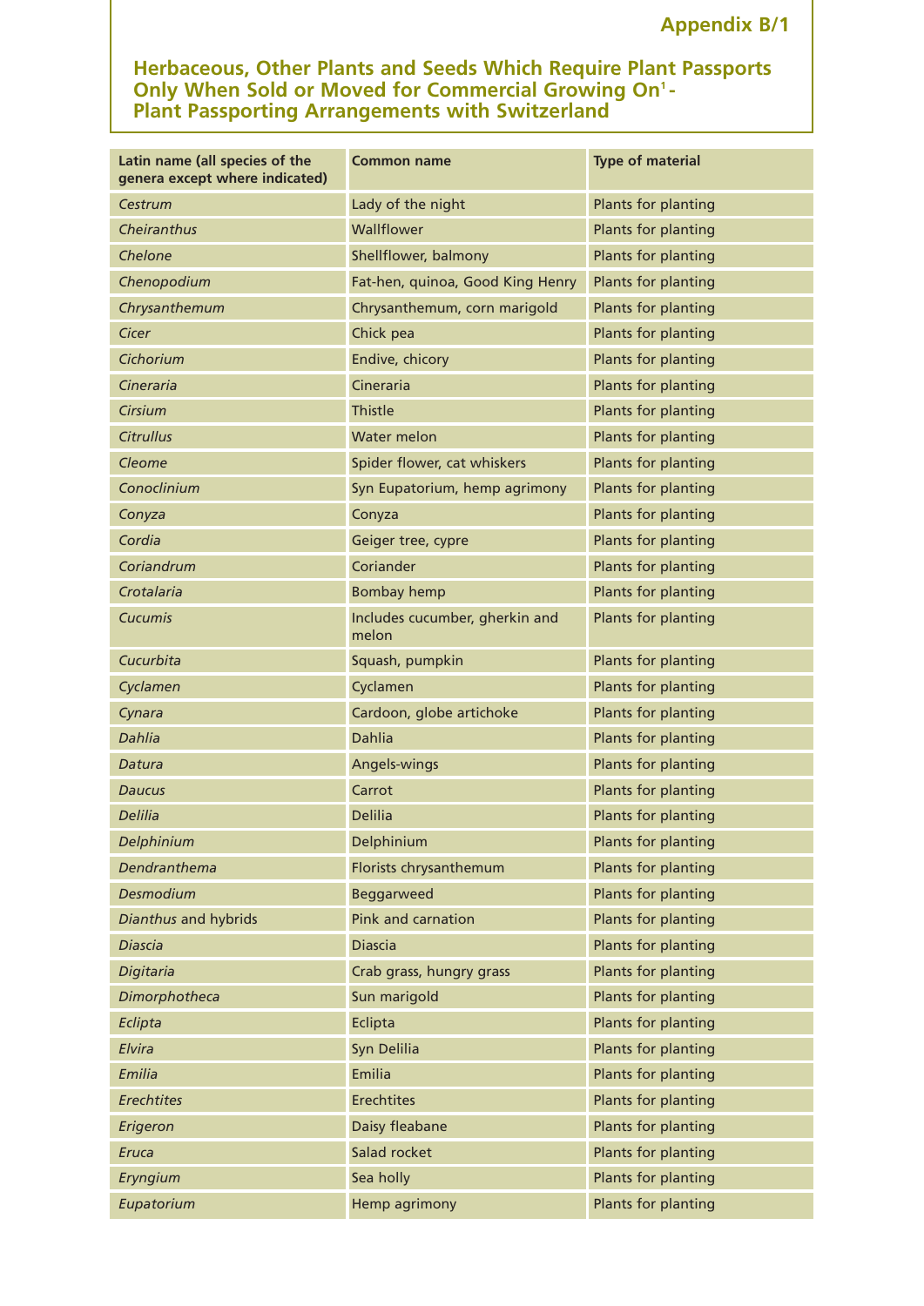Appendix B/1

## Herbaceous, Other Plants and Seeds Which Require Plant Passports Only When Sold or Moved for Commercial Growing On[1] - Plant Passporting Arrangements with Switzerland

| Latin name (all species of the genera except where indicated) | Common name | Type of material |
|---|---|---|
| *Cestrum* | Lady of the night | Plants for planting |
| *Cheiranthus* | Wallflower | Plants for planting |
| *Chelone* | Shellflower, balmony | Plants for planting |
| *Chenopodium* | Fat-hen, quinoa, Good King Henry | Plants for planting |
| *Chrysanthemum* | Chrysanthemum, corn marigold | Plants for planting |
| *Cicer* | Chick pea | Plants for planting |
| *Cichorium* | Endive, chicory | Plants for planting |
| *Cineraria* | Cineraria | Plants for planting |
| *Cirsium* | Thistle | Plants for planting |
| *Citrullus* | Water melon | Plants for planting |
| *Cleome* | Spider flower, cat whiskers | Plants for planting |
| *Conoclinium* | Syn Eupatorium, hemp agrimony | Plants for planting |
| *Conyza* | Conyza | Plants for planting |
| *Cordia* | Geiger tree, cypre | Plants for planting |
| *Coriandrum* | Coriander | Plants for planting |
| *Crotalaria* | Bombay hemp | Plants for planting |
| *Cucumis* | Includes cucumber, gherkin and melon | Plants for planting |
| *Cucurbita* | Squash, pumpkin | Plants for planting |
| *Cyclamen* | Cyclamen | Plants for planting |
| *Cynara* | Cardoon, globe artichoke | Plants for planting |
| *Dahlia* | Dahlia | Plants for planting |
| *Datura* | Angels-wings | Plants for planting |
| *Daucus* | Carrot | Plants for planting |
| *Delilia* | Delilia | Plants for planting |
| *Delphinium* | Delphinium | Plants for planting |
| *Dendranthema* | Florists chrysanthemum | Plants for planting |
| *Desmodium* | Beggarweed | Plants for planting |
| *Dianthus* and hybrids | Pink and carnation | Plants for planting |
| *Diascia* | Diascia | Plants for planting |
| *Digitaria* | Crab grass, hungry grass | Plants for planting |
| *Dimorphotheca* | Sun marigold | Plants for planting |
| *Eclipta* | Eclipta | Plants for planting |
| *Elvira* | Syn Delilia | Plants for planting |
| *Emilia* | Emilia | Plants for planting |
| *Erechtites* | Erechtites | Plants for planting |
| *Erigeron* | Daisy fleabane | Plants for planting |
| *Eruca* | Salad rocket | Plants for planting |
| *Eryngium* | Sea holly | Plants for planting |
| *Eupatorium* | Hemp agrimony | Plants for planting |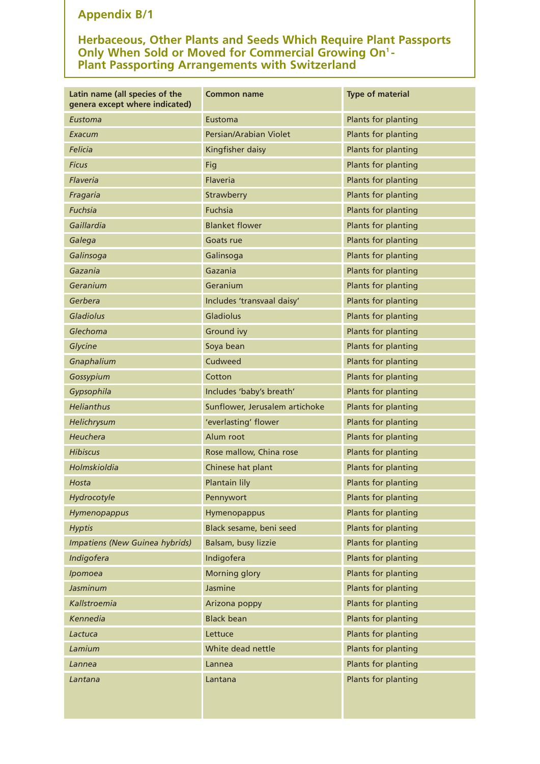## Appendix B/1

## Herbaceous, Other Plants and Seeds Which Require Plant Passports Only When Sold or Moved for Commercial Growing On[1] - Plant Passporting Arrangements with Switzerland

| Latin name (all species of the genera except where indicated) | Common name | Type of material |
|---|---|---|
| *Eustoma* | Eustoma | Plants for planting |
| *Exacum* | Persian/Arabian Violet | Plants for planting |
| *Felicia* | Kingfisher daisy | Plants for planting |
| *Ficus* | Fig | Plants for planting |
| *Flaveria* | Flaveria | Plants for planting |
| *Fragaria* | Strawberry | Plants for planting |
| *Fuchsia* | Fuchsia | Plants for planting |
| *Gaillardia* | Blanket flower | Plants for planting |
| *Galega* | Goats rue | Plants for planting |
| *Galinsoga* | Galinsoga | Plants for planting |
| *Gazania* | Gazania | Plants for planting |
| *Geranium* | Geranium | Plants for planting |
| *Gerbera* | Includes 'transvaal daisy' | Plants for planting |
| *Gladiolus* | Gladiolus | Plants for planting |
| *Glechoma* | Ground ivy | Plants for planting |
| *Glycine* | Soya bean | Plants for planting |
| *Gnaphalium* | Cudweed | Plants for planting |
| *Gossypium* | Cotton | Plants for planting |
| *Gypsophila* | Includes 'baby's breath' | Plants for planting |
| *Helianthus* | Sunflower, Jerusalem artichoke | Plants for planting |
| *Helichrysum* | 'everlasting' flower | Plants for planting |
| *Heuchera* | Alum root | Plants for planting |
| *Hibiscus* | Rose mallow, China rose | Plants for planting |
| *Holmskioldia* | Chinese hat plant | Plants for planting |
| *Hosta* | Plantain lily | Plants for planting |
| *Hydrocotyle* | Pennywort | Plants for planting |
| *Hymenopappus* | Hymenopappus | Plants for planting |
| *Hyptis* | Black sesame, beni seed | Plants for planting |
| *Impatiens (New Guinea hybrids)* | Balsam, busy lizzie | Plants for planting |
| *Indigofera* | Indigofera | Plants for planting |
| *Ipomoea* | Morning glory | Plants for planting |
| *Jasminum* | Jasmine | Plants for planting |
| *Kallstroemia* | Arizona poppy | Plants for planting |
| *Kennedia* | Black bean | Plants for planting |
| *Lactuca* | Lettuce | Plants for planting |
| *Lamium* | White dead nettle | Plants for planting |
| *Lannea* | Lannea | Plants for planting |
| *Lantana* | Lantana | Plants for planting |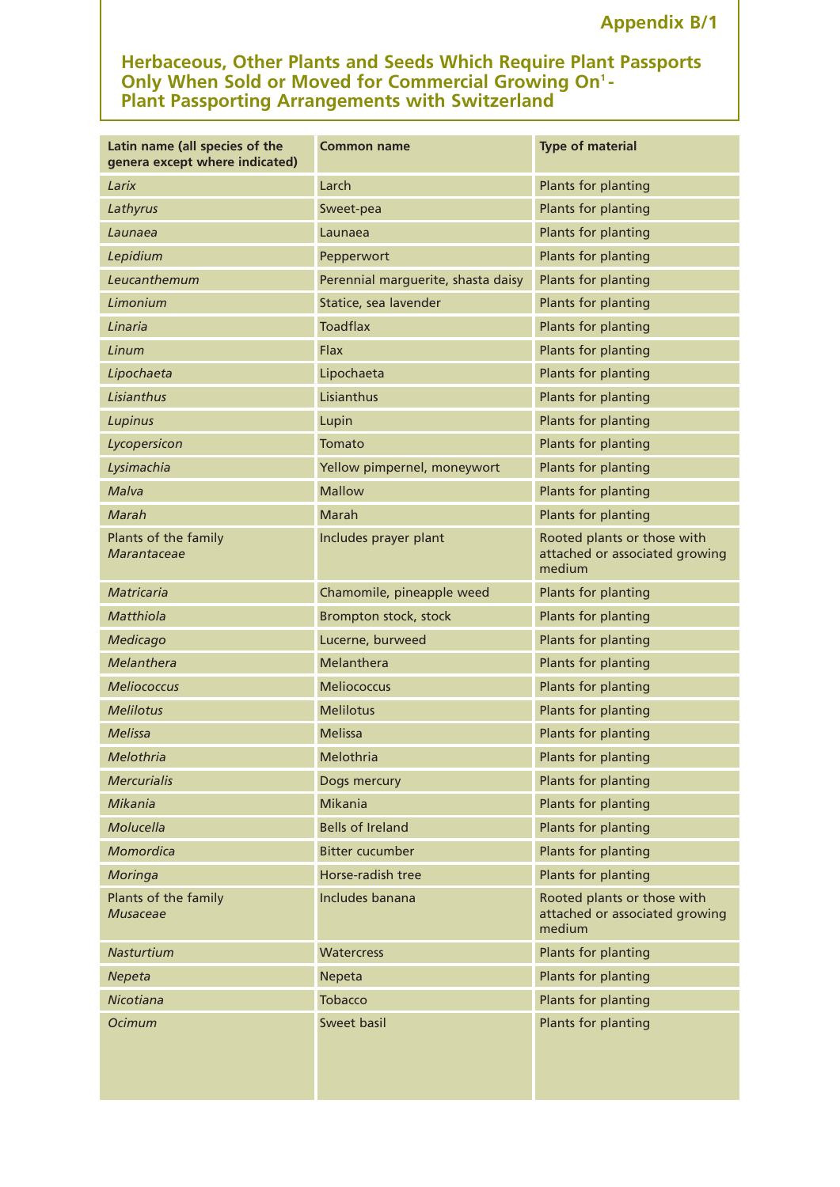Appendix B/1

## Herbaceous, Other Plants and Seeds Which Require Plant Passports Only When Sold or Moved for Commercial Growing On[1] - Plant Passporting Arrangements with Switzerland

| Latin name (all species of the genera except where indicated) | Common name | Type of material |
|---|---|---|
| *Larix* | Larch | Plants for planting |
| *Lathyrus* | Sweet-pea | Plants for planting |
| *Launaea* | Launaea | Plants for planting |
| *Lepidium* | Pepperwort | Plants for planting |
| *Leucanthemum* | Perennial marguerite, shasta daisy | Plants for planting |
| *Limonium* | Statice, sea lavender | Plants for planting |
| *Linaria* | Toadflax | Plants for planting |
| *Linum* | Flax | Plants for planting |
| *Lipochaeta* | Lipochaeta | Plants for planting |
| *Lisianthus* | Lisianthus | Plants for planting |
| *Lupinus* | Lupin | Plants for planting |
| *Lycopersicon* | Tomato | Plants for planting |
| *Lysimachia* | Yellow pimpernel, moneywort | Plants for planting |
| *Malva* | Mallow | Plants for planting |
| *Marah* | Marah | Plants for planting |
| Plants of the family *Marantaceae* | Includes prayer plant | Rooted plants or those with attached or associated growing medium |
| *Matricaria* | Chamomile, pineapple weed | Plants for planting |
| *Matthiola* | Brompton stock, stock | Plants for planting |
| *Medicago* | Lucerne, burweed | Plants for planting |
| *Melanthera* | Melanthera | Plants for planting |
| *Meliococcus* | Meliococcus | Plants for planting |
| *Melilotus* | Melilotus | Plants for planting |
| *Melissa* | Melissa | Plants for planting |
| *Melothria* | Melothria | Plants for planting |
| *Mercurialis* | Dogs mercury | Plants for planting |
| *Mikania* | Mikania | Plants for planting |
| *Molucella* | Bells of Ireland | Plants for planting |
| *Momordica* | Bitter cucumber | Plants for planting |
| *Moringa* | Horse-radish tree | Plants for planting |
| Plants of the family *Musaceae* | Includes banana | Rooted plants or those with attached or associated growing medium |
| *Nasturtium* | Watercress | Plants for planting |
| *Nepeta* | Nepeta | Plants for planting |
| *Nicotiana* | Tobacco | Plants for planting |
| *Ocimum* | Sweet basil | Plants for planting |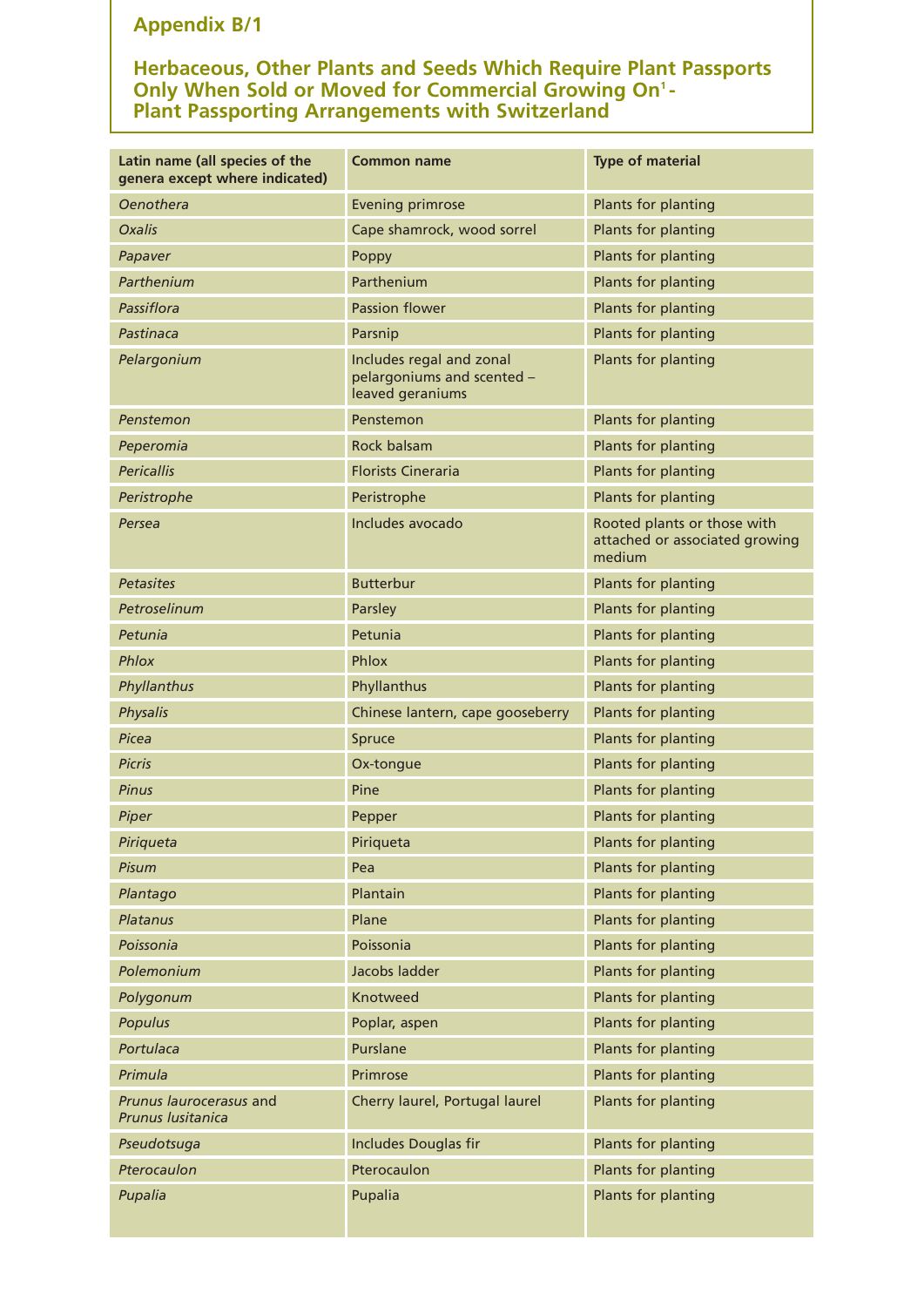## Appendix B/1

## Herbaceous, Other Plants and Seeds Which Require Plant Passports Only When Sold or Moved for Commercial Growing On[1] - Plant Passporting Arrangements with Switzerland

| Latin name (all species of the genera except where indicated) | Common name | Type of material |
|---|---|---|
| *Oenothera* | Evening primrose | Plants for planting |
| *Oxalis* | Cape shamrock, wood sorrel | Plants for planting |
| *Papaver* | Poppy | Plants for planting |
| *Parthenium* | Parthenium | Plants for planting |
| *Passiflora* | Passion flower | Plants for planting |
| *Pastinaca* | Parsnip | Plants for planting |
| *Pelargonium* | Includes regal and zonal pelargoniums and scented – leaved geraniums | Plants for planting |
| *Penstemon* | Penstemon | Plants for planting |
| *Peperomia* | Rock balsam | Plants for planting |
| *Pericallis* | Florists Cineraria | Plants for planting |
| *Peristrophe* | Peristrophe | Plants for planting |
| *Persea* | Includes avocado | Rooted plants or those with attached or associated growing medium |
| *Petasites* | Butterbur | Plants for planting |
| *Petroselinum* | Parsley | Plants for planting |
| *Petunia* | Petunia | Plants for planting |
| *Phlox* | Phlox | Plants for planting |
| *Phyllanthus* | Phyllanthus | Plants for planting |
| *Physalis* | Chinese lantern, cape gooseberry | Plants for planting |
| *Picea* | Spruce | Plants for planting |
| *Picris* | Ox-tongue | Plants for planting |
| *Pinus* | Pine | Plants for planting |
| *Piper* | Pepper | Plants for planting |
| *Piriqueta* | Piriqueta | Plants for planting |
| *Pisum* | Pea | Plants for planting |
| *Plantago* | Plantain | Plants for planting |
| *Platanus* | Plane | Plants for planting |
| *Poissonia* | Poissonia | Plants for planting |
| *Polemonium* | Jacobs ladder | Plants for planting |
| *Polygonum* | Knotweed | Plants for planting |
| *Populus* | Poplar, aspen | Plants for planting |
| *Portulaca* | Purslane | Plants for planting |
| *Primula* | Primrose | Plants for planting |
| *Prunus laurocerasus* and *Prunus lusitanica* | Cherry laurel, Portugal laurel | Plants for planting |
| *Pseudotsuga* | Includes Douglas fir | Plants for planting |
| *Pterocaulon* | Pterocaulon | Plants for planting |
| *Pupalia* | Pupalia | Plants for planting |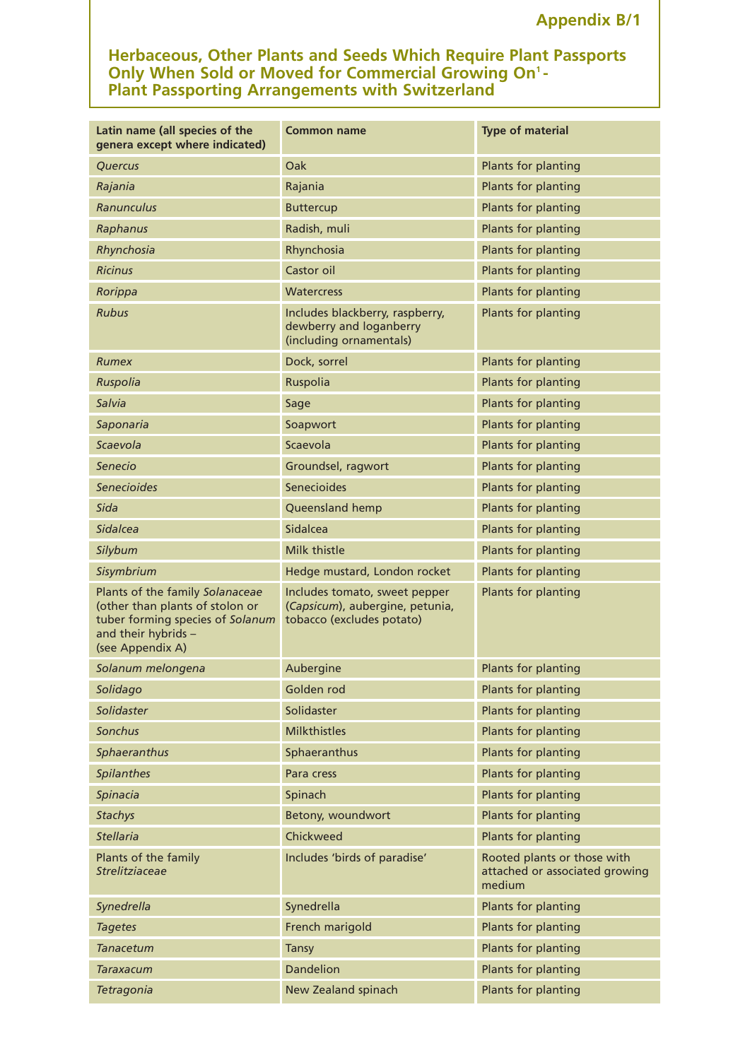Appendix B/1

## Herbaceous, Other Plants and Seeds Which Require Plant Passports Only When Sold or Moved for Commercial Growing On[1] - Plant Passporting Arrangements with Switzerland

| Latin name (all species of the genera except where indicated) | Common name | Type of material |
|---|---|---|
| *Quercus* | Oak | Plants for planting |
| *Rajania* | Rajania | Plants for planting |
| *Ranunculus* | Buttercup | Plants for planting |
| *Raphanus* | Radish, muli | Plants for planting |
| *Rhynchosia* | Rhynchosia | Plants for planting |
| *Ricinus* | Castor oil | Plants for planting |
| *Rorippa* | Watercress | Plants for planting |
| *Rubus* | Includes blackberry, raspberry, dewberry and loganberry (including ornamentals) | Plants for planting |
| *Rumex* | Dock, sorrel | Plants for planting |
| *Ruspolia* | Ruspolia | Plants for planting |
| *Salvia* | Sage | Plants for planting |
| *Saponaria* | Soapwort | Plants for planting |
| *Scaevola* | Scaevola | Plants for planting |
| *Senecio* | Groundsel, ragwort | Plants for planting |
| *Senecioides* | Senecioides | Plants for planting |
| *Sida* | Queensland hemp | Plants for planting |
| *Sidalcea* | Sidalcea | Plants for planting |
| *Silybum* | Milk thistle | Plants for planting |
| *Sisymbrium* | Hedge mustard, London rocket | Plants for planting |
| Plants of the family *Solanaceae* (other than plants of stolon or tuber forming species of *Solanum* and their hybrids – (see Appendix A) | Includes tomato, sweet pepper (*Capsicum*), aubergine, petunia, tobacco (excludes potato) | Plants for planting |
| *Solanum melongena* | Aubergine | Plants for planting |
| *Solidago* | Golden rod | Plants for planting |
| *Solidaster* | Solidaster | Plants for planting |
| *Sonchus* | Milkthistles | Plants for planting |
| *Sphaeranthus* | Sphaeranthus | Plants for planting |
| *Spilanthes* | Para cress | Plants for planting |
| *Spinacia* | Spinach | Plants for planting |
| *Stachys* | Betony, woundwort | Plants for planting |
| *Stellaria* | Chickweed | Plants for planting |
| Plants of the family *Strelitziaceae* | Includes 'birds of paradise' | Rooted plants or those with attached or associated growing medium |
| *Synedrella* | Synedrella | Plants for planting |
| *Tagetes* | French marigold | Plants for planting |
| *Tanacetum* | Tansy | Plants for planting |
| *Taraxacum* | Dandelion | Plants for planting |
| *Tetragonia* | New Zealand spinach | Plants for planting |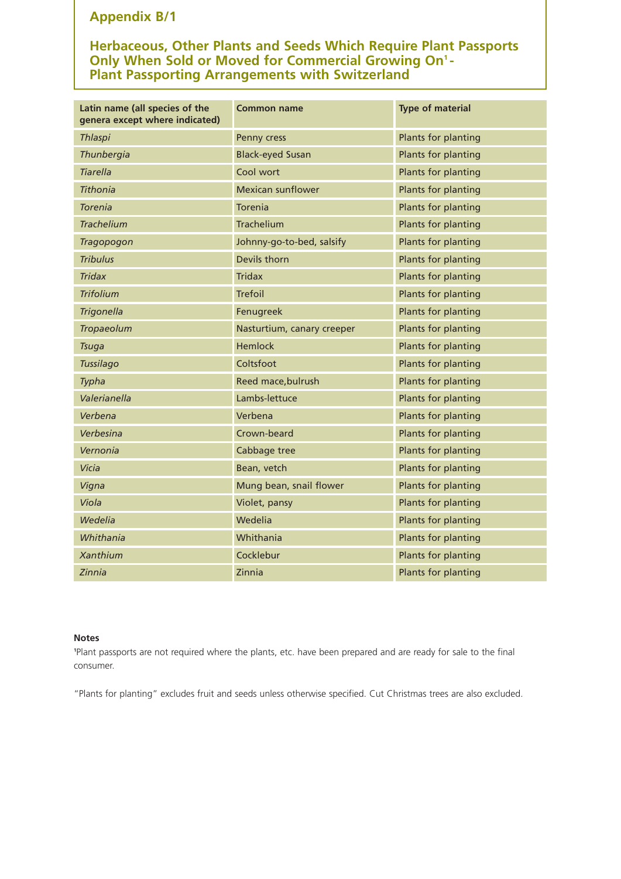## Appendix B/1

## Herbaceous, Other Plants and Seeds Which Require Plant Passports Only When Sold or Moved for Commercial Growing On[1] - Plant Passporting Arrangements with Switzerland

| Latin name (all species of the genera except where indicated) | Common name | Type of material |
|---|---|---|
| *Thlaspi* | Penny cress | Plants for planting |
| *Thunbergia* | Black-eyed Susan | Plants for planting |
| *Tiarella* | Cool wort | Plants for planting |
| *Tithonia* | Mexican sunflower | Plants for planting |
| *Torenia* | Torenia | Plants for planting |
| *Trachelium* | Trachelium | Plants for planting |
| *Tragopogon* | Johnny-go-to-bed, salsify | Plants for planting |
| *Tribulus* | Devils thorn | Plants for planting |
| *Tridax* | Tridax | Plants for planting |
| *Trifolium* | Trefoil | Plants for planting |
| *Trigonella* | Fenugreek | Plants for planting |
| *Tropaeolum* | Nasturtium, canary creeper | Plants for planting |
| *Tsuga* | Hemlock | Plants for planting |
| *Tussilago* | Coltsfoot | Plants for planting |
| *Typha* | Reed mace,bulrush | Plants for planting |
| *Valerianella* | Lambs-lettuce | Plants for planting |
| *Verbena* | Verbena | Plants for planting |
| *Verbesina* | Crown-beard | Plants for planting |
| *Vernonia* | Cabbage tree | Plants for planting |
| *Vicia* | Bean, vetch | Plants for planting |
| *Vigna* | Mung bean, snail flower | Plants for planting |
| *Viola* | Violet, pansy | Plants for planting |
| *Wedelia* | Wedelia | Plants for planting |
| *Whithania* | Whithania | Plants for planting |
| *Xanthium* | Cocklebur | Plants for planting |
| *Zinnia* | Zinnia | Plants for planting |

**Notes**

[1]Plant passports are not required where the plants, etc. have been prepared and are ready for sale to the final consumer.

"Plants for planting" excludes fruit and seeds unless otherwise specified. Cut Christmas trees are also excluded.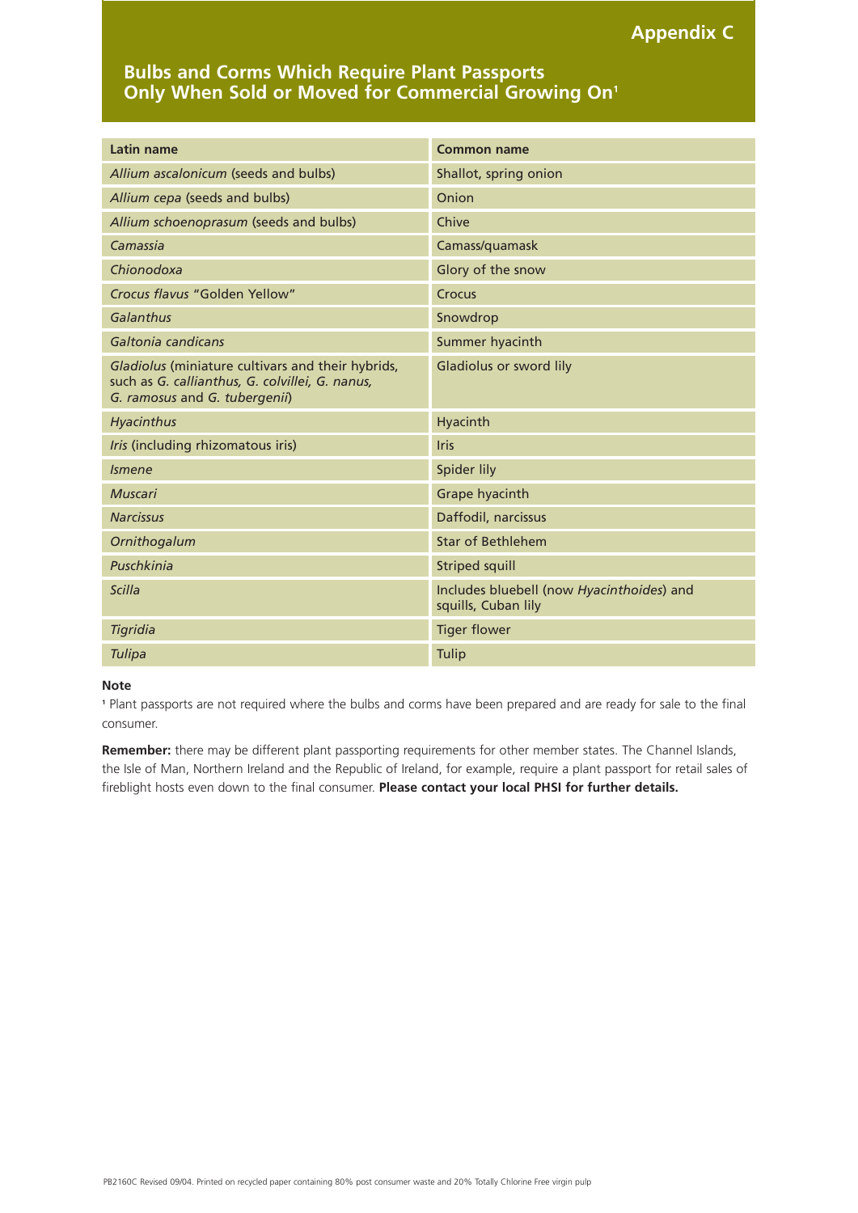# Appendix C

## Bulbs and Corms Which Require Plant Passports Only When Sold or Moved for Commercial Growing On[1]

| Latin name | Common name |
| --- | --- |
| *Allium ascalonicum* (seeds and bulbs) | Shallot, spring onion |
| *Allium cepa* (seeds and bulbs) | Onion |
| *Allium schoenoprasum* (seeds and bulbs) | Chive |
| *Camassia* | Camass/quamask |
| *Chionodoxa* | Glory of the snow |
| *Crocus flavus* "Golden Yellow" | Crocus |
| *Galanthus* | Snowdrop |
| *Galtonia candicans* | Summer hyacinth |
| *Gladiolus* (miniature cultivars and their hybrids, such as *G. callianthus, G. colvillei, G. nanus, G. ramosus* and *G. tubergenii*) | Gladiolus or sword lily |
| *Hyacinthus* | Hyacinth |
| *Iris* (including rhizomatous iris) | Iris |
| *Ismene* | Spider lily |
| *Muscari* | Grape hyacinth |
| *Narcissus* | Daffodil, narcissus |
| *Ornithogalum* | Star of Bethlehem |
| *Puschkinia* | Striped squill |
| *Scilla* | Includes bluebell (now *Hyacinthoides*) and squills, Cuban lily |
| *Tigridia* | Tiger flower |
| *Tulipa* | Tulip |

**Note**

[1] Plant passports are not required where the bulbs and corms have been prepared and are ready for sale to the final consumer.

**Remember:** there may be different plant passporting requirements for other member states. The Channel Islands, the Isle of Man, Northern Ireland and the Republic of Ireland, for example, require a plant passport for retail sales of fireblight hosts even down to the final consumer. **Please contact your local PHSI for further details.**

PB2160C Revised 09/04. Printed on recycled paper containing 80% post consumer waste and 20% Totally Chlorine Free virgin pulp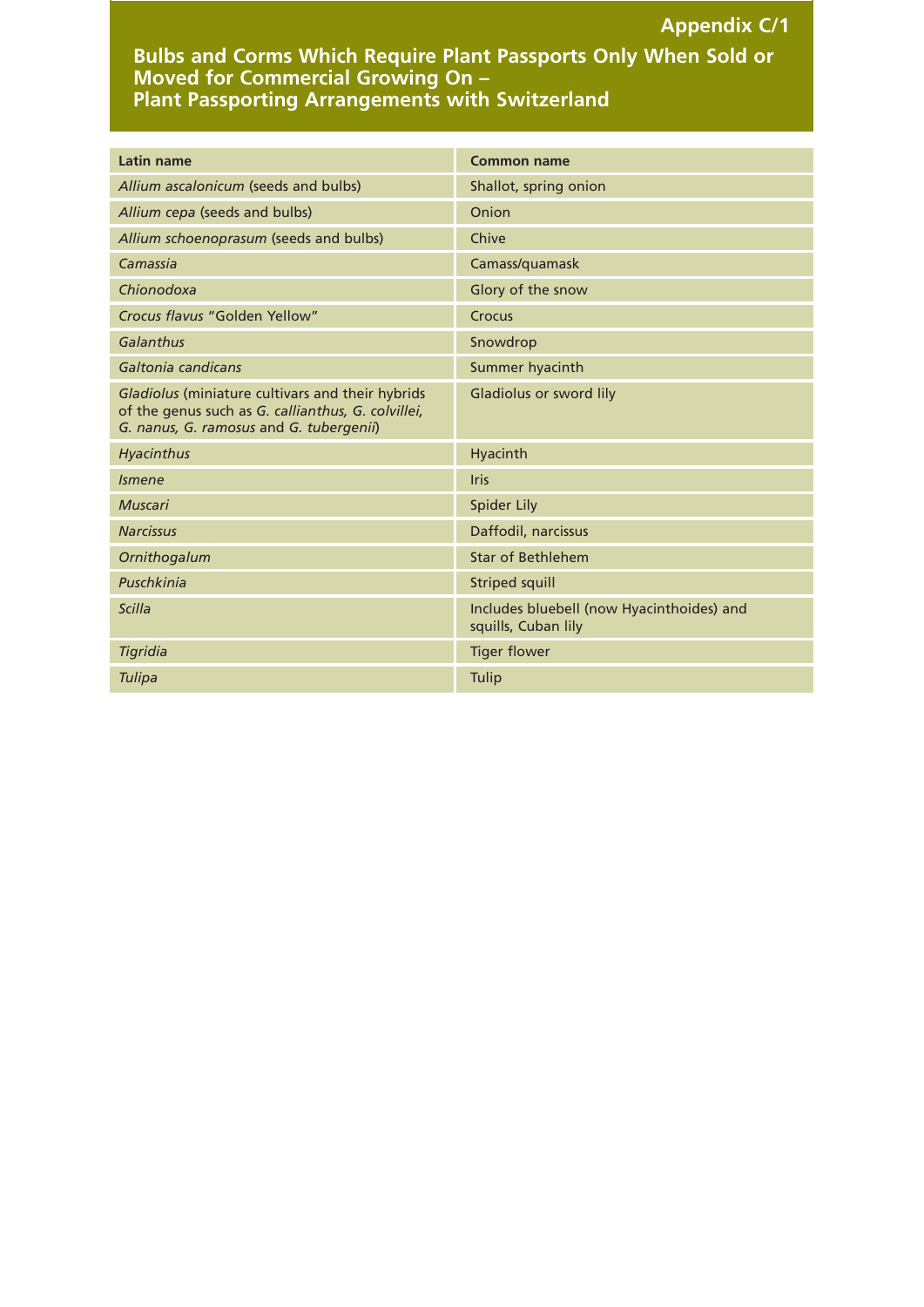**Appendix C/1**

# Bulbs and Corms Which Require Plant Passports Only When Sold or Moved for Commercial Growing On – Plant Passporting Arrangements with Switzerland

| Latin name | Common name |
|---|---|
| *Allium ascalonicum* (seeds and bulbs) | Shallot, spring onion |
| *Allium cepa* (seeds and bulbs) | Onion |
| *Allium schoenoprasum* (seeds and bulbs) | Chive |
| *Camassia* | Camass/quamask |
| *Chionodoxa* | Glory of the snow |
| *Crocus flavus* "Golden Yellow" | Crocus |
| *Galanthus* | Snowdrop |
| *Galtonia candicans* | Summer hyacinth |
| *Gladiolus* (miniature cultivars and their hybrids of the genus such as *G. callianthus, G. colvillei, G. nanus, G. ramosus* and *G. tubergenii*) | Gladiolus or sword lily |
| *Hyacinthus* | Hyacinth |
| *Ismene* | Iris |
| *Muscari* | Spider Lily |
| *Narcissus* | Daffodil, narcissus |
| *Ornithogalum* | Star of Bethlehem |
| *Puschkinia* | Striped squill |
| *Scilla* | Includes bluebell (now Hyacinthoides) and squills, Cuban lily |
| *Tigridia* | Tiger flower |
| *Tulipa* | Tulip |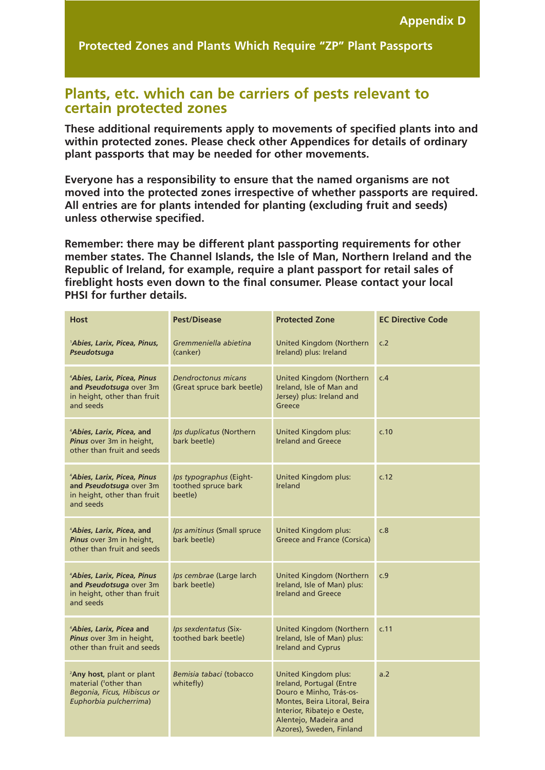# Appendix D

## Protected Zones and Plants Which Require "ZP" Plant Passports

## Plants, etc. which can be carriers of pests relevant to certain protected zones

**These additional requirements apply to movements of specified plants into and within protected zones. Please check other Appendices for details of ordinary plant passports that may be needed for other movements.**

**Everyone has a responsibility to ensure that the named organisms are not moved into the protected zones irrespective of whether passports are required. All entries are for plants intended for planting (excluding fruit and seeds) unless otherwise specified.**

**Remember: there may be different plant passporting requirements for other member states. The Channel Islands, the Isle of Man, Northern Ireland and the Republic of Ireland, for example, require a plant passport for retail sales of fireblight hosts even down to the final consumer. Please contact your local PHSI for further details.**

| Host | Pest/Disease | Protected Zone | EC Directive Code |
|---|---|---|---|
| [1]***Abies, Larix, Picea, Pinus, Pseudotsuga*** | *Gremmeniella abietina* (canker) | United Kingdom (Northern Ireland) plus: Ireland | c.2 |
| [4]***Abies, Larix, Picea, Pinus* and *Pseudotsuga*** over 3m in height, other than fruit and seeds | *Dendroctonus micans* (Great spruce bark beetle) | United Kingdom (Northern Ireland, Isle of Man and Jersey) plus: Ireland and Greece | c.4 |
| [4]***Abies, Larix, Picea,* and *Pinus*** over 3m in height, other than fruit and seeds | *Ips duplicatus* (Northern bark beetle) | United Kingdom plus: Ireland and Greece | c.10 |
| [4]***Abies, Larix, Picea, Pinus* and *Pseudotsuga*** over 3m in height, other than fruit and seeds | *Ips typographus* (Eight-toothed spruce bark beetle) | United Kingdom plus: Ireland | c.12 |
| [4]***Abies, Larix, Picea,* and *Pinus*** over 3m in height, other than fruit and seeds | *Ips amitinus* (Small spruce bark beetle) | United Kingdom plus: Greece and France (Corsica) | c.8 |
| [4]***Abies, Larix, Picea, Pinus* and *Pseudotsuga*** over 3m in height, other than fruit and seeds | *Ips cembrae* (Large larch bark beetle) | United Kingdom (Northern Ireland, Isle of Man) plus: Ireland and Greece | c.9 |
| [4]***Abies, Larix, Picea* and *Pinus*** over 3m in height, other than fruit and seeds | *Ips sexdentatus* (Six-toothed bark beetle) | United Kingdom (Northern Ireland, Isle of Man) plus: Ireland and Cyprus | c.11 |
| [2]**Any host**, plant or plant material ([3]other than *Begonia, Ficus, Hibiscus or Euphorbia pulcherrima*) | *Bemisia tabaci* (tobacco whitefly) | United Kingdom plus: Ireland, Portugal (Entre Douro e Minho, Trás-os-Montes, Beira Litoral, Beira Interior, Ribatejo e Oeste, Alentejo, Madeira and Azores), Sweden, Finland | a.2 |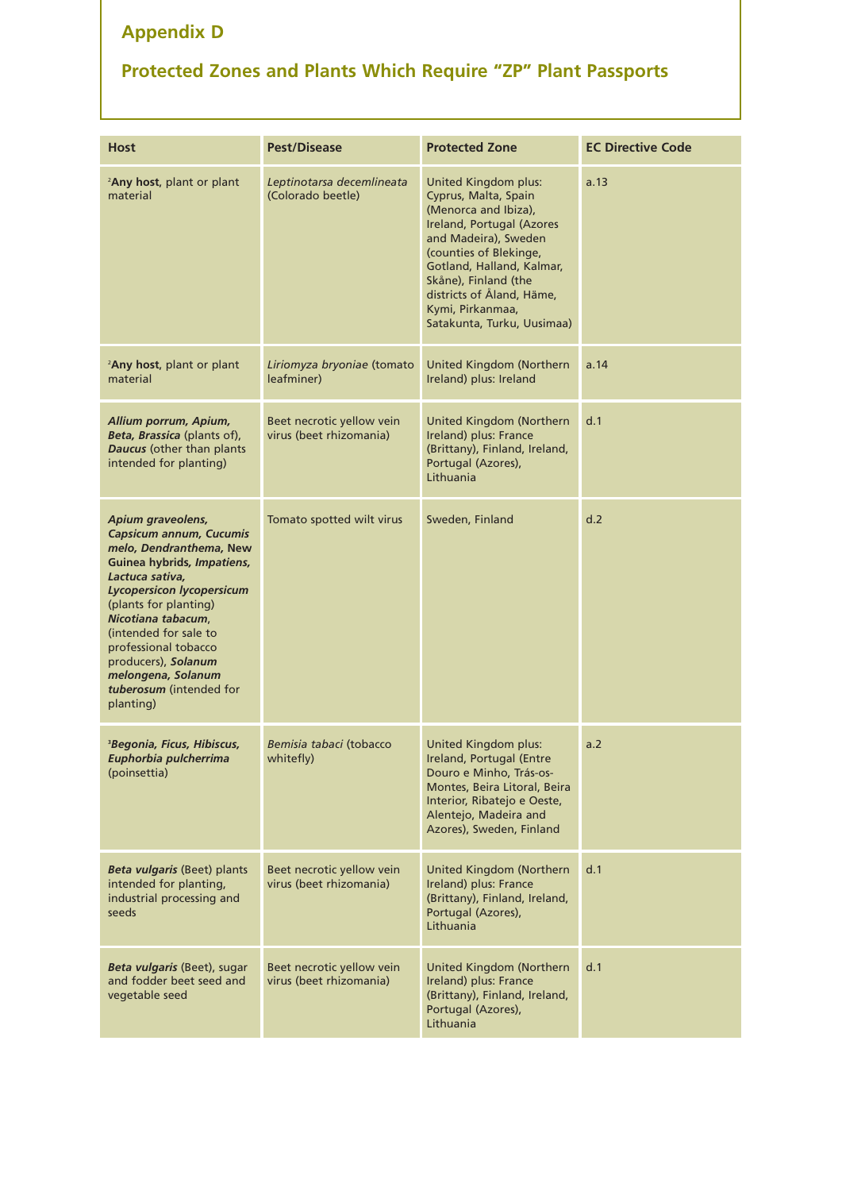## Appendix D

## Protected Zones and Plants Which Require "ZP" Plant Passports

| Host | Pest/Disease | Protected Zone | EC Directive Code |
|---|---|---|---|
| [2]**Any host**, plant or plant material | *Leptinotarsa decemlineata* (Colorado beetle) | United Kingdom plus: Cyprus, Malta, Spain (Menorca and Ibiza), Ireland, Portugal (Azores and Madeira), Sweden (counties of Blekinge, Gotland, Halland, Kalmar, Skåne), Finland (the districts of Åland, Häme, Kymi, Pirkanmaa, Satakunta, Turku, Uusimaa) | a.13 |
| [2]**Any host**, plant or plant material | *Liriomyza bryoniae* (tomato leafminer) | United Kingdom (Northern Ireland) plus: Ireland | a.14 |
| ***Allium porrum, Apium, Beta, Brassica*** (plants of), ***Daucus*** (other than plants intended for planting) | Beet necrotic yellow vein virus (beet rhizomania) | United Kingdom (Northern Ireland) plus: France (Brittany), Finland, Ireland, Portugal (Azores), Lithuania | d.1 |
| ***Apium graveolens, Capsicum annum, Cucumis melo, Dendranthema,* New Guinea hybrids, *Impatiens, Lactuca sativa, Lycopersicon lycopersicum*** (plants for planting) ***Nicotiana tabacum***, (intended for sale to professional tobacco producers), ***Solanum melongena, Solanum tuberosum*** (intended for planting) | Tomato spotted wilt virus | Sweden, Finland | d.2 |
| [3]***Begonia, Ficus, Hibiscus, Euphorbia pulcherrima*** (poinsettia) | *Bemisia tabaci* (tobacco whitefly) | United Kingdom plus: Ireland, Portugal (Entre Douro e Minho, Trás-os-Montes, Beira Litoral, Beira Interior, Ribatejo e Oeste, Alentejo, Madeira and Azores), Sweden, Finland | a.2 |
| ***Beta vulgaris*** (Beet) plants intended for planting, industrial processing and seeds | Beet necrotic yellow vein virus (beet rhizomania) | United Kingdom (Northern Ireland) plus: France (Brittany), Finland, Ireland, Portugal (Azores), Lithuania | d.1 |
| ***Beta vulgaris*** (Beet), sugar and fodder beet seed and vegetable seed | Beet necrotic yellow vein virus (beet rhizomania) | United Kingdom (Northern Ireland) plus: France (Brittany), Finland, Ireland, Portugal (Azores), Lithuania | d.1 |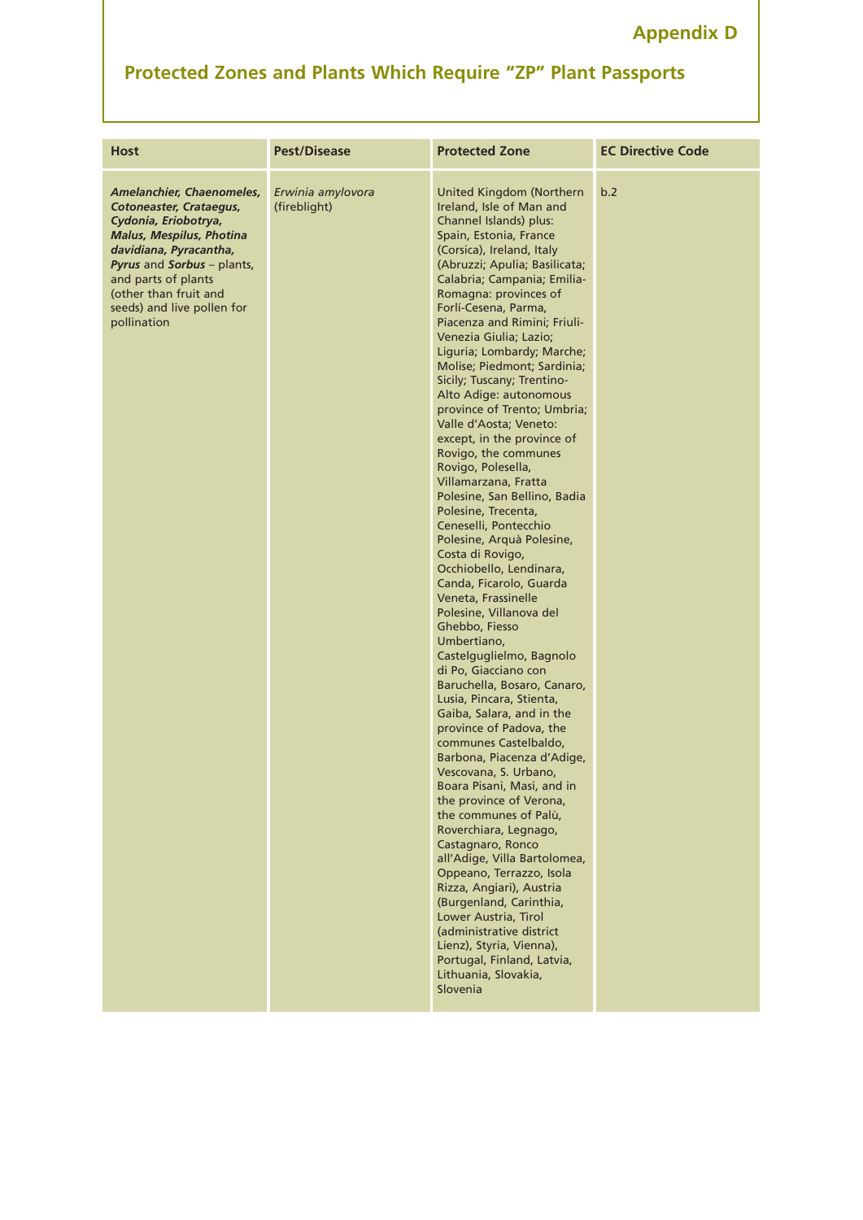# Appendix D

## Protected Zones and Plants Which Require "ZP" Plant Passports

| Host | Pest/Disease | Protected Zone | EC Directive Code |
|---|---|---|---|
| ***Amelanchier, Chaenomeles, Cotoneaster, Crataegus, Cydonia, Eriobotrya, Malus, Mespilus, Photina davidiana, Pyracantha, Pyrus*** and ***Sorbus*** – plants, and parts of plants (other than fruit and seeds) and live pollen for pollination | *Erwinia amylovora* (fireblight) | United Kingdom (Northern Ireland, Isle of Man and Channel Islands) plus: Spain, Estonia, France (Corsica), Ireland, Italy (Abruzzi; Apulia; Basilicata; Calabria; Campania; Emilia-Romagna: provinces of Forlí-Cesena, Parma, Piacenza and Rimini; Friuli-Venezia Giulia; Lazio; Liguria; Lombardy; Marche; Molise; Piedmont; Sardinia; Sicily; Tuscany; Trentino-Alto Adige: autonomous province of Trento; Umbria; Valle d'Aosta; Veneto: except, in the province of Rovigo, the communes Rovigo, Polesella, Villamarzana, Fratta Polesine, San Bellino, Badia Polesine, Trecenta, Ceneselli, Pontecchio Polesine, Arquà Polesine, Costa di Rovigo, Occhiobello, Lendinara, Canda, Ficarolo, Guarda Veneta, Frassinelle Polesine, Villanova del Ghebbo, Fiesso Umbertiano, Castelguglielmo, Bagnolo di Po, Giacciano con Baruchella, Bosaro, Canaro, Lusia, Pincara, Stienta, Gaiba, Salara, and in the province of Padova, the communes Castelbaldo, Barbona, Piacenza d'Adige, Vescovana, S. Urbano, Boara Pisani, Masi, and in the province of Verona, the communes of Palù, Roverchiara, Legnago, Castagnaro, Ronco all'Adige, Villa Bartolomea, Oppeano, Terrazzo, Isola Rizza, Angiari), Austria (Burgenland, Carinthia, Lower Austria, Tirol (administrative district Lienz), Styria, Vienna), Portugal, Finland, Latvia, Lithuania, Slovakia, Slovenia | b.2 |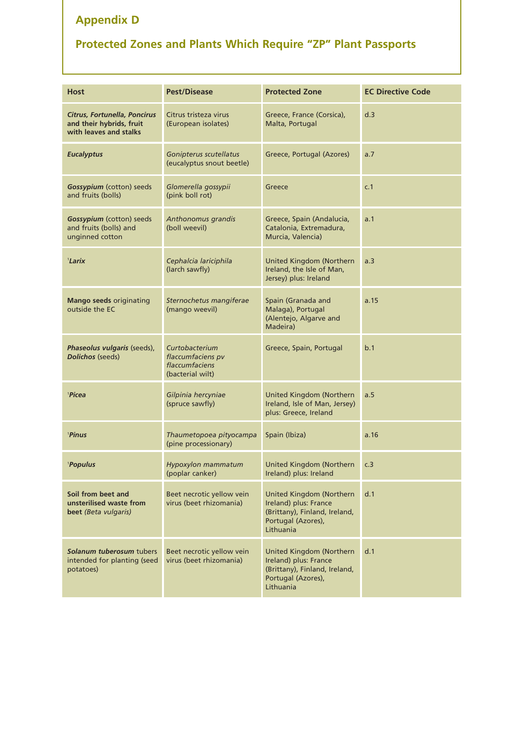## Appendix D

## Protected Zones and Plants Which Require "ZP" Plant Passports

| Host | Pest/Disease | Protected Zone | EC Directive Code |
|---|---|---|---|
| ***Citrus, Fortunella, Poncirus* and their hybrids, fruit with leaves and stalks** | Citrus tristeza virus (European isolates) | Greece, France (Corsica), Malta, Portugal | d.3 |
| ***Eucalyptus*** | *Gonipterus scutellatus* (eucalyptus snout beetle) | Greece, Portugal (Azores) | a.7 |
| ***Gossypium*** (cotton) seeds and fruits (bolls) | *Glomerella gossypii* (pink boll rot) | Greece | c.1 |
| ***Gossypium*** (cotton) seeds and fruits (bolls) and unginned cotton | *Anthonomus grandis* (boll weevil) | Greece, Spain (Andalucia, Catalonia, Extremadura, Murcia, Valencia) | a.1 |
| [1]***Larix*** | *Cephalcia lariciphila* (larch sawfly) | United Kingdom (Northern Ireland, the Isle of Man, Jersey) plus: Ireland | a.3 |
| **Mango seeds** originating outside the EC | *Sternochetus mangiferae* (mango weevil) | Spain (Granada and Malaga), Portugal (Alentejo, Algarve and Madeira) | a.15 |
| ***Phaseolus vulgaris*** (seeds), ***Dolichos*** (seeds) | *Curtobacterium flaccumfaciens pv flaccumfaciens* (bacterial wilt) | Greece, Spain, Portugal | b.1 |
| [1]***Picea*** | *Gilpinia hercyniae* (spruce sawfly) | United Kingdom (Northern Ireland, Isle of Man, Jersey) plus: Greece, Ireland | a.5 |
| [1]***Pinus*** | *Thaumetopoea pityocampa* (pine processionary) | Spain (Ibiza) | a.16 |
| [1]***Populus*** | *Hypoxylon mammatum* (poplar canker) | United Kingdom (Northern Ireland) plus: Ireland | c.3 |
| **Soil from beet and unsterilised waste from beet** *(Beta vulgaris)* | Beet necrotic yellow vein virus (beet rhizomania) | United Kingdom (Northern Ireland) plus: France (Brittany), Finland, Ireland, Portugal (Azores), Lithuania | d.1 |
| ***Solanum tuberosum*** tubers intended for planting (seed potatoes) | Beet necrotic yellow vein virus (beet rhizomania) | United Kingdom (Northern Ireland) plus: France (Brittany), Finland, Ireland, Portugal (Azores), Lithuania | d.1 |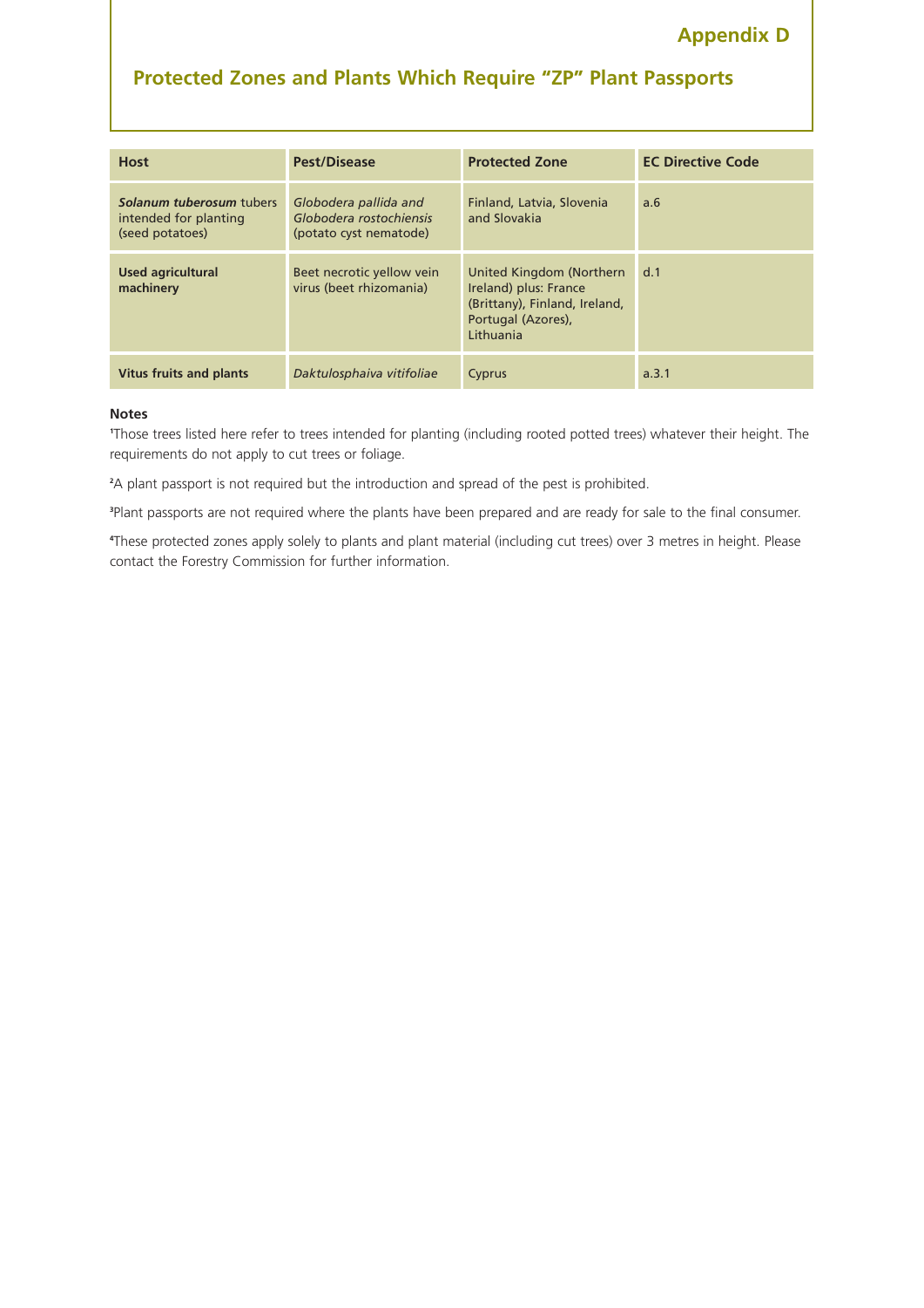# Appendix D

## Protected Zones and Plants Which Require "ZP" Plant Passports

| Host | Pest/Disease | Protected Zone | EC Directive Code |
|---|---|---|---|
| ***Solanum tuberosum*** tubers intended for planting (seed potatoes) | *Globodera pallida and Globodera rostochiensis* (potato cyst nematode) | Finland, Latvia, Slovenia and Slovakia | a.6 |
| **Used agricultural machinery** | Beet necrotic yellow vein virus (beet rhizomania) | United Kingdom (Northern Ireland) plus: France (Brittany), Finland, Ireland, Portugal (Azores), Lithuania | d.1 |
| **Vitus fruits and plants** | *Daktulosphaiva vitifoliae* | Cyprus | a.3.1 |

**Notes**

[1]Those trees listed here refer to trees intended for planting (including rooted potted trees) whatever their height. The requirements do not apply to cut trees or foliage.

[2]A plant passport is not required but the introduction and spread of the pest is prohibited.

[3]Plant passports are not required where the plants have been prepared and are ready for sale to the final consumer.

[4]These protected zones apply solely to plants and plant material (including cut trees) over 3 metres in height. Please contact the Forestry Commission for further information.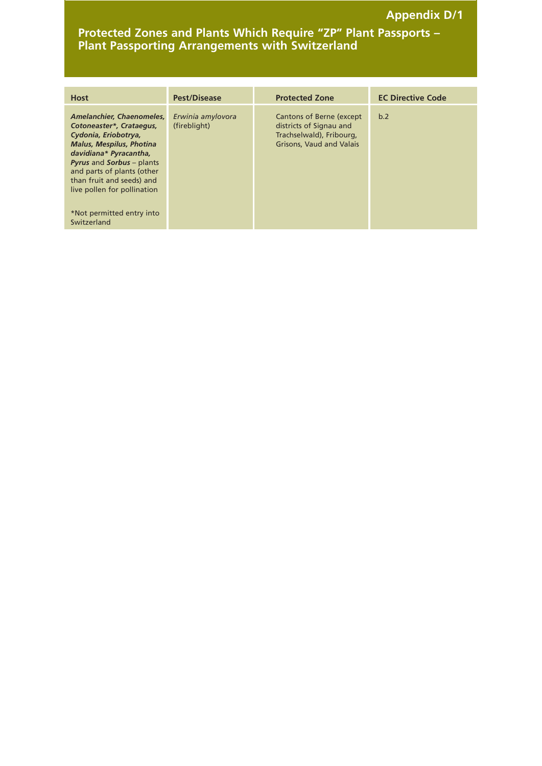# Appendix D/1

## Protected Zones and Plants Which Require "ZP" Plant Passports – Plant Passporting Arrangements with Switzerland

| Host | Pest/Disease | Protected Zone | EC Directive Code |
|---|---|---|---|
| ***Amelanchier, Chaenomeles, Cotoneaster\*, Crataegus, Cydonia, Eriobotrya, Malus, Mespilus, Photina davidiana\* Pyracantha, Pyrus*** and ***Sorbus*** – plants and parts of plants (other than fruit and seeds) and live pollen for pollination<br><br>\*Not permitted entry into Switzerland | *Erwinia amylovora* (fireblight) | Cantons of Berne (except districts of Signau and Trachselwald), Fribourg, Grisons, Vaud and Valais | b.2 |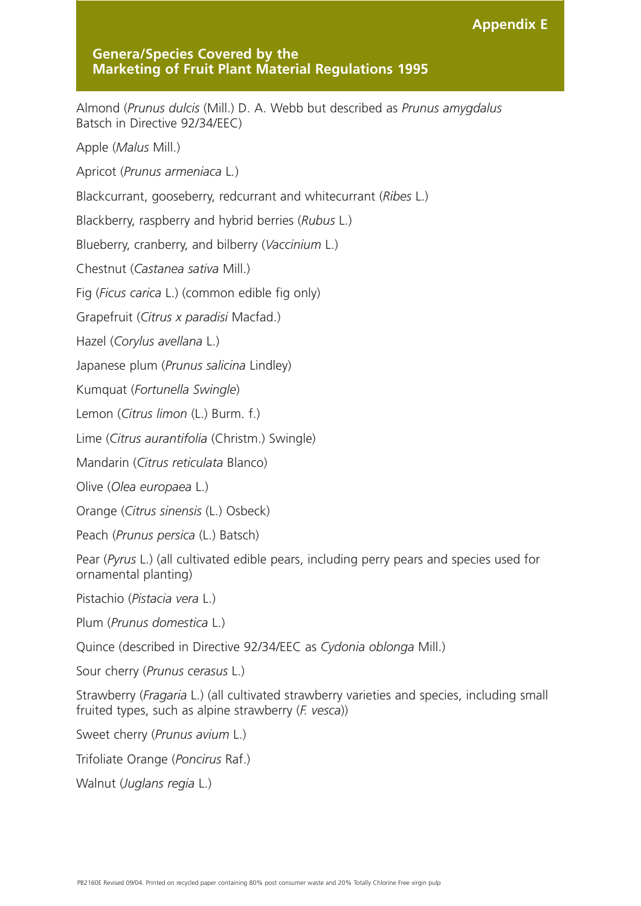**Appendix E**

## Genera/Species Covered by the Marketing of Fruit Plant Material Regulations 1995

Almond (*Prunus dulcis* (Mill.) D. A. Webb but described as *Prunus amygdalus* Batsch in Directive 92/34/EEC)

Apple (*Malus* Mill.)

Apricot (*Prunus armeniaca* L.)

Blackcurrant, gooseberry, redcurrant and whitecurrant (*Ribes* L.)

Blackberry, raspberry and hybrid berries (*Rubus* L.)

Blueberry, cranberry, and bilberry (*Vaccinium* L.)

Chestnut (*Castanea sativa* Mill.)

Fig (*Ficus carica* L.) (common edible fig only)

Grapefruit (*Citrus x paradisi* Macfad.)

Hazel (*Corylus avellana* L.)

Japanese plum (*Prunus salicina* Lindley)

Kumquat (*Fortunella Swingle*)

Lemon (*Citrus limon* (L.) Burm. f.)

Lime (*Citrus aurantifolia* (Christm.) Swingle)

Mandarin (*Citrus reticulata* Blanco)

Olive (*Olea europaea* L.)

Orange (*Citrus sinensis* (L.) Osbeck)

Peach (*Prunus persica* (L.) Batsch)

Pear (*Pyrus* L.) (all cultivated edible pears, including perry pears and species used for ornamental planting)

Pistachio (*Pistacia vera* L.)

Plum (*Prunus domestica* L.)

Quince (described in Directive 92/34/EEC as *Cydonia oblonga* Mill.)

Sour cherry (*Prunus cerasus* L.)

Strawberry (*Fragaria* L.) (all cultivated strawberry varieties and species, including small fruited types, such as alpine strawberry (*F. vesca*))

Sweet cherry (*Prunus avium* L.)

Trifoliate Orange (*Poncirus* Raf.)

Walnut (*Juglans regia* L.)

PB2160E Revised 09/04. Printed on recycled paper containing 80% post consumer waste and 20% Totally Chlorine Free virgin pulp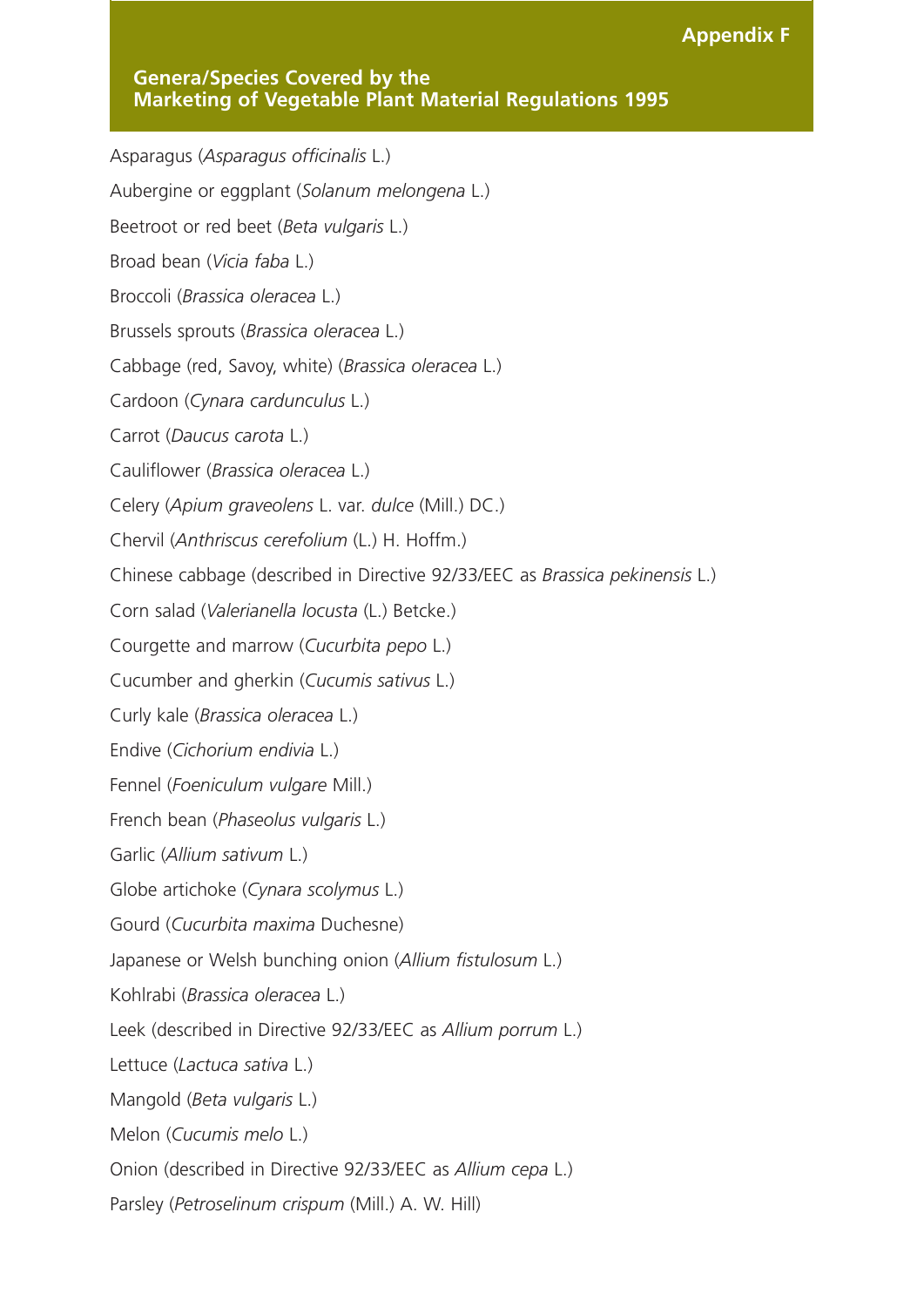# Appendix F

## Genera/Species Covered by the Marketing of Vegetable Plant Material Regulations 1995

Asparagus (*Asparagus officinalis* L.)

Aubergine or eggplant (*Solanum melongena* L.)

Beetroot or red beet (*Beta vulgaris* L.)

Broad bean (*Vicia faba* L.)

Broccoli (*Brassica oleracea* L.)

Brussels sprouts (*Brassica oleracea* L.)

Cabbage (red, Savoy, white) (*Brassica oleracea* L.)

Cardoon (*Cynara cardunculus* L.)

Carrot (*Daucus carota* L.)

Cauliflower (*Brassica oleracea* L.)

Celery (*Apium graveolens* L. var. *dulce* (Mill.) DC.)

Chervil (*Anthriscus cerefolium* (L.) H. Hoffm.)

Chinese cabbage (described in Directive 92/33/EEC as *Brassica pekinensis* L.)

Corn salad (*Valerianella locusta* (L.) Betcke.)

Courgette and marrow (*Cucurbita pepo* L.)

Cucumber and gherkin (*Cucumis sativus* L.)

Curly kale (*Brassica oleracea* L.)

Endive (*Cichorium endivia* L.)

Fennel (*Foeniculum vulgare* Mill.)

French bean (*Phaseolus vulgaris* L.)

Garlic (*Allium sativum* L.)

Globe artichoke (*Cynara scolymus* L.)

Gourd (*Cucurbita maxima* Duchesne)

Japanese or Welsh bunching onion (*Allium fistulosum* L.)

Kohlrabi (*Brassica oleracea* L.)

Leek (described in Directive 92/33/EEC as *Allium porrum* L.)

Lettuce (*Lactuca sativa* L.)

Mangold (*Beta vulgaris* L.)

Melon (*Cucumis melo* L.)

Onion (described in Directive 92/33/EEC as *Allium cepa* L.)

Parsley (*Petroselinum crispum* (Mill.) A. W. Hill)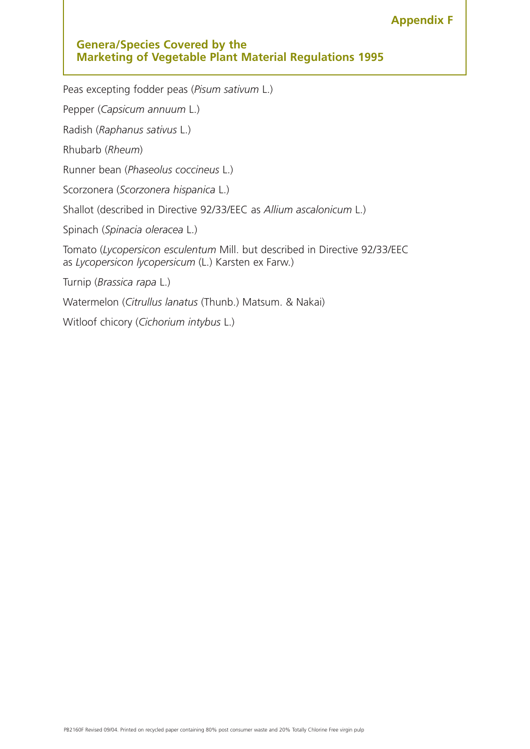## Appendix F

### Genera/Species Covered by the Marketing of Vegetable Plant Material Regulations 1995

Peas excepting fodder peas (*Pisum sativum* L.)

Pepper (*Capsicum annuum* L.)

Radish (*Raphanus sativus* L.)

Rhubarb (*Rheum*)

Runner bean (*Phaseolus coccineus* L.)

Scorzonera (*Scorzonera hispanica* L.)

Shallot (described in Directive 92/33/EEC as *Allium ascalonicum* L.)

Spinach (*Spinacia oleracea* L.)

Tomato (*Lycopersicon esculentum* Mill. but described in Directive 92/33/EEC as *Lycopersicon lycopersicum* (L.) Karsten ex Farw.)

Turnip (*Brassica rapa* L.)

Watermelon (*Citrullus lanatus* (Thunb.) Matsum. & Nakai)

Witloof chicory (*Cichorium intybus* L.)

PB2160F Revised 09/04. Printed on recycled paper containing 80% post consumer waste and 20% Totally Chlorine Free virgin pulp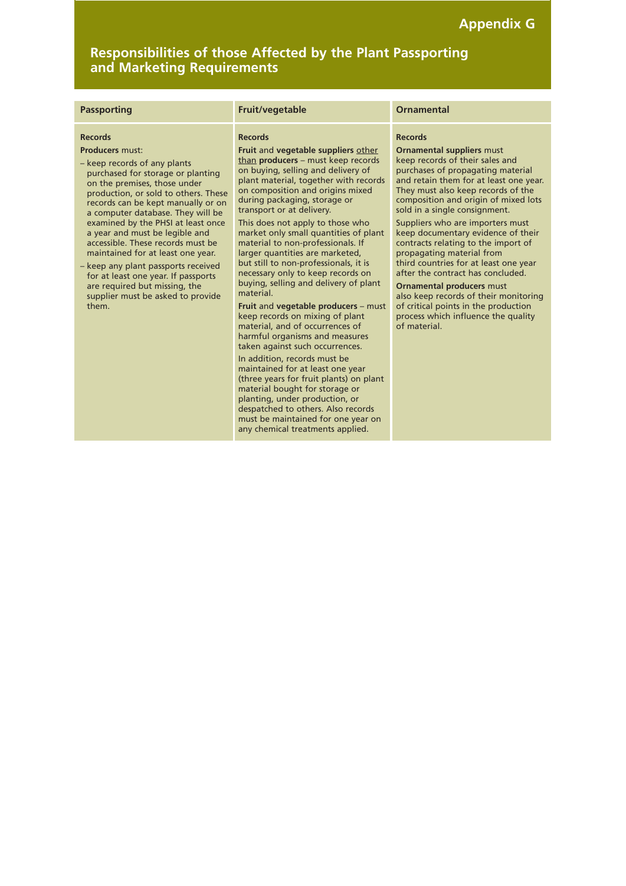# Appendix G

## Responsibilities of those Affected by the Plant Passporting and Marketing Requirements

| Passporting | Fruit/vegetable | Ornamental |
|---|---|---|
| **Records**<br>**Producers** must:<br>– keep records of any plants purchased for storage or planting on the premises, those under production, or sold to others. These records can be kept manually or on a computer database. They will be examined by the PHSI at least once a year and must be legible and accessible. These records must be maintained for at least one year.<br>– keep any plant passports received for at least one year. If passports are required but missing, the supplier must be asked to provide them. | **Records**<br>**Fruit** and **vegetable suppliers** other than **producers** – must keep records on buying, selling and delivery of plant material, together with records on composition and origins mixed during packaging, storage or transport or at delivery.<br>This does not apply to those who market only small quantities of plant material to non-professionals. If larger quantities are marketed, but still to non-professionals, it is necessary only to keep records on buying, selling and delivery of plant material.<br>**Fruit** and **vegetable producers** – must keep records on mixing of plant material, and of occurrences of harmful organisms and measures taken against such occurrences.<br>In addition, records must be maintained for at least one year (three years for fruit plants) on plant material bought for storage or planting, under production, or despatched to others. Also records must be maintained for one year on any chemical treatments applied. | **Records**<br>**Ornamental suppliers** must keep records of their sales and purchases of propagating material and retain them for at least one year. They must also keep records of the composition and origin of mixed lots sold in a single consignment.<br>Suppliers who are importers must keep documentary evidence of their contracts relating to the import of propagating material from third countries for at least one year after the contract has concluded.<br>**Ornamental producers** must also keep records of their monitoring of critical points in the production process which influence the quality of material. |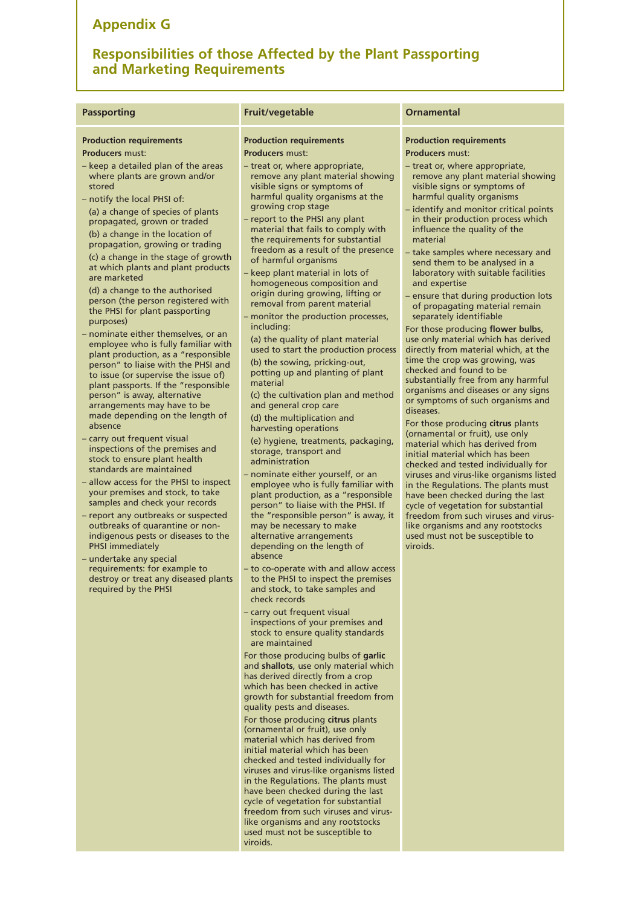# Appendix G

## Responsibilities of those Affected by the Plant Passporting and Marketing Requirements

### Passporting

**Production requirements**

**Producers** must:

- keep a detailed plan of the areas where plants are grown and/or stored
- notify the local PHSI of:

  (a) a change of species of plants propagated, grown or traded

  (b) a change in the location of propagation, growing or trading

  (c) a change in the stage of growth at which plants and plant products are marketed

  (d) a change to the authorised person (the person registered with the PHSI for plant passporting purposes)
- nominate either themselves, or an employee who is fully familiar with plant production, as a "responsible person" to liaise with the PHSI and to issue (or supervise the issue of) plant passports. If the "responsible person" is away, alternative arrangements may have to be made depending on the length of absence
- carry out frequent visual inspections of the premises and stock to ensure plant health standards are maintained
- allow access for the PHSI to inspect your premises and stock, to take samples and check your records
- report any outbreaks or suspected outbreaks of quarantine or non-indigenous pests or diseases to the PHSI immediately
- undertake any special requirements: for example to destroy or treat any diseased plants required by the PHSI

### Fruit/vegetable

**Production requirements**

**Producers** must:

- treat or, where appropriate, remove any plant material showing visible signs or symptoms of harmful quality organisms at the growing crop stage
- report to the PHSI any plant material that fails to comply with the requirements for substantial freedom as a result of the presence of harmful organisms
- keep plant material in lots of homogeneous composition and origin during growing, lifting or removal from parent material
- monitor the production processes, including:

  (a) the quality of plant material used to start the production process

  (b) the sowing, pricking-out, potting up and planting of plant material

  (c) the cultivation plan and method and general crop care

  (d) the multiplication and harvesting operations

  (e) hygiene, treatments, packaging, storage, transport and administration
- nominate either yourself, or an employee who is fully familiar with plant production, as a "responsible person" to liaise with the PHSI. If the "responsible person" is away, it may be necessary to make alternative arrangements depending on the length of absence
- to co-operate with and allow access to the PHSI to inspect the premises and stock, to take samples and check records
- carry out frequent visual inspections of your premises and stock to ensure quality standards are maintained

For those producing bulbs of **garlic** and **shallots**, use only material which has derived directly from a crop which has been checked in active growth for substantial freedom from quality pests and diseases.

For those producing **citrus** plants (ornamental or fruit), use only material which has derived from initial material which has been checked and tested individually for viruses and virus-like organisms listed in the Regulations. The plants must have been checked during the last cycle of vegetation for substantial freedom from such viruses and virus-like organisms and any rootstocks used must not be susceptible to viroids.

### Ornamental

**Production requirements**

**Producers** must:

- treat or, where appropriate, remove any plant material showing visible signs or symptoms of harmful quality organisms
- identify and monitor critical points in their production process which influence the quality of the material
- take samples where necessary and send them to be analysed in a laboratory with suitable facilities and expertise
- ensure that during production lots of propagating material remain separately identifiable

For those producing **flower bulbs**, use only material which has derived directly from material which, at the time the crop was growing, was checked and found to be substantially free from any harmful organisms and diseases or any signs or symptoms of such organisms and diseases.

For those producing **citrus** plants (ornamental or fruit), use only material which has derived from initial material which has been checked and tested individually for viruses and virus-like organisms listed in the Regulations. The plants must have been checked during the last cycle of vegetation for substantial freedom from such viruses and virus-like organisms and any rootstocks used must not be susceptible to viroids.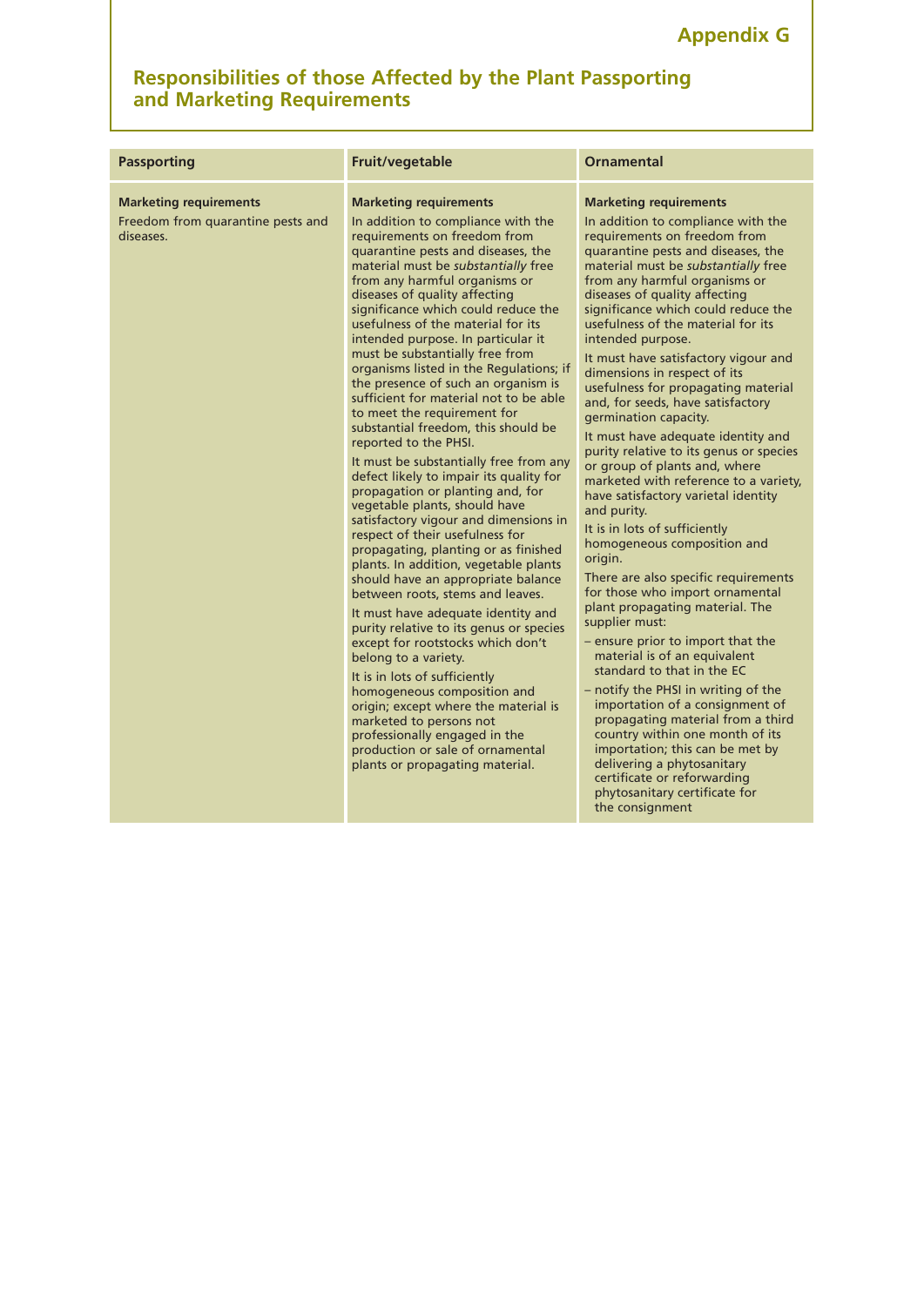# Appendix G

## Responsibilities of those Affected by the Plant Passporting and Marketing Requirements

| Passporting | Fruit/vegetable | Ornamental |
|---|---|---|
| **Marketing requirements**<br>Freedom from quarantine pests and diseases. | **Marketing requirements**<br>In addition to compliance with the requirements on freedom from quarantine pests and diseases, the material must be *substantially* free from any harmful organisms or diseases of quality affecting significance which could reduce the usefulness of the material for its intended purpose. In particular it must be substantially free from organisms listed in the Regulations; if the presence of such an organism is sufficient for material not to be able to meet the requirement for substantial freedom, this should be reported to the PHSI.<br>It must be substantially free from any defect likely to impair its quality for propagation or planting and, for vegetable plants, should have satisfactory vigour and dimensions in respect of their usefulness for propagating, planting or as finished plants. In addition, vegetable plants should have an appropriate balance between roots, stems and leaves.<br>It must have adequate identity and purity relative to its genus or species except for rootstocks which don't belong to a variety.<br>It is in lots of sufficiently homogeneous composition and origin; except where the material is marketed to persons not professionally engaged in the production or sale of ornamental plants or propagating material. | **Marketing requirements**<br>In addition to compliance with the requirements on freedom from quarantine pests and diseases, the material must be *substantially* free from any harmful organisms or diseases of quality affecting significance which could reduce the usefulness of the material for its intended purpose.<br>It must have satisfactory vigour and dimensions in respect of its usefulness for propagating material and, for seeds, have satisfactory germination capacity.<br>It must have adequate identity and purity relative to its genus or species or group of plants and, where marketed with reference to a variety, have satisfactory varietal identity and purity.<br>It is in lots of sufficiently homogeneous composition and origin.<br>There are also specific requirements for those who import ornamental plant propagating material. The supplier must:<br>– ensure prior to import that the material is of an equivalent standard to that in the EC<br>– notify the PHSI in writing of the importation of a consignment of propagating material from a third country within one month of its importation; this can be met by delivering a phytosanitary certificate or reforwarding phytosanitary certificate for the consignment |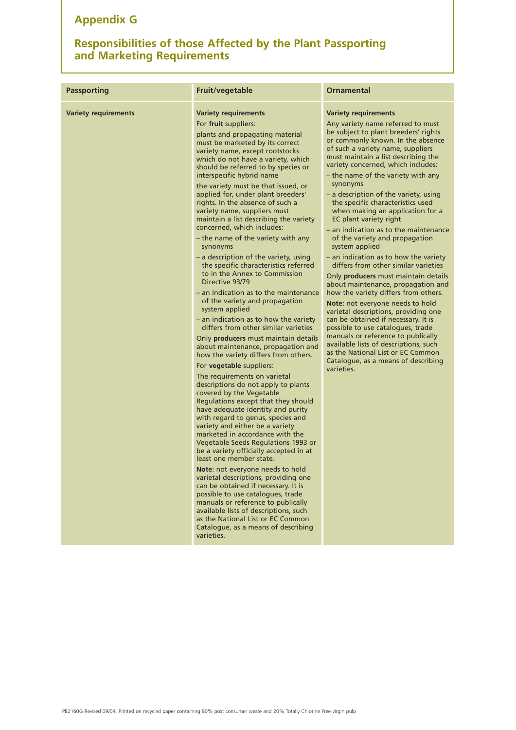# Appendix G

## Responsibilities of those Affected by the Plant Passporting and Marketing Requirements

| Passporting | Fruit/vegetable | Ornamental |
|---|---|---|
| **Variety requirements** | **Variety requirements**<br><br>For **fruit** suppliers:<br><br>plants and propagating material must be marketed by its correct variety name, except rootstocks which do not have a variety, which should be referred to by species or interspecific hybrid name<br><br>the variety must be that issued, or applied for, under plant breeders' rights. In the absence of such a variety name, suppliers must maintain a list describing the variety concerned, which includes:<br><br>– the name of the variety with any synonyms<br><br>– a description of the variety, using the specific characteristics referred to in the Annex to Commission Directive 93/79<br><br>– an indication as to the maintenance of the variety and propagation system applied<br><br>– an indication as to how the variety differs from other similar varieties<br><br>Only **producers** must maintain details about maintenance, propagation and how the variety differs from others.<br><br>For **vegetable** suppliers:<br><br>The requirements on varietal descriptions do not apply to plants covered by the Vegetable Regulations except that they should have adequate identity and purity with regard to genus, species and variety and either be a variety marketed in accordance with the Vegetable Seeds Regulations 1993 or be a variety officially accepted in at least one member state.<br><br>**Note**: not everyone needs to hold varietal descriptions, providing one can be obtained if necessary. It is possible to use catalogues, trade manuals or reference to publically available lists of descriptions, such as the National List or EC Common Catalogue, as a means of describing varieties. | **Variety requirements**<br><br>Any variety name referred to must be subject to plant breeders' rights or commonly known. In the absence of such a variety name, suppliers must maintain a list describing the variety concerned, which includes:<br><br>– the name of the variety with any synonyms<br><br>– a description of the variety, using the specific characteristics used when making an application for a EC plant variety right<br><br>– an indication as to the maintenance of the variety and propagation system applied<br><br>– an indication as to how the variety differs from other similar varieties<br><br>Only **producers** must maintain details about maintenance, propagation and how the variety differs from others.<br><br>**Note:** not everyone needs to hold varietal descriptions, providing one can be obtained if necessary. It is possible to use catalogues, trade manuals or reference to publically available lists of descriptions, such as the National List or EC Common Catalogue, as a means of describing varieties. |

PB2160G Revised 09/04. Printed on recycled paper containing 80% post consumer waste and 20% Totally Chlorine Free virgin pulp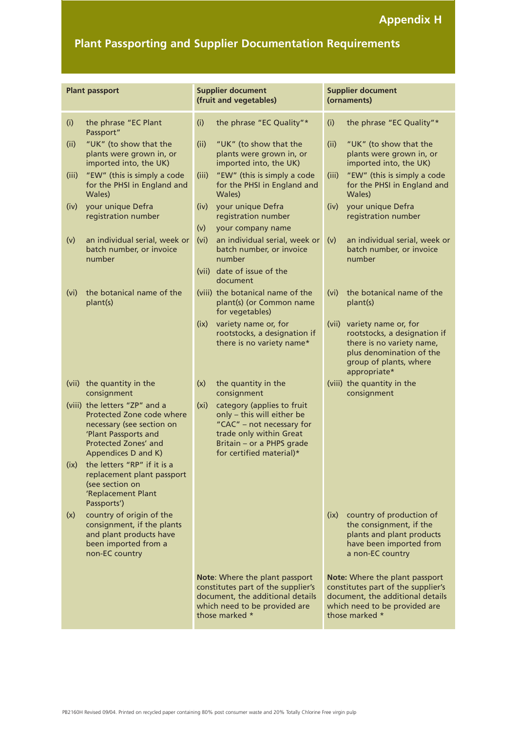# Appendix H

## Plant Passporting and Supplier Documentation Requirements

| Plant passport | Supplier document (fruit and vegetables) | Supplier document (ornaments) |
|---|---|---|
| (i) the phrase "EC Plant Passport" | (i) the phrase "EC Quality"* | (i) the phrase "EC Quality"* |
| (ii) "UK" (to show that the plants were grown in, or imported into, the UK) | (ii) "UK" (to show that the plants were grown in, or imported into, the UK) | (ii) "UK" (to show that the plants were grown in, or imported into, the UK) |
| (iii) "EW" (this is simply a code for the PHSI in England and Wales) | (iii) "EW" (this is simply a code for the PHSI in England and Wales) | (iii) "EW" (this is simply a code for the PHSI in England and Wales) |
| (iv) your unique Defra registration number | (iv) your unique Defra registration number | (iv) your unique Defra registration number |
| | (v) your company name | |
| (v) an individual serial, week or batch number, or invoice number | (vi) an individual serial, week or batch number, or invoice number | (v) an individual serial, week or batch number, or invoice number |
| | (vii) date of issue of the document | |
| (vi) the botanical name of the plant(s) | (viii) the botanical name of the plant(s) (or Common name for vegetables) | (vi) the botanical name of the plant(s) |
| | (ix) variety name or, for rootstocks, a designation if there is no variety name* | (vii) variety name or, for rootstocks, a designation if there is no variety name, plus denomination of the group of plants, where appropriate* |
| (vii) the quantity in the consignment | (x) the quantity in the consignment | (viii) the quantity in the consignment |
| (viii) the letters "ZP" and a Protected Zone code where necessary (see section on 'Plant Passports and Protected Zones' and Appendices D and K) | (xi) category (applies to fruit only – this will either be "CAC" – not necessary for trade only within Great Britain – or a PHPS grade for certified material)* | |
| (ix) the letters "RP" if it is a replacement plant passport (see section on 'Replacement Plant Passports') | | |
| (x) country of origin of the consignment, if the plants and plant products have been imported from a non-EC country | | (ix) country of production of the consignment, if the plants and plant products have been imported from a non-EC country |
| | **Note**: Where the plant passport constitutes part of the supplier's document, the additional details which need to be provided are those marked * | **Note:** Where the plant passport constitutes part of the supplier's document, the additional details which need to be provided are those marked * |

PB2160H Revised 09/04. Printed on recycled paper containing 80% post consumer waste and 20% Totally Chlorine Free virgin pulp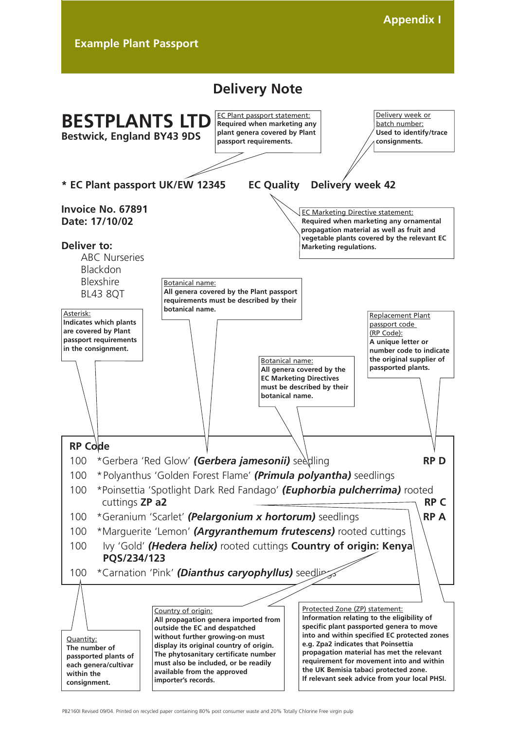# Appendix I

## Example Plant Passport

### Delivery Note

**BESTPLANTS LTD**
**Bestwick, England BY43 9DS**

**\* EC Plant passport UK/EW 12345** **EC Quality** **Delivery week 42**

**Invoice No. 67891**
**Date: 17/10/02**

**Deliver to:**
ABC Nurseries
Blackdon
Blexshire
BL43 8QT

**RP Code**

100 \*Gerbera 'Red Glow' ***(Gerbera jamesonii)*** seedling **RP D**

100 \*Polyanthus 'Golden Forest Flame' ***(Primula polyantha)*** seedlings

100 \*Poinsettia 'Spotlight Dark Red Fandago' ***(Euphorbia pulcherrima)*** rooted cuttings **ZP a2** **RP C**

100 \*Geranium 'Scarlet' ***(Pelargonium x hortorum)*** seedlings **RP A**

100 \*Marguerite 'Lemon' ***(Argyranthemum frutescens)*** rooted cuttings

100 Ivy 'Gold' ***(Hedera helix)*** rooted cuttings **Country of origin: Kenya PQS/234/123**

100 \*Carnation 'Pink' ***(Dianthus caryophyllus)*** seedlings

EC Plant passport statement:
**Required when marketing any plant genera covered by Plant passport requirements.**

Delivery week or batch number:
**Used to identify/trace consignments.**

EC Marketing Directive statement:
**Required when marketing any ornamental propagation material as well as fruit and vegetable plants covered by the relevant EC Marketing regulations.**

Botanical name:
**All genera covered by the Plant passport requirements must be described by their botanical name.**

Asterisk:
**Indicates which plants are covered by Plant passport requirements in the consignment.**

Replacement Plant passport code (RP Code):
**A unique letter or number code to indicate the original supplier of passported plants.**

Botanical name:
**All genera covered by the EC Marketing Directives must be described by their botanical name.**

Quantity:
**The number of passported plants of each genera/cultivar within the consignment.**

Country of origin:
**All propagation genera imported from outside the EC and despatched without further growing-on must display its original country of origin. The phytosanitary certificate number must also be included, or be readily available from the approved importer's records.**

Protected Zone (ZP) statement:
**Information relating to the eligibility of specific plant passported genera to move into and within specified EC protected zones e.g. Zpa2 indicates that Poinsettia propagation material has met the relevant requirement for movement into and within the UK Bemisia tabaci protected zone. If relevant seek advice from your local PHSI.**

PB2160I Revised 09/04. Printed on recycled paper containing 80% post consumer waste and 20% Totally Chlorine Free virgin pulp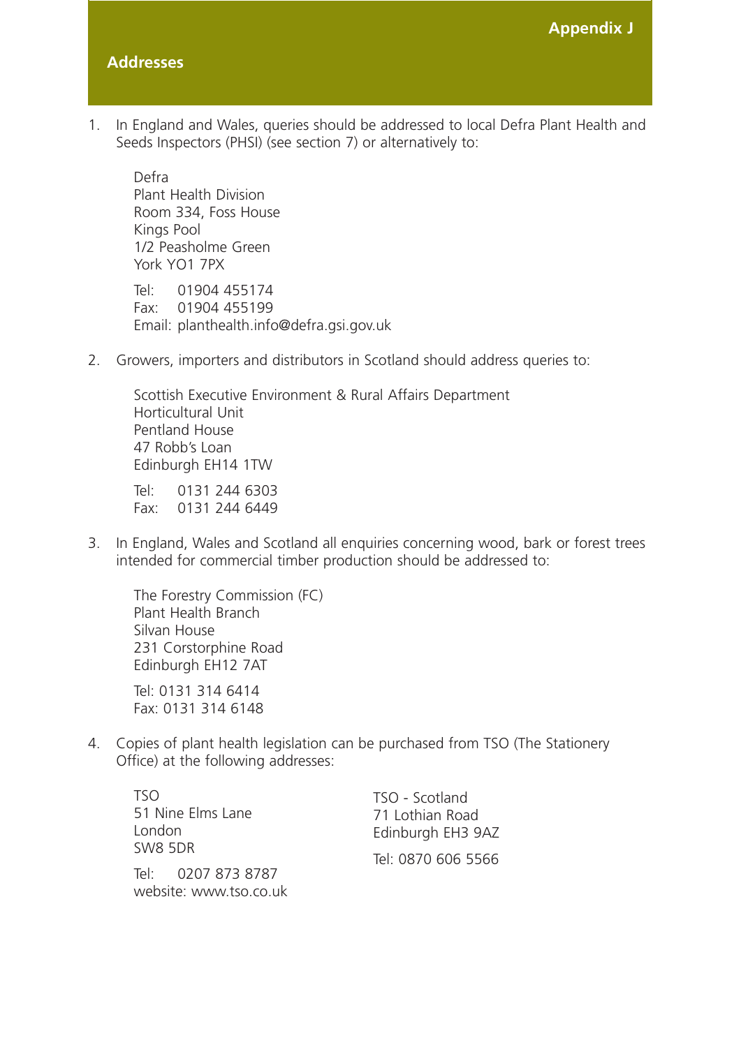# Appendix J

## Addresses

1. In England and Wales, queries should be addressed to local Defra Plant Health and Seeds Inspectors (PHSI) (see section 7) or alternatively to:

   Defra
   Plant Health Division
   Room 334, Foss House
   Kings Pool
   1/2 Peasholme Green
   York YO1 7PX

   Tel: 01904 455174
   Fax: 01904 455199
   Email: planthealth.info@defra.gsi.gov.uk

2. Growers, importers and distributors in Scotland should address queries to:

   Scottish Executive Environment & Rural Affairs Department
   Horticultural Unit
   Pentland House
   47 Robb's Loan
   Edinburgh EH14 1TW

   Tel: 0131 244 6303
   Fax: 0131 244 6449

3. In England, Wales and Scotland all enquiries concerning wood, bark or forest trees intended for commercial timber production should be addressed to:

   The Forestry Commission (FC)
   Plant Health Branch
   Silvan House
   231 Corstorphine Road
   Edinburgh EH12 7AT

   Tel: 0131 314 6414
   Fax: 0131 314 6148

4. Copies of plant health legislation can be purchased from TSO (The Stationery Office) at the following addresses:

   TSO
   51 Nine Elms Lane
   London
   SW8 5DR

   Tel: 0207 873 8787
   website: www.tso.co.uk

   TSO - Scotland
   71 Lothian Road
   Edinburgh EH3 9AZ

   Tel: 0870 606 5566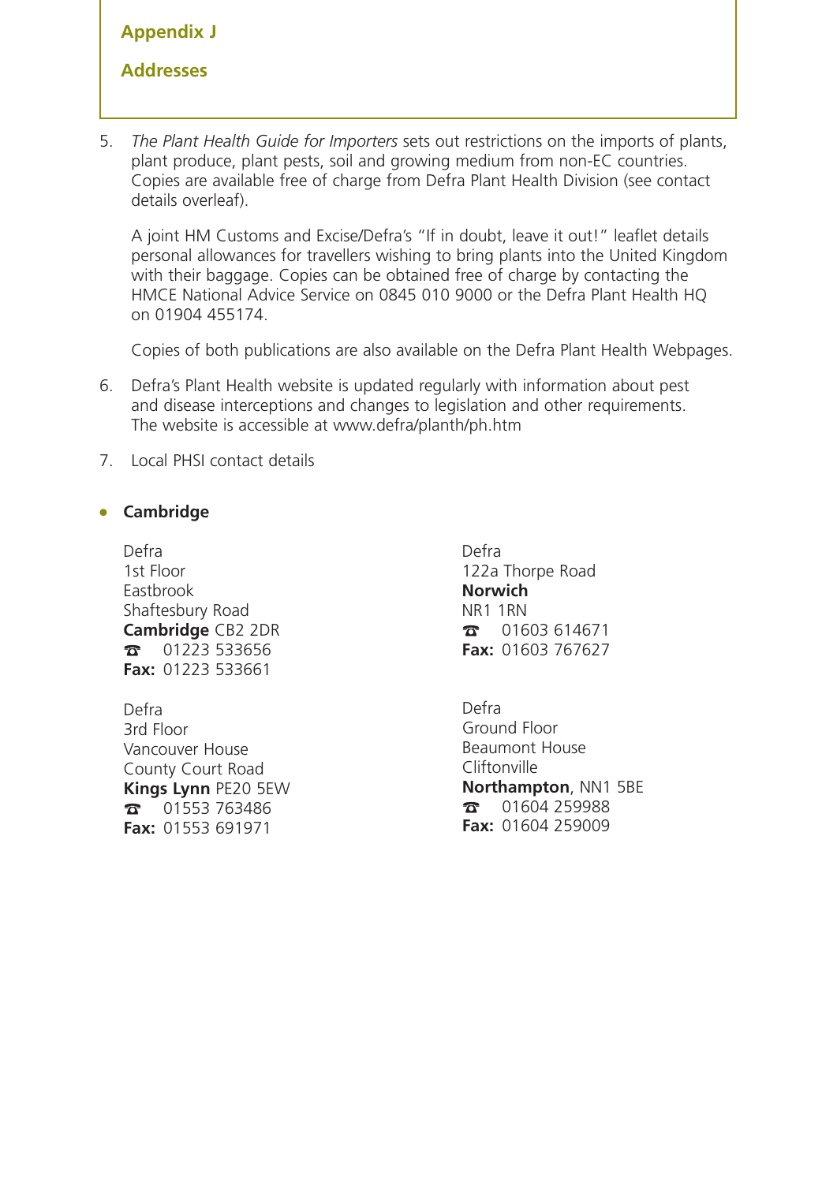## Appendix J

## Addresses

5. *The Plant Health Guide for Importers* sets out restrictions on the imports of plants, plant produce, plant pests, soil and growing medium from non-EC countries. Copies are available free of charge from Defra Plant Health Division (see contact details overleaf).

   A joint HM Customs and Excise/Defra's "If in doubt, leave it out!" leaflet details personal allowances for travellers wishing to bring plants into the United Kingdom with their baggage. Copies can be obtained free of charge by contacting the HMCE National Advice Service on 0845 010 9000 or the Defra Plant Health HQ on 01904 455174.

   Copies of both publications are also available on the Defra Plant Health Webpages.

6. Defra's Plant Health website is updated regularly with information about pest and disease interceptions and changes to legislation and other requirements. The website is accessible at www.defra/planth/ph.htm

7. Local PHSI contact details

- **Cambridge**

Defra
1st Floor
Eastbrook
Shaftesbury Road
**Cambridge** CB2 2DR
☎ 01223 533656
**Fax:** 01223 533661

Defra
3rd Floor
Vancouver House
County Court Road
**Kings Lynn** PE20 5EW
☎ 01553 763486
**Fax:** 01553 691971

Defra
122a Thorpe Road
**Norwich**
NR1 1RN
☎ 01603 614671
**Fax:** 01603 767627

Defra
Ground Floor
Beaumont House
Cliftonville
**Northampton**, NN1 5BE
☎ 01604 259988
**Fax:** 01604 259009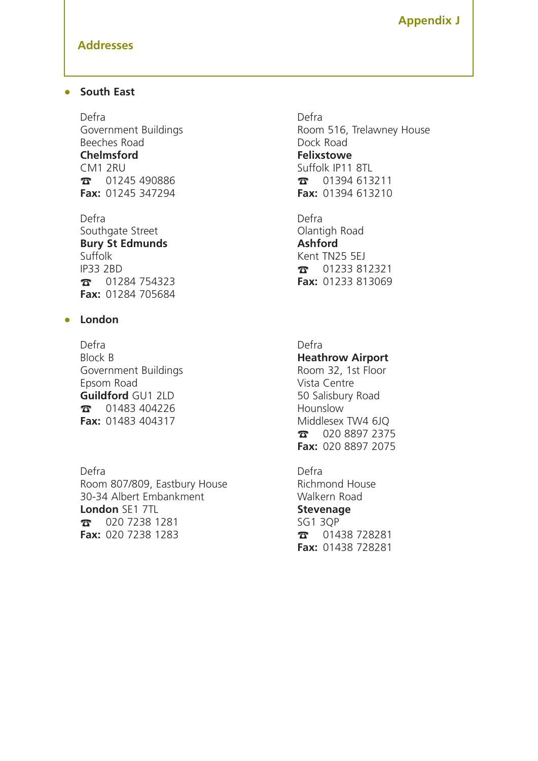# Appendix J

## Addresses

### South East

Defra
Government Buildings
Beeches Road
**Chelmsford**
CM1 2RU
☎ 01245 490886
**Fax:** 01245 347294

Defra
Southgate Street
**Bury St Edmunds**
Suffolk
IP33 2BD
☎ 01284 754323
**Fax:** 01284 705684

Defra
Room 516, Trelawney House
Dock Road
**Felixstowe**
Suffolk IP11 8TL
☎ 01394 613211
**Fax:** 01394 613210

Defra
Olantigh Road
**Ashford**
Kent TN25 5EJ
☎ 01233 812321
**Fax:** 01233 813069

### London

Defra
Block B
Government Buildings
Epsom Road
**Guildford** GU1 2LD
☎ 01483 404226
**Fax:** 01483 404317

Defra
Room 807/809, Eastbury House
30-34 Albert Embankment
**London** SE1 7TL
☎ 020 7238 1281
**Fax:** 020 7238 1283

Defra
**Heathrow Airport**
Room 32, 1st Floor
Vista Centre
50 Salisbury Road
Hounslow
Middlesex TW4 6JQ
☎ 020 8897 2375
**Fax:** 020 8897 2075

Defra
Richmond House
Walkern Road
**Stevenage**
SG1 3QP
☎ 01438 728281
**Fax:** 01438 728281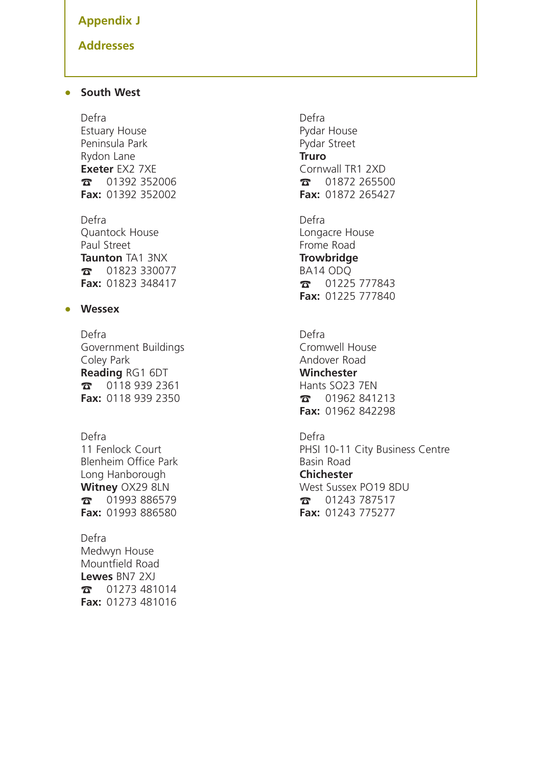## Appendix J

## Addresses

- **South West**

Defra
Estuary House
Peninsula Park
Rydon Lane
**Exeter** EX2 7XE
☎ 01392 352006
**Fax:** 01392 352002

Defra
Pydar House
Pydar Street
**Truro**
Cornwall TR1 2XD
☎ 01872 265500
**Fax:** 01872 265427

Defra
Quantock House
Paul Street
**Taunton** TA1 3NX
☎ 01823 330077
**Fax:** 01823 348417

Defra
Longacre House
Frome Road
**Trowbridge**
BA14 ODQ
☎ 01225 777843
**Fax:** 01225 777840

- **Wessex**

Defra
Government Buildings
Coley Park
**Reading** RG1 6DT
☎ 0118 939 2361
**Fax:** 0118 939 2350

Defra
Cromwell House
Andover Road
**Winchester**
Hants SO23 7EN
☎ 01962 841213
**Fax:** 01962 842298

Defra
11 Fenlock Court
Blenheim Office Park
Long Hanborough
**Witney** OX29 8LN
☎ 01993 886579
**Fax:** 01993 886580

Defra
PHSI 10-11 City Business Centre
Basin Road
**Chichester**
West Sussex PO19 8DU
☎ 01243 787517
**Fax:** 01243 775277

Defra
Medwyn House
Mountfield Road
**Lewes** BN7 2XJ
☎ 01273 481014
**Fax:** 01273 481016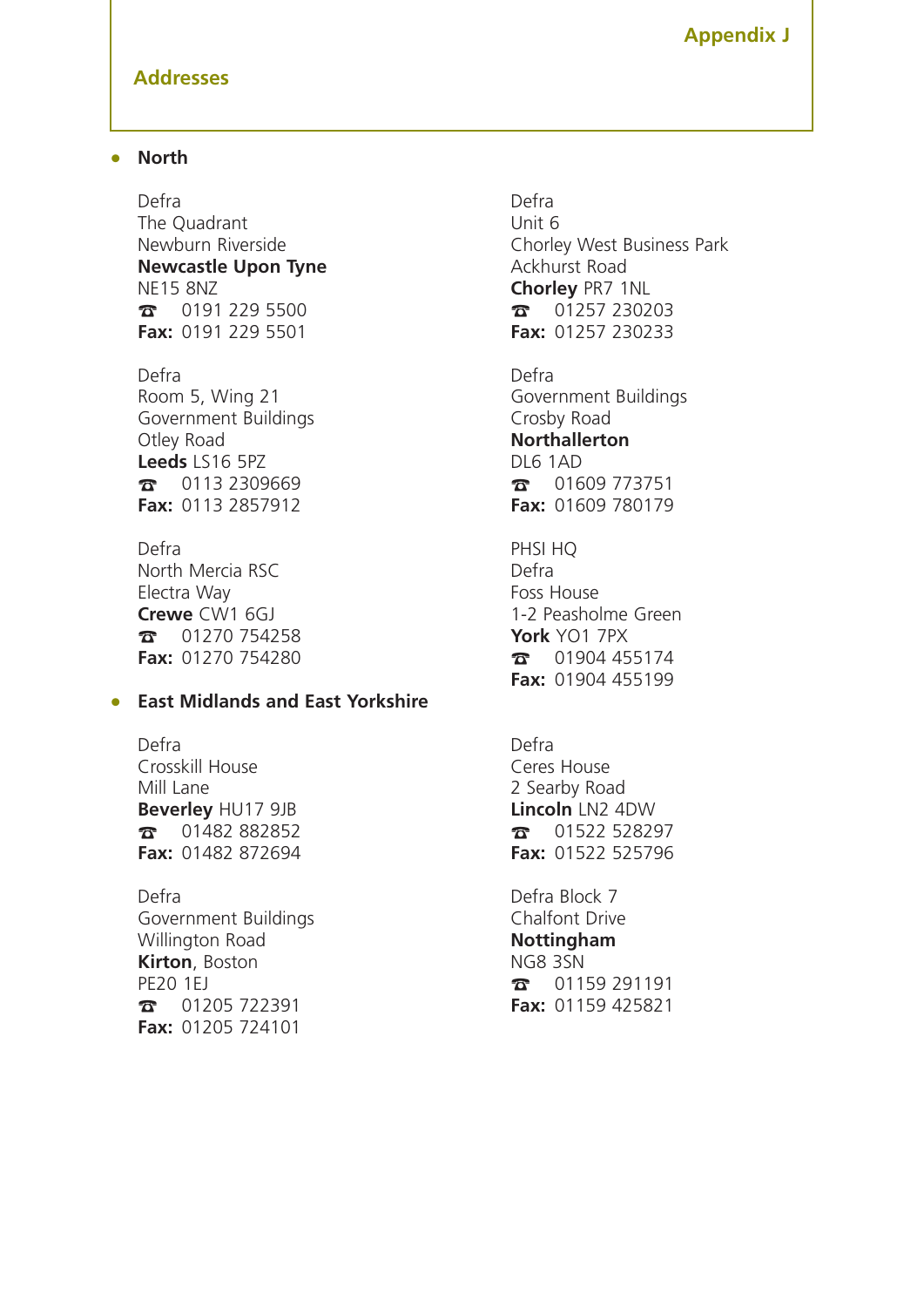# Appendix J

## Addresses

### North

Defra
The Quadrant
Newburn Riverside
**Newcastle Upon Tyne**
NE15 8NZ
☎ 0191 229 5500
**Fax:** 0191 229 5501

Defra
Room 5, Wing 21
Government Buildings
Otley Road
**Leeds** LS16 5PZ
☎ 0113 2309669
**Fax:** 0113 2857912

Defra
North Mercia RSC
Electra Way
**Crewe** CW1 6GJ
☎ 01270 754258
**Fax:** 01270 754280

Defra
Unit 6
Chorley West Business Park
Ackhurst Road
**Chorley** PR7 1NL
☎ 01257 230203
**Fax:** 01257 230233

Defra
Government Buildings
Crosby Road
**Northallerton**
DL6 1AD
☎ 01609 773751
**Fax:** 01609 780179

PHSI HQ
Defra
Foss House
1-2 Peasholme Green
**York** YO1 7PX
☎ 01904 455174
**Fax:** 01904 455199

### East Midlands and East Yorkshire

Defra
Crosskill House
Mill Lane
**Beverley** HU17 9JB
☎ 01482 882852
**Fax:** 01482 872694

Defra
Government Buildings
Willington Road
**Kirton**, Boston
PE20 1EJ
☎ 01205 722391
**Fax:** 01205 724101

Defra
Ceres House
2 Searby Road
**Lincoln** LN2 4DW
☎ 01522 528297
**Fax:** 01522 525796

Defra Block 7
Chalfont Drive
**Nottingham**
NG8 3SN
☎ 01159 291191
**Fax:** 01159 425821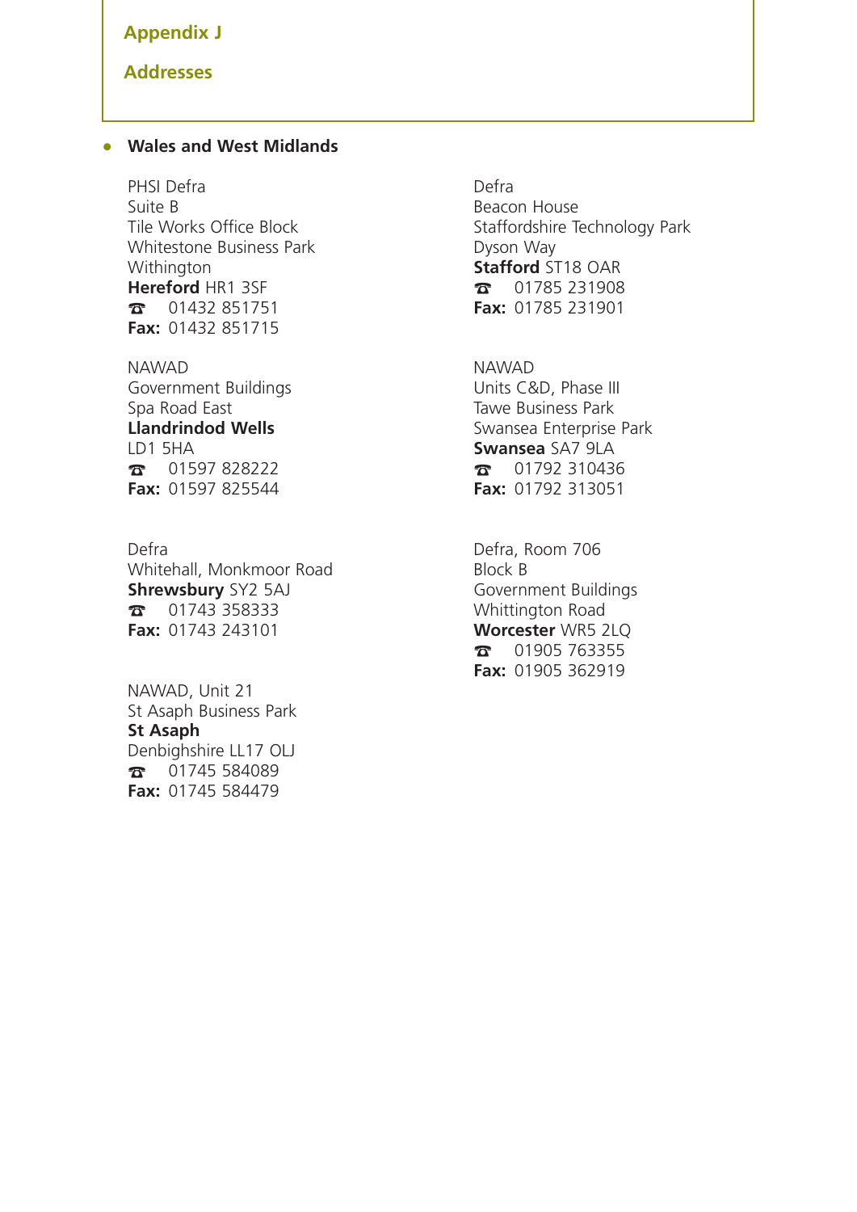## Appendix J

## Addresses

- **Wales and West Midlands**

PHSI Defra
Suite B
Tile Works Office Block
Whitestone Business Park
Withington
**Hereford** HR1 3SF
☎ 01432 851751
**Fax:** 01432 851715

NAWAD
Government Buildings
Spa Road East
**Llandrindod Wells**
LD1 5HA
☎ 01597 828222
**Fax:** 01597 825544

Defra
Whitehall, Monkmoor Road
**Shrewsbury** SY2 5AJ
☎ 01743 358333
**Fax:** 01743 243101

NAWAD, Unit 21
St Asaph Business Park
**St Asaph**
Denbighshire LL17 OLJ
☎ 01745 584089
**Fax:** 01745 584479

Defra
Beacon House
Staffordshire Technology Park
Dyson Way
**Stafford** ST18 OAR
☎ 01785 231908
**Fax:** 01785 231901

NAWAD
Units C&D, Phase III
Tawe Business Park
Swansea Enterprise Park
**Swansea** SA7 9LA
☎ 01792 310436
**Fax:** 01792 313051

Defra, Room 706
Block B
Government Buildings
Whittington Road
**Worcester** WR5 2LQ
☎ 01905 763355
**Fax:** 01905 362919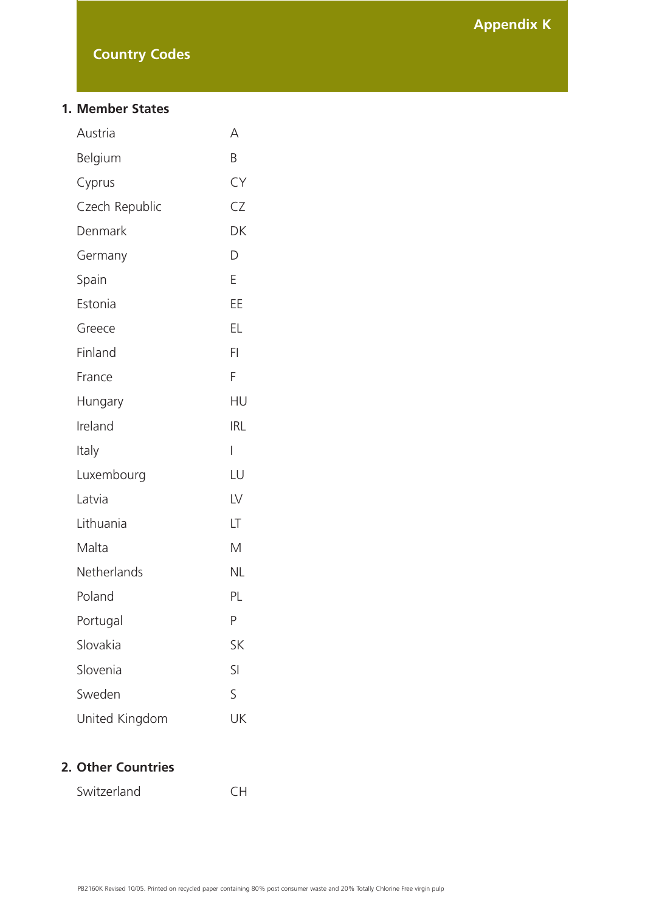# Appendix K

## Country Codes

### 1. Member States

| | |
|---|---|
| Austria | A |
| Belgium | B |
| Cyprus | CY |
| Czech Republic | CZ |
| Denmark | DK |
| Germany | D |
| Spain | E |
| Estonia | EE |
| Greece | EL |
| Finland | FI |
| France | F |
| Hungary | HU |
| Ireland | IRL |
| Italy | I |
| Luxembourg | LU |
| Latvia | LV |
| Lithuania | LT |
| Malta | M |
| Netherlands | NL |
| Poland | PL |
| Portugal | P |
| Slovakia | SK |
| Slovenia | SI |
| Sweden | S |
| United Kingdom | UK |

### 2. Other Countries

| | |
|---|---|
| Switzerland | CH |

PB2160K Revised 10/05. Printed on recycled paper containing 80% post consumer waste and 20% Totally Chlorine Free virgin pulp